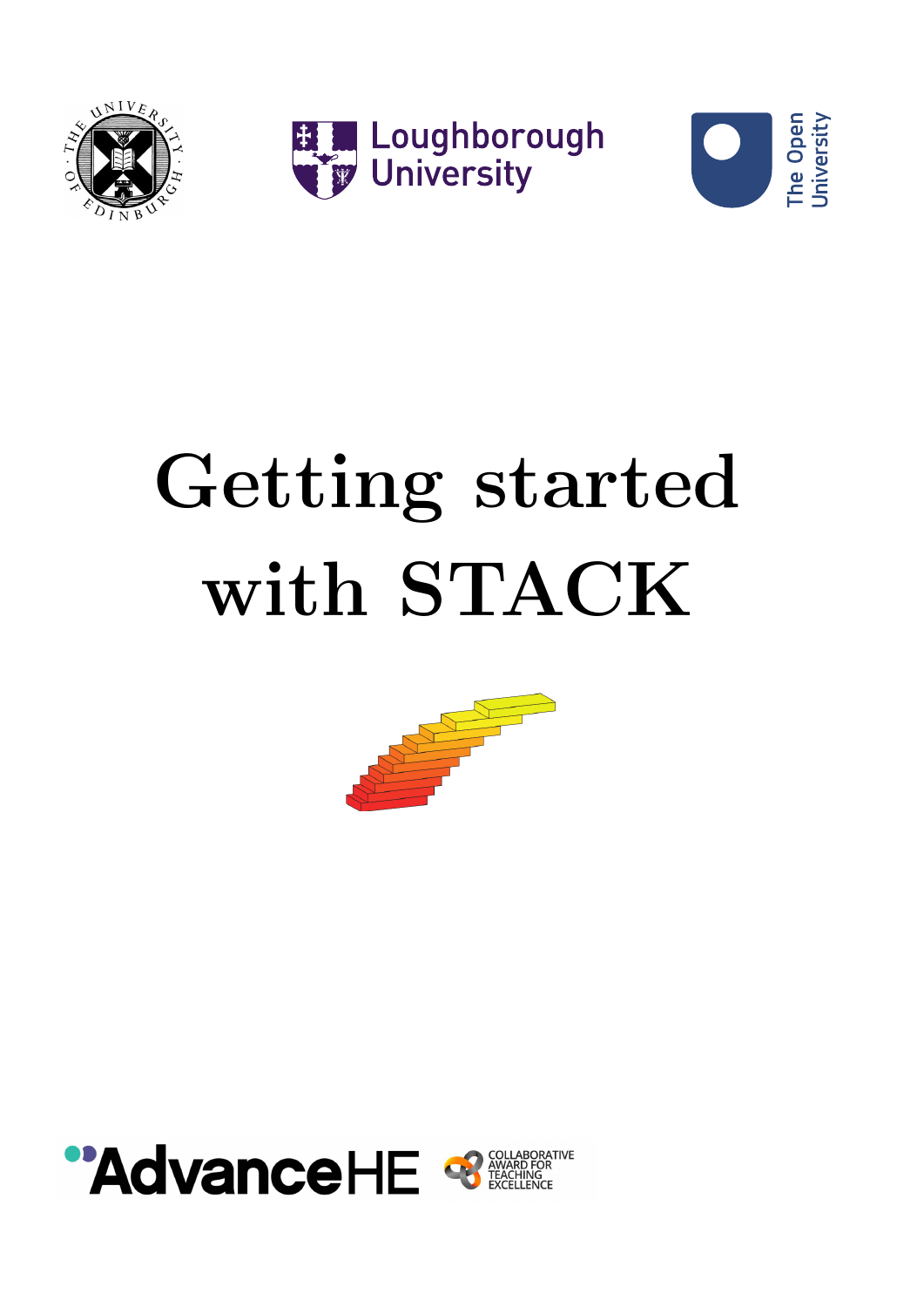# Getting started with STACK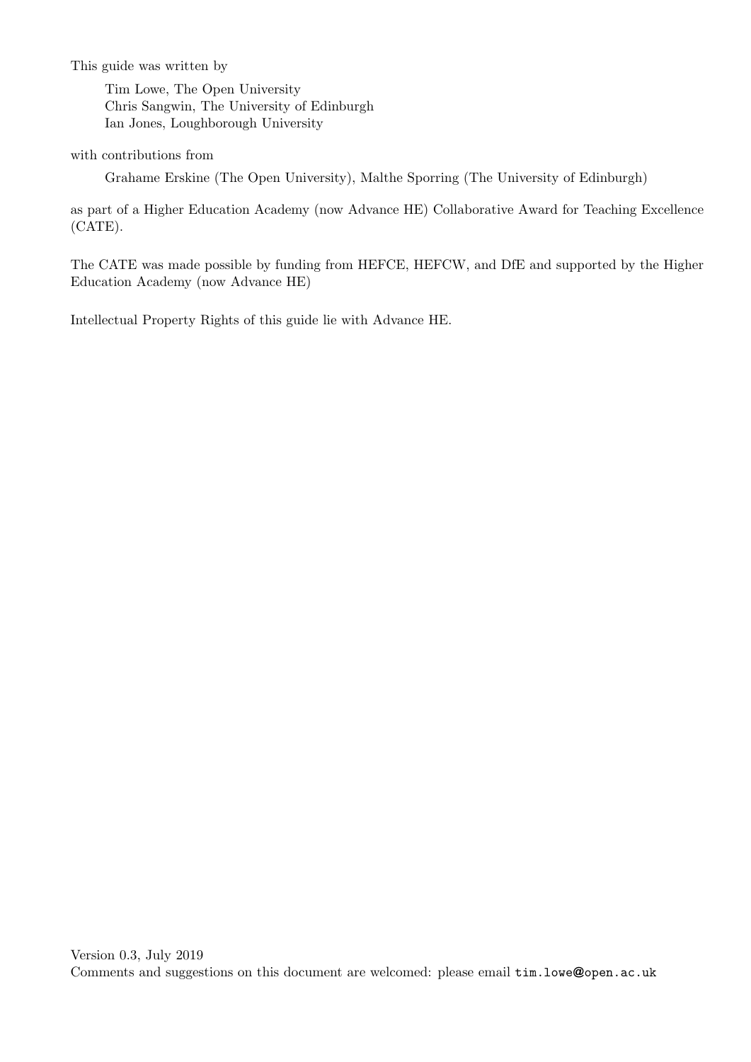This guide was written by

Tim Lowe, The Open University
Chris Sangwin, The University of Edinburgh
Ian Jones, Loughborough University

with contributions from

Grahame Erskine (The Open University), Malthe Sporring (The University of Edinburgh)

as part of a Higher Education Academy (now Advance HE) Collaborative Award for Teaching Excellence (CATE).

The CATE was made possible by funding from HEFCE, HEFCW, and DfE and supported by the Higher Education Academy (now Advance HE)

Intellectual Property Rights of this guide lie with Advance HE.

Version 0.3, July 2019
Comments and suggestions on this document are welcomed: please email `tim.lowe@open.ac.uk`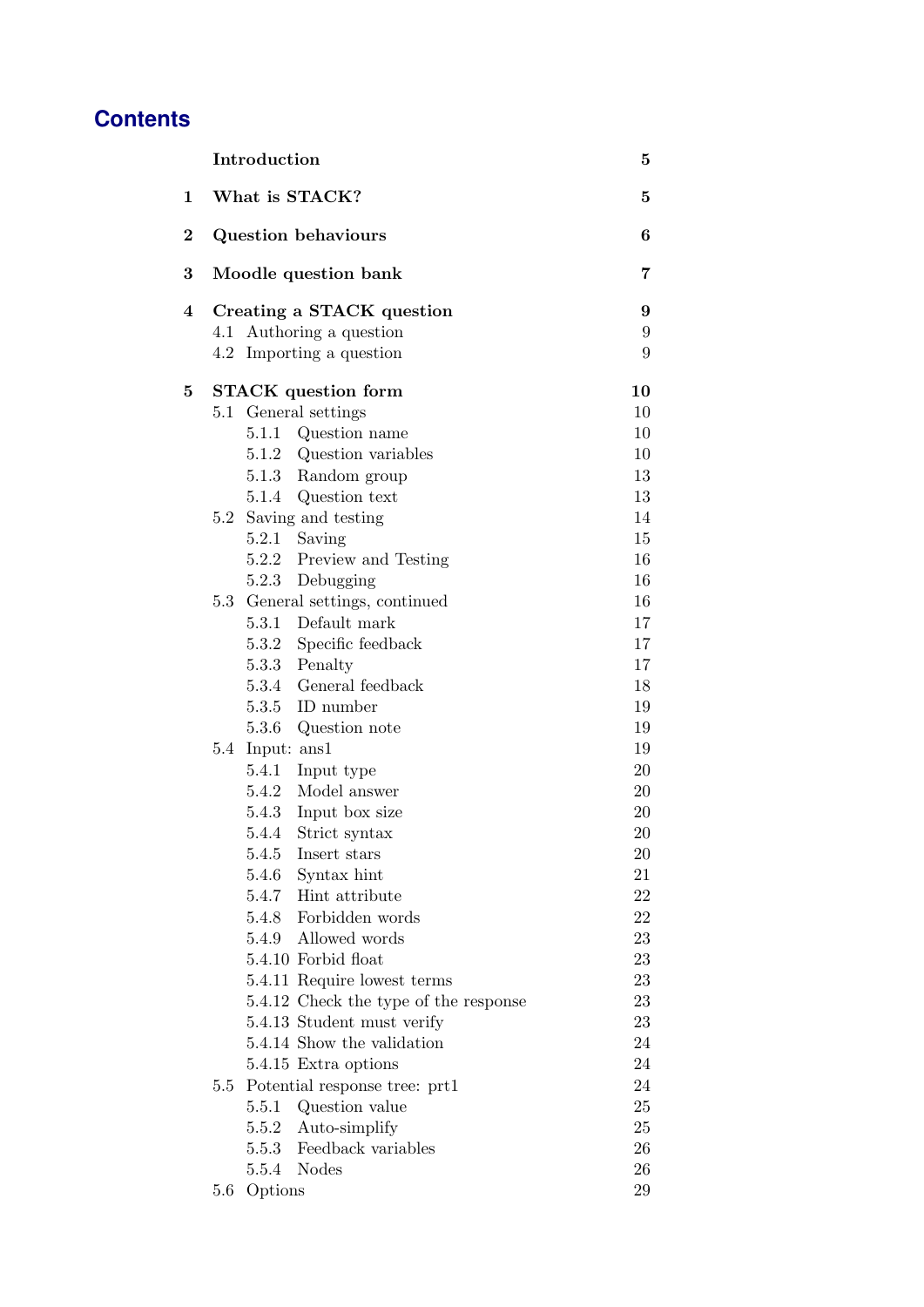# Contents

| | | |
|---|---|---|
| | **Introduction** | **5** |
| **1** | **What is STACK?** | **5** |
| **2** | **Question behaviours** | **6** |
| **3** | **Moodle question bank** | **7** |
| **4** | **Creating a STACK question** | **9** |
| | 4.1 Authoring a question | 9 |
| | 4.2 Importing a question | 9 |
| **5** | **STACK question form** | **10** |
| | 5.1 General settings | 10 |
| | 5.1.1 Question name | 10 |
| | 5.1.2 Question variables | 10 |
| | 5.1.3 Random group | 13 |
| | 5.1.4 Question text | 13 |
| | 5.2 Saving and testing | 14 |
| | 5.2.1 Saving | 15 |
| | 5.2.2 Preview and Testing | 16 |
| | 5.2.3 Debugging | 16 |
| | 5.3 General settings, continued | 16 |
| | 5.3.1 Default mark | 17 |
| | 5.3.2 Specific feedback | 17 |
| | 5.3.3 Penalty | 17 |
| | 5.3.4 General feedback | 18 |
| | 5.3.5 ID number | 19 |
| | 5.3.6 Question note | 19 |
| | 5.4 Input: ans1 | 19 |
| | 5.4.1 Input type | 20 |
| | 5.4.2 Model answer | 20 |
| | 5.4.3 Input box size | 20 |
| | 5.4.4 Strict syntax | 20 |
| | 5.4.5 Insert stars | 20 |
| | 5.4.6 Syntax hint | 21 |
| | 5.4.7 Hint attribute | 22 |
| | 5.4.8 Forbidden words | 22 |
| | 5.4.9 Allowed words | 23 |
| | 5.4.10 Forbid float | 23 |
| | 5.4.11 Require lowest terms | 23 |
| | 5.4.12 Check the type of the response | 23 |
| | 5.4.13 Student must verify | 23 |
| | 5.4.14 Show the validation | 24 |
| | 5.4.15 Extra options | 24 |
| | 5.5 Potential response tree: prt1 | 24 |
| | 5.5.1 Question value | 25 |
| | 5.5.2 Auto-simplify | 25 |
| | 5.5.3 Feedback variables | 26 |
| | 5.5.4 Nodes | 26 |
| | 5.6 Options | 29 |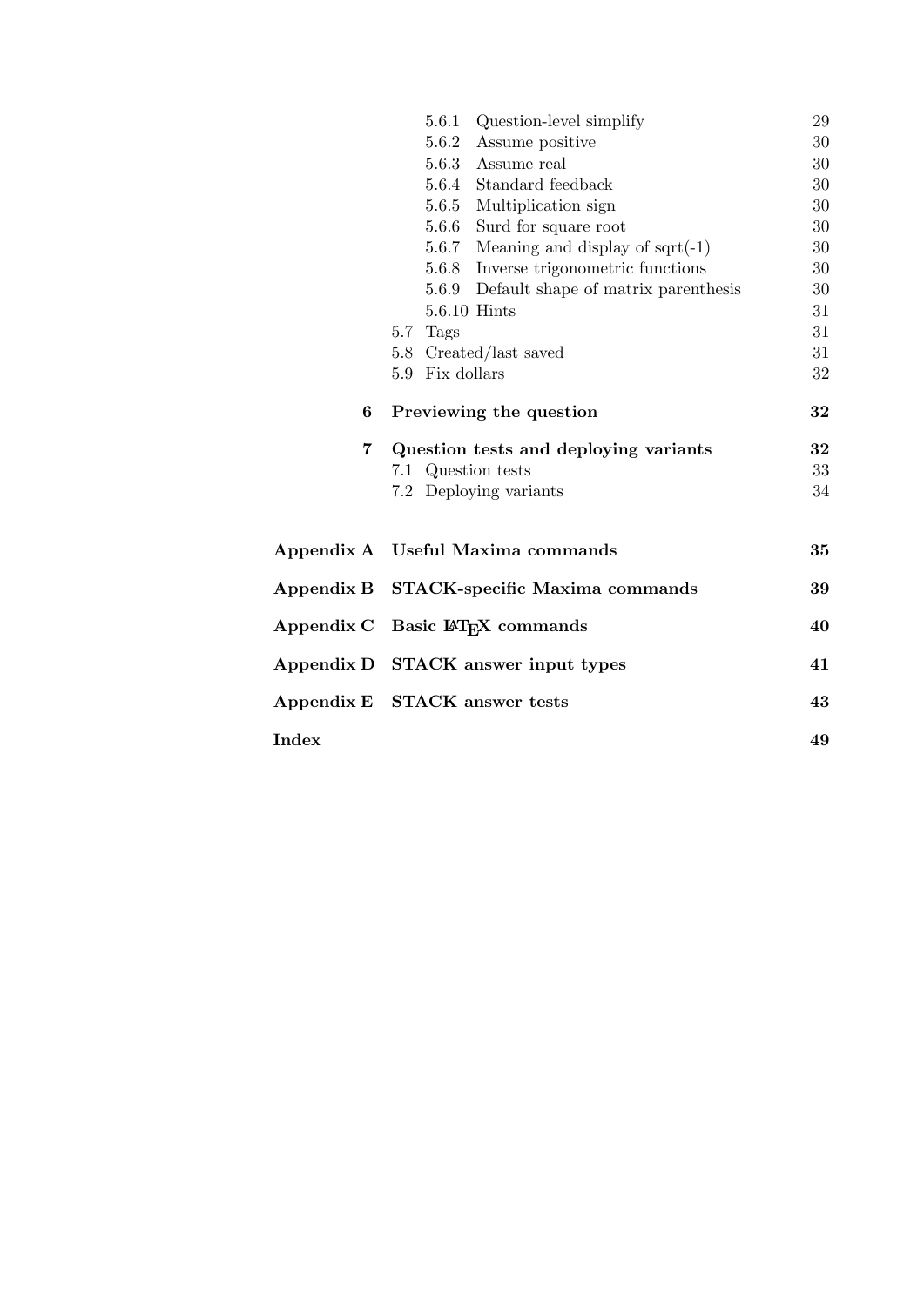- 5.6.1 Question-level simplify 29
- 5.6.2 Assume positive 30
- 5.6.3 Assume real 30
- 5.6.4 Standard feedback 30
- 5.6.5 Multiplication sign 30
- 5.6.6 Surd for square root 30
- 5.6.7 Meaning and display of sqrt(-1) 30
- 5.6.8 Inverse trigonometric functions 30
- 5.6.9 Default shape of matrix parenthesis 30
- 5.6.10 Hints 31

5.7 Tags 31

5.8 Created/last saved 31

5.9 Fix dollars 32

**6 Previewing the question 32**

**7 Question tests and deploying variants 32**

7.1 Question tests 33

7.2 Deploying variants 34

**Appendix A Useful Maxima commands 35**

**Appendix B STACK-specific Maxima commands 39**

**Appendix C Basic LaTeX commands 40**

**Appendix D STACK answer input types 41**

**Appendix E STACK answer tests 43**

**Index 49**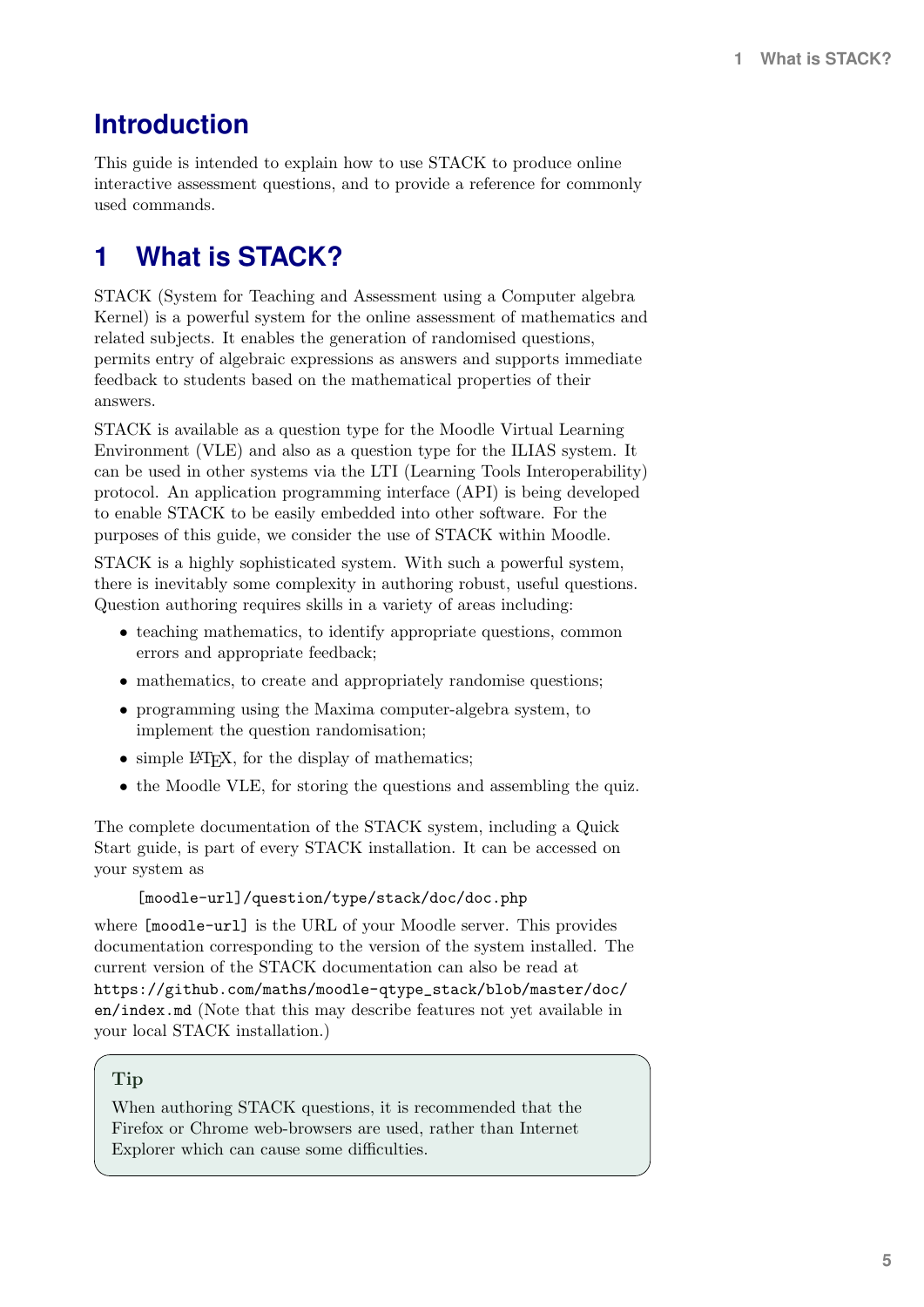# Introduction

This guide is intended to explain how to use STACK to produce online interactive assessment questions, and to provide a reference for commonly used commands.

# 1 What is STACK?

STACK (System for Teaching and Assessment using a Computer algebra Kernel) is a powerful system for the online assessment of mathematics and related subjects. It enables the generation of randomised questions, permits entry of algebraic expressions as answers and supports immediate feedback to students based on the mathematical properties of their answers.

STACK is available as a question type for the Moodle Virtual Learning Environment (VLE) and also as a question type for the ILIAS system. It can be used in other systems via the LTI (Learning Tools Interoperability) protocol. An application programming interface (API) is being developed to enable STACK to be easily embedded into other software. For the purposes of this guide, we consider the use of STACK within Moodle.

STACK is a highly sophisticated system. With such a powerful system, there is inevitably some complexity in authoring robust, useful questions. Question authoring requires skills in a variety of areas including:

- teaching mathematics, to identify appropriate questions, common errors and appropriate feedback;
- mathematics, to create and appropriately randomise questions;
- programming using the Maxima computer-algebra system, to implement the question randomisation;
- simple LaTeX, for the display of mathematics;
- the Moodle VLE, for storing the questions and assembling the quiz.

The complete documentation of the STACK system, including a Quick Start guide, is part of every STACK installation. It can be accessed on your system as

```
[moodle-url]/question/type/stack/doc/doc.php
```

where `[moodle-url]` is the URL of your Moodle server. This provides documentation corresponding to the version of the system installed. The current version of the STACK documentation can also be read at `https://github.com/maths/moodle-qtype_stack/blob/master/doc/en/index.md` (Note that this may describe features not yet available in your local STACK installation.)

> **Tip**
>
> When authoring STACK questions, it is recommended that the Firefox or Chrome web-browsers are used, rather than Internet Explorer which can cause some difficulties.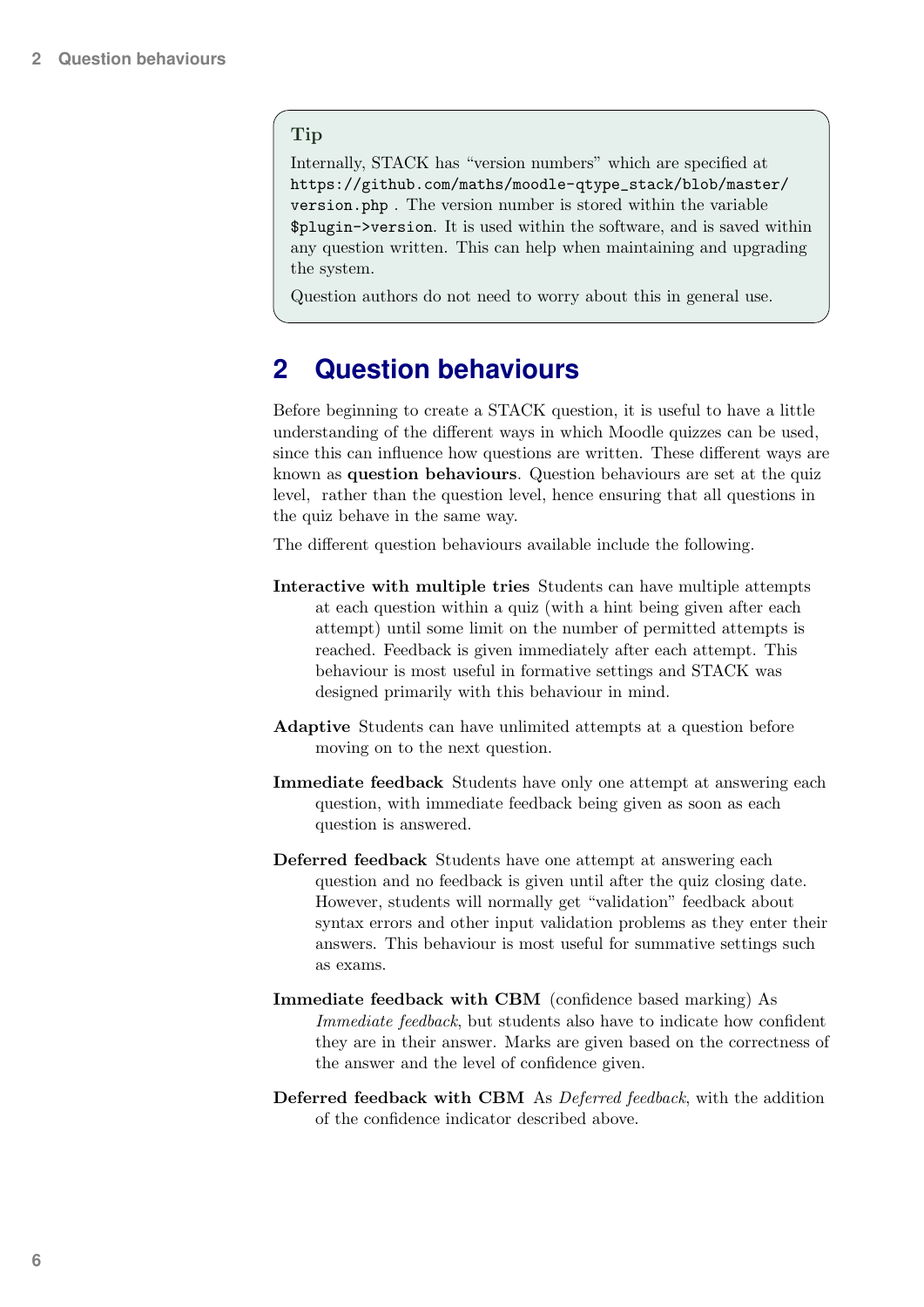> **Tip**
>
> Internally, STACK has "version numbers" which are specified at `https://github.com/maths/moodle-qtype_stack/blob/master/version.php` . The version number is stored within the variable `$plugin->version`. It is used within the software, and is saved within any question written. This can help when maintaining and upgrading the system.
>
> Question authors do not need to worry about this in general use.

# 2 Question behaviours

Before beginning to create a STACK question, it is useful to have a little understanding of the different ways in which Moodle quizzes can be used, since this can influence how questions are written. These different ways are known as **question behaviours**. Question behaviours are set at the quiz level, rather than the question level, hence ensuring that all questions in the quiz behave in the same way.

The different question behaviours available include the following.

**Interactive with multiple tries** Students can have multiple attempts at each question within a quiz (with a hint being given after each attempt) until some limit on the number of permitted attempts is reached. Feedback is given immediately after each attempt. This behaviour is most useful in formative settings and STACK was designed primarily with this behaviour in mind.

**Adaptive** Students can have unlimited attempts at a question before moving on to the next question.

**Immediate feedback** Students have only one attempt at answering each question, with immediate feedback being given as soon as each question is answered.

**Deferred feedback** Students have one attempt at answering each question and no feedback is given until after the quiz closing date. However, students will normally get "validation" feedback about syntax errors and other input validation problems as they enter their answers. This behaviour is most useful for summative settings such as exams.

**Immediate feedback with CBM** (confidence based marking) As *Immediate feedback*, but students also have to indicate how confident they are in their answer. Marks are given based on the correctness of the answer and the level of confidence given.

**Deferred feedback with CBM** As *Deferred feedback*, with the addition of the confidence indicator described above.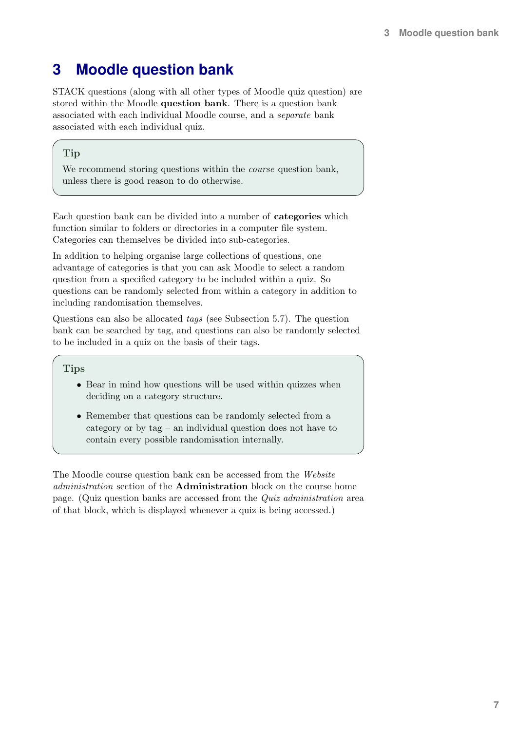# 3 Moodle question bank

STACK questions (along with all other types of Moodle quiz question) are stored within the Moodle **question bank**. There is a question bank associated with each individual Moodle course, and a *separate* bank associated with each individual quiz.

> **Tip**
>
> We recommend storing questions within the *course* question bank, unless there is good reason to do otherwise.

Each question bank can be divided into a number of **categories** which function similar to folders or directories in a computer file system. Categories can themselves be divided into sub-categories.

In addition to helping organise large collections of questions, one advantage of categories is that you can ask Moodle to select a random question from a specified category to be included within a quiz. So questions can be randomly selected from within a category in addition to including randomisation themselves.

Questions can also be allocated *tags* (see Subsection 5.7). The question bank can be searched by tag, and questions can also be randomly selected to be included in a quiz on the basis of their tags.

> **Tips**
>
> - Bear in mind how questions will be used within quizzes when deciding on a category structure.
> - Remember that questions can be randomly selected from a category or by tag – an individual question does not have to contain every possible randomisation internally.

The Moodle course question bank can be accessed from the *Website administration* section of the **Administration** block on the course home page. (Quiz question banks are accessed from the *Quiz administration* area of that block, which is displayed whenever a quiz is being accessed.)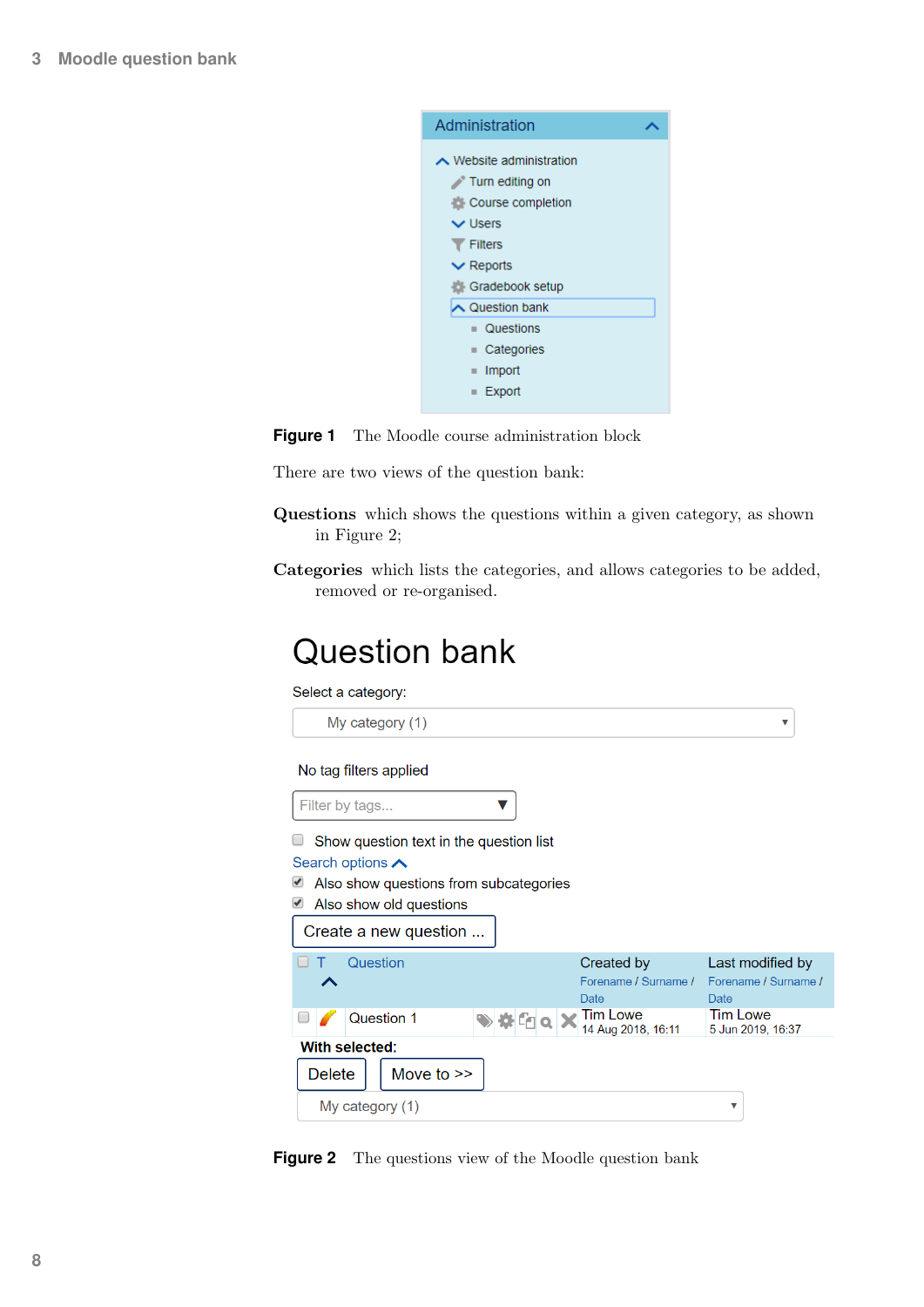Administration

- Website administration
  - Turn editing on
  - Course completion
  - Users
  - Filters
  - Reports
  - Gradebook setup
  - Question bank
    - Questions
    - Categories
    - Import
    - Export

**Figure 1** The Moodle course administration block

There are two views of the question bank:

**Questions** which shows the questions within a given category, as shown in Figure 2;

**Categories** which lists the categories, and allows categories to be added, removed or re-organised.

Question bank

Select a category:

My category (1)

No tag filters applied

Filter by tags...

Show question text in the question list

Search options

Also show questions from subcategories

Also show old questions

Create a new question ...

| T | Question | Created by Forename / Surname / Date | Last modified by Forename / Surname / Date |
|---|---|---|---|
| | Question 1 | Tim Lowe 14 Aug 2018, 16:11 | Tim Lowe 5 Jun 2019, 16:37 |

With selected:

Delete | Move to >>

My category (1)

**Figure 2** The questions view of the Moodle question bank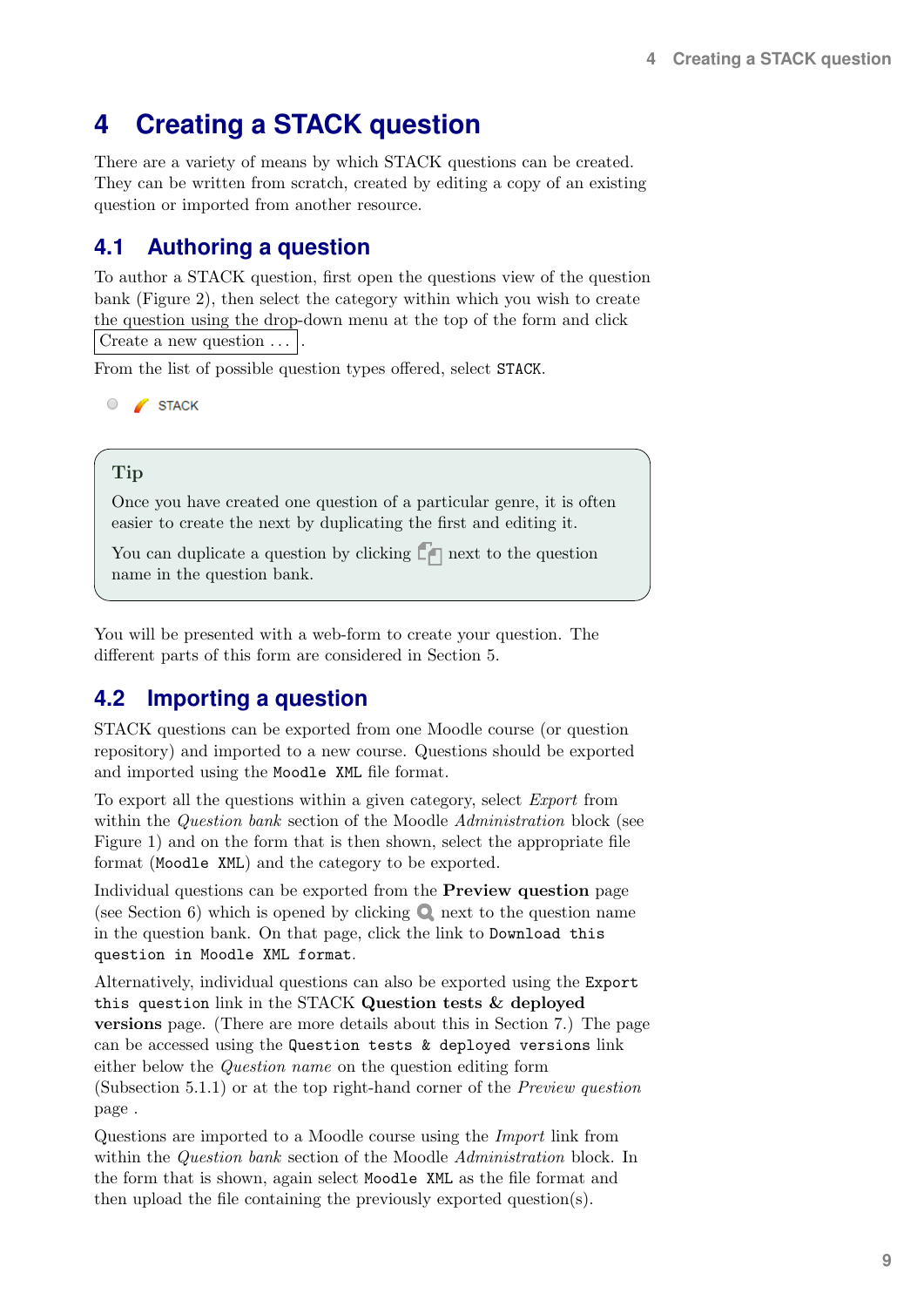# 4 Creating a STACK question

There are a variety of means by which STACK questions can be created. They can be written from scratch, created by editing a copy of an existing question or imported from another resource.

## 4.1 Authoring a question

To author a STACK question, first open the questions view of the question bank (Figure 2), then select the category within which you wish to create the question using the drop-down menu at the top of the form and click Create a new question ... .

From the list of possible question types offered, select `STACK`.

STACK

> **Tip**
>
> Once you have created one question of a particular genre, it is often easier to create the next by duplicating the first and editing it.
>
> You can duplicate a question by clicking next to the question name in the question bank.

You will be presented with a web-form to create your question. The different parts of this form are considered in Section 5.

## 4.2 Importing a question

STACK questions can be exported from one Moodle course (or question repository) and imported to a new course. Questions should be exported and imported using the `Moodle XML` file format.

To export all the questions within a given category, select *Export* from within the *Question bank* section of the Moodle *Administration* block (see Figure 1) and on the form that is then shown, select the appropriate file format (`Moodle XML`) and the category to be exported.

Individual questions can be exported from the **Preview question** page (see Section 6) which is opened by clicking next to the question name in the question bank. On that page, click the link to `Download this question in Moodle XML format`.

Alternatively, individual questions can also be exported using the `Export this question` link in the STACK **Question tests & deployed versions** page. (There are more details about this in Section 7.) The page can be accessed using the `Question tests & deployed versions` link either below the *Question name* on the question editing form (Subsection 5.1.1) or at the top right-hand corner of the *Preview question* page .

Questions are imported to a Moodle course using the *Import* link from within the *Question bank* section of the Moodle *Administration* block. In the form that is shown, again select `Moodle XML` as the file format and then upload the file containing the previously exported question(s).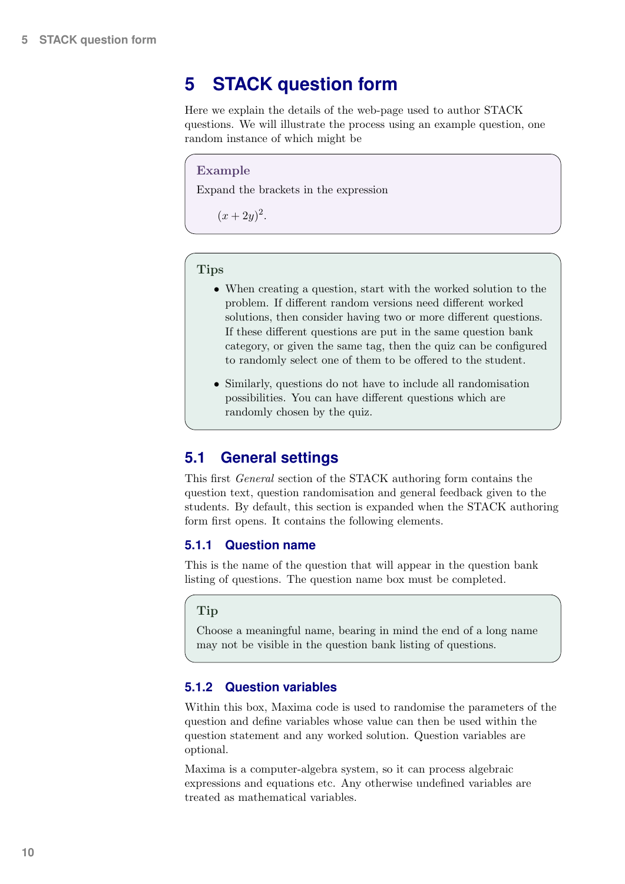# 5 STACK question form

Here we explain the details of the web-page used to author STACK questions. We will illustrate the process using an example question, one random instance of which might be

> **Example**
>
> Expand the brackets in the expression
>
> $(x + 2y)^2$.

> **Tips**
>
> - When creating a question, start with the worked solution to the problem. If different random versions need different worked solutions, then consider having two or more different questions. If these different questions are put in the same question bank category, or given the same tag, then the quiz can be configured to randomly select one of them to be offered to the student.
> - Similarly, questions do not have to include all randomisation possibilities. You can have different questions which are randomly chosen by the quiz.

## 5.1 General settings

This first *General* section of the STACK authoring form contains the question text, question randomisation and general feedback given to the students. By default, this section is expanded when the STACK authoring form first opens. It contains the following elements.

### 5.1.1 Question name

This is the name of the question that will appear in the question bank listing of questions. The question name box must be completed.

> **Tip**
>
> Choose a meaningful name, bearing in mind the end of a long name may not be visible in the question bank listing of questions.

### 5.1.2 Question variables

Within this box, Maxima code is used to randomise the parameters of the question and define variables whose value can then be used within the question statement and any worked solution. Question variables are optional.

Maxima is a computer-algebra system, so it can process algebraic expressions and equations etc. Any otherwise undefined variables are treated as mathematical variables.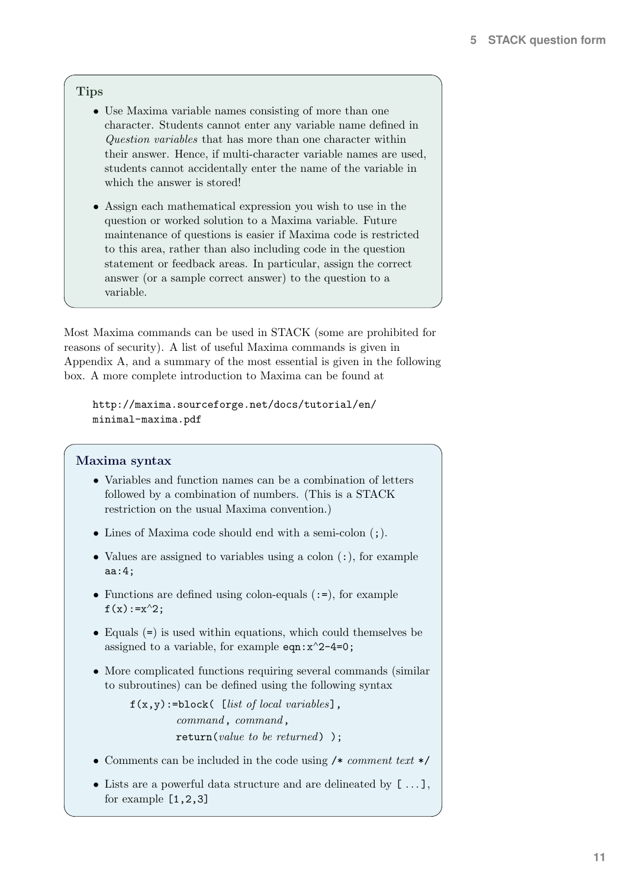**Tips**

- Use Maxima variable names consisting of more than one character. Students cannot enter any variable name defined in *Question variables* that has more than one character within their answer. Hence, if multi-character variable names are used, students cannot accidentally enter the name of the variable in which the answer is stored!
- Assign each mathematical expression you wish to use in the question or worked solution to a Maxima variable. Future maintenance of questions is easier if Maxima code is restricted to this area, rather than also including code in the question statement or feedback areas. In particular, assign the correct answer (or a sample correct answer) to the question to a variable.

Most Maxima commands can be used in STACK (some are prohibited for reasons of security). A list of useful Maxima commands is given in Appendix A, and a summary of the most essential is given in the following box. A more complete introduction to Maxima can be found at

```
http://maxima.sourceforge.net/docs/tutorial/en/
minimal-maxima.pdf
```

**Maxima syntax**

- Variables and function names can be a combination of letters followed by a combination of numbers. (This is a STACK restriction on the usual Maxima convention.)
- Lines of Maxima code should end with a semi-colon (`;`).
- Values are assigned to variables using a colon (`:`), for example `aa:4;`
- Functions are defined using colon-equals (`:=`), for example `f(x):=x^2;`
- Equals (`=`) is used within equations, which could themselves be assigned to a variable, for example `eqn:x^2-4=0;`
- More complicated functions requiring several commands (similar to subroutines) can be defined using the following syntax

```
f(x,y):=block( [list of local variables],
          command, command,
          return(value to be returned) );
```

- Comments can be included in the code using `/* comment text */`
- Lists are a powerful data structure and are delineated by `[ ...]`, for example `[1,2,3]`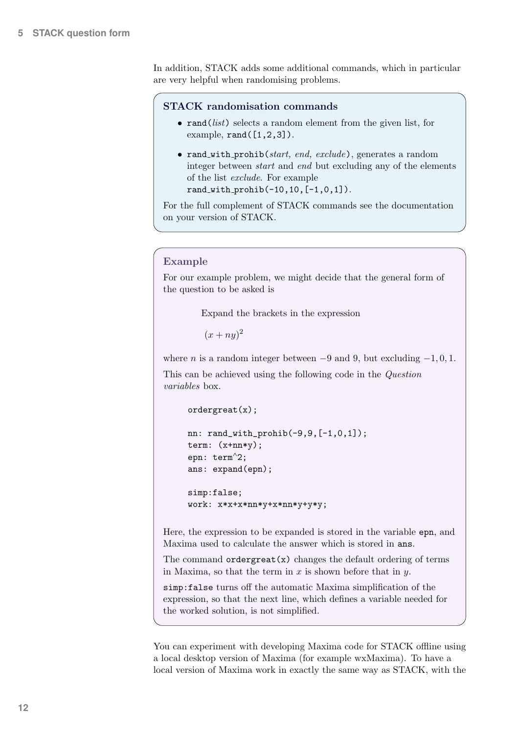In addition, STACK adds some additional commands, which in particular are very helpful when randomising problems.

### STACK randomisation commands

- `rand(`*list*`)` selects a random element from the given list, for example, `rand([1,2,3])`.
- `rand_with_prohib(`*start, end, exclude*`)`, generates a random integer between *start* and *end* but excluding any of the elements of the list *exclude*. For example `rand_with_prohib(-10,10,[-1,0,1])`.

For the full complement of STACK commands see the documentation on your version of STACK.

### Example

For our example problem, we might decide that the general form of the question to be asked is

> Expand the brackets in the expression
>
> $(x + ny)^2$

where $n$ is a random integer between $-9$ and 9, but excluding $-1, 0, 1$.

This can be achieved using the following code in the *Question variables* box.

```
ordergreat(x);

nn: rand_with_prohib(-9,9,[-1,0,1]);
term: (x+nn*y);
epn: term^2;
ans: expand(epn);

simp:false;
work: x*x+x*nn*y+x*nn*y+y*y;
```

Here, the expression to be expanded is stored in the variable `epn`, and Maxima used to calculate the answer which is stored in `ans`.

The command `ordergreat(x)` changes the default ordering of terms in Maxima, so that the term in $x$ is shown before that in $y$.

`simp:false` turns off the automatic Maxima simplification of the expression, so that the next line, which defines a variable needed for the worked solution, is not simplified.

You can experiment with developing Maxima code for STACK offline using a local desktop version of Maxima (for example wxMaxima). To have a local version of Maxima work in exactly the same way as STACK, with the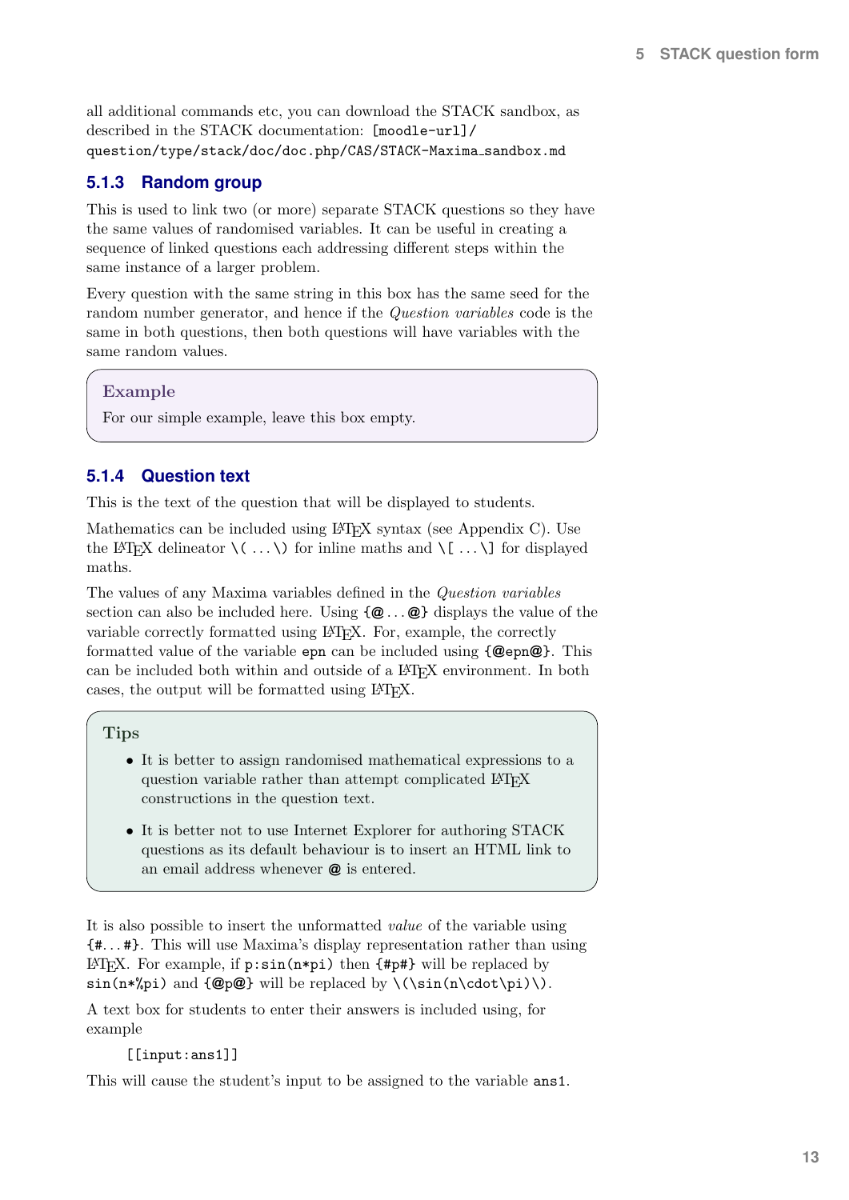all additional commands etc, you can download the STACK sandbox, as described in the STACK documentation: `[moodle-url]/question/type/stack/doc/doc.php/CAS/STACK-Maxima_sandbox.md`

### 5.1.3 Random group

This is used to link two (or more) separate STACK questions so they have the same values of randomised variables. It can be useful in creating a sequence of linked questions each addressing different steps within the same instance of a larger problem.

Every question with the same string in this box has the same seed for the random number generator, and hence if the *Question variables* code is the same in both questions, then both questions will have variables with the same random values.

> **Example**
>
> For our simple example, leave this box empty.

### 5.1.4 Question text

This is the text of the question that will be displayed to students.

Mathematics can be included using LaTeX syntax (see Appendix C). Use the LaTeX delineator `\( ...\)` for inline maths and `\[ ...\]` for displayed maths.

The values of any Maxima variables defined in the *Question variables* section can also be included here. Using `{@...@}` displays the value of the variable correctly formatted using LaTeX. For, example, the correctly formatted value of the variable `epn` can be included using `{@epn@}`. This can be included both within and outside of a LaTeX environment. In both cases, the output will be formatted using LaTeX.

> **Tips**
>
> - It is better to assign randomised mathematical expressions to a question variable rather than attempt complicated LaTeX constructions in the question text.
> - It is better not to use Internet Explorer for authoring STACK questions as its default behaviour is to insert an HTML link to an email address whenever `@` is entered.

It is also possible to insert the unformatted *value* of the variable using `{#...#}`. This will use Maxima's display representation rather than using LaTeX. For example, if `p:sin(n*pi)` then `{#p#}` will be replaced by `sin(n*%pi)` and `{@p@}` will be replaced by `\(\sin(n\cdot\pi)\)`.

A text box for students to enter their answers is included using, for example

```
[[input:ans1]]
```

This will cause the student's input to be assigned to the variable `ans1`.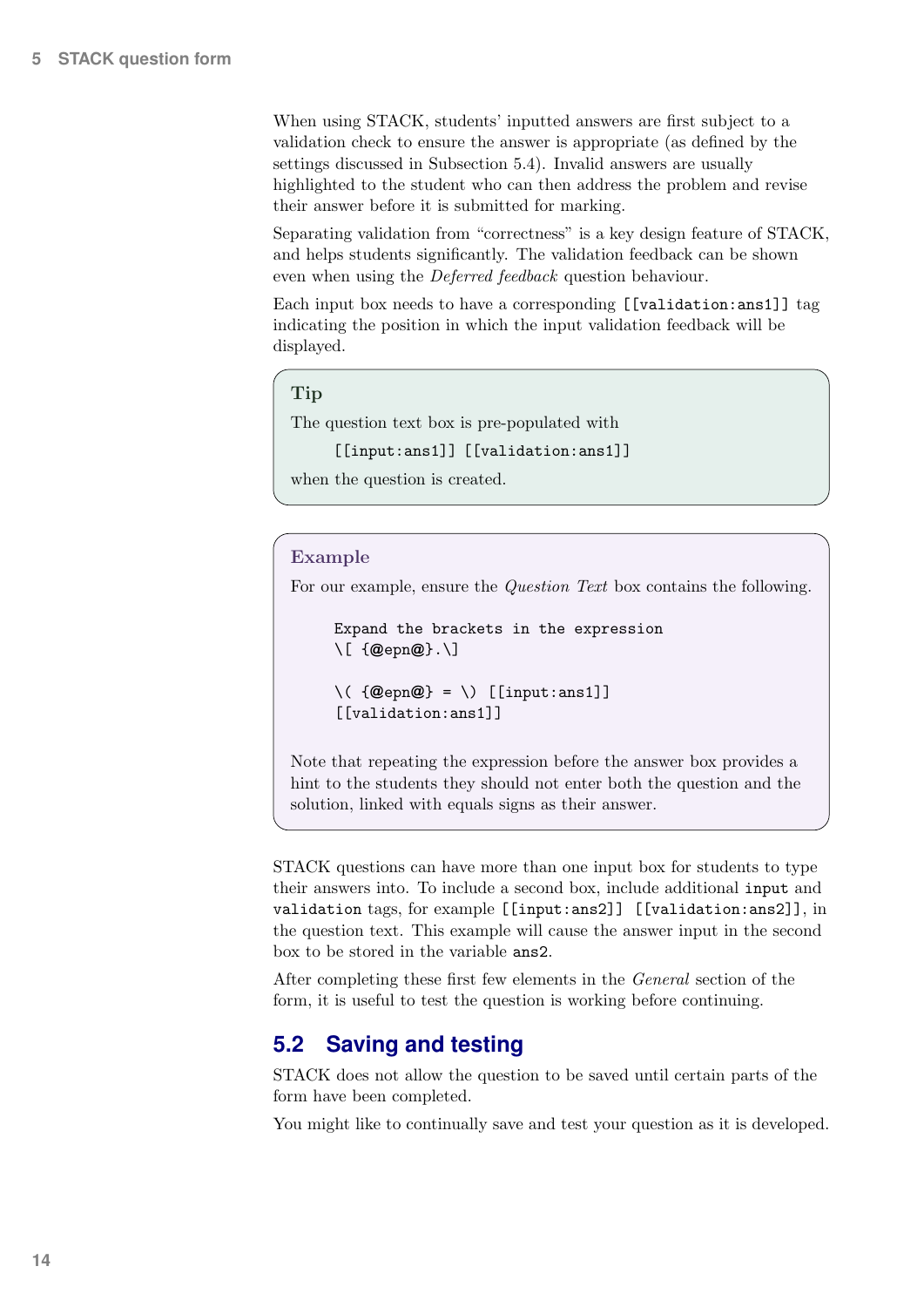When using STACK, students' inputted answers are first subject to a validation check to ensure the answer is appropriate (as defined by the settings discussed in Subsection 5.4). Invalid answers are usually highlighted to the student who can then address the problem and revise their answer before it is submitted for marking.

Separating validation from "correctness" is a key design feature of STACK, and helps students significantly. The validation feedback can be shown even when using the *Deferred feedback* question behaviour.

Each input box needs to have a corresponding `[[validation:ans1]]` tag indicating the position in which the input validation feedback will be displayed.

> **Tip**
>
> The question text box is pre-populated with
>
> ```
> [[input:ans1]] [[validation:ans1]]
> ```
>
> when the question is created.

> **Example**
>
> For our example, ensure the *Question Text* box contains the following.
>
> ```
> Expand the brackets in the expression
> \[ {@epn@}.\]
>
> \( {@epn@} = \) [[input:ans1]]
> [[validation:ans1]]
> ```
>
> Note that repeating the expression before the answer box provides a hint to the students they should not enter both the question and the solution, linked with equals signs as their answer.

STACK questions can have more than one input box for students to type their answers into. To include a second box, include additional `input` and `validation` tags, for example `[[input:ans2]] [[validation:ans2]]`, in the question text. This example will cause the answer input in the second box to be stored in the variable `ans2`.

After completing these first few elements in the *General* section of the form, it is useful to test the question is working before continuing.

## 5.2 Saving and testing

STACK does not allow the question to be saved until certain parts of the form have been completed.

You might like to continually save and test your question as it is developed.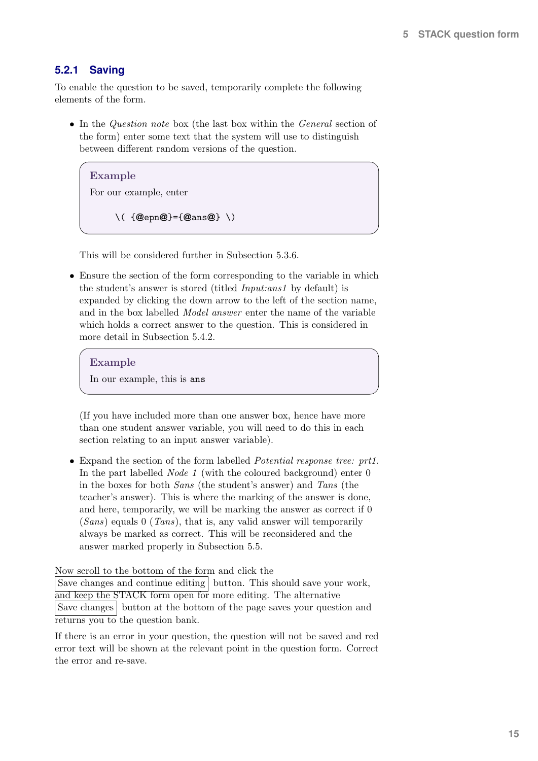### 5.2.1 Saving

To enable the question to be saved, temporarily complete the following elements of the form.

- In the *Question note* box (the last box within the *General* section of the form) enter some text that the system will use to distinguish between different random versions of the question.

  > **Example**
  >
  > For our example, enter
  >
  > ```
  > \( {@epn@}={@ans@} \)
  > ```

  This will be considered further in Subsection 5.3.6.

- Ensure the section of the form corresponding to the variable in which the student's answer is stored (titled *Input:ans1* by default) is expanded by clicking the down arrow to the left of the section name, and in the box labelled *Model answer* enter the name of the variable which holds a correct answer to the question. This is considered in more detail in Subsection 5.4.2.

  > **Example**
  >
  > In our example, this is `ans`

  (If you have included more than one answer box, hence have more than one student answer variable, you will need to do this in each section relating to an input answer variable).

- Expand the section of the form labelled *Potential response tree: prt1*. In the part labelled *Node 1* (with the coloured background) enter 0 in the boxes for both *Sans* (the student's answer) and *Tans* (the teacher's answer). This is where the marking of the answer is done, and here, temporarily, we will be marking the answer as correct if 0 (*Sans*) equals 0 (*Tans*), that is, any valid answer will temporarily always be marked as correct. This will be reconsidered and the answer marked properly in Subsection 5.5.

Now scroll to the bottom of the form and click the [Save changes and continue editing] button. This should save your work, and keep the STACK form open for more editing. The alternative [Save changes] button at the bottom of the page saves your question and returns you to the question bank.

If there is an error in your question, the question will not be saved and red error text will be shown at the relevant point in the question form. Correct the error and re-save.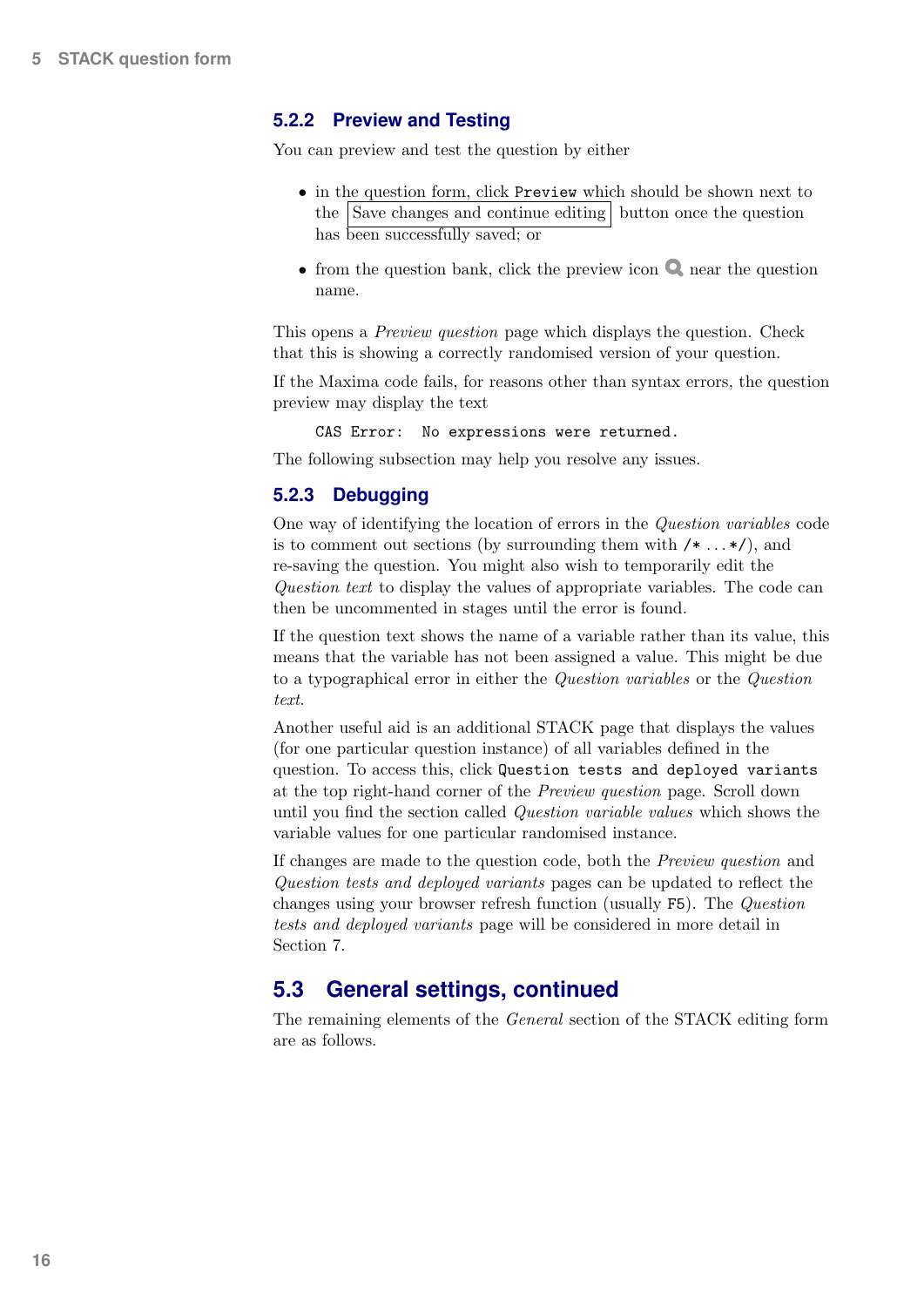### 5.2.2 Preview and Testing

You can preview and test the question by either

- in the question form, click `Preview` which should be shown next to the Save changes and continue editing button once the question has been successfully saved; or
- from the question bank, click the preview icon near the question name.

This opens a *Preview question* page which displays the question. Check that this is showing a correctly randomised version of your question.

If the Maxima code fails, for reasons other than syntax errors, the question preview may display the text

```
CAS Error:  No expressions were returned.
```

The following subsection may help you resolve any issues.

### 5.2.3 Debugging

One way of identifying the location of errors in the *Question variables* code is to comment out sections (by surrounding them with `/*` ... `*/`), and re-saving the question. You might also wish to temporarily edit the *Question text* to display the values of appropriate variables. The code can then be uncommented in stages until the error is found.

If the question text shows the name of a variable rather than its value, this means that the variable has not been assigned a value. This might be due to a typographical error in either the *Question variables* or the *Question text*.

Another useful aid is an additional STACK page that displays the values (for one particular question instance) of all variables defined in the question. To access this, click `Question tests and deployed variants` at the top right-hand corner of the *Preview question* page. Scroll down until you find the section called *Question variable values* which shows the variable values for one particular randomised instance.

If changes are made to the question code, both the *Preview question* and *Question tests and deployed variants* pages can be updated to reflect the changes using your browser refresh function (usually `F5`). The *Question tests and deployed variants* page will be considered in more detail in Section 7.

## 5.3 General settings, continued

The remaining elements of the *General* section of the STACK editing form are as follows.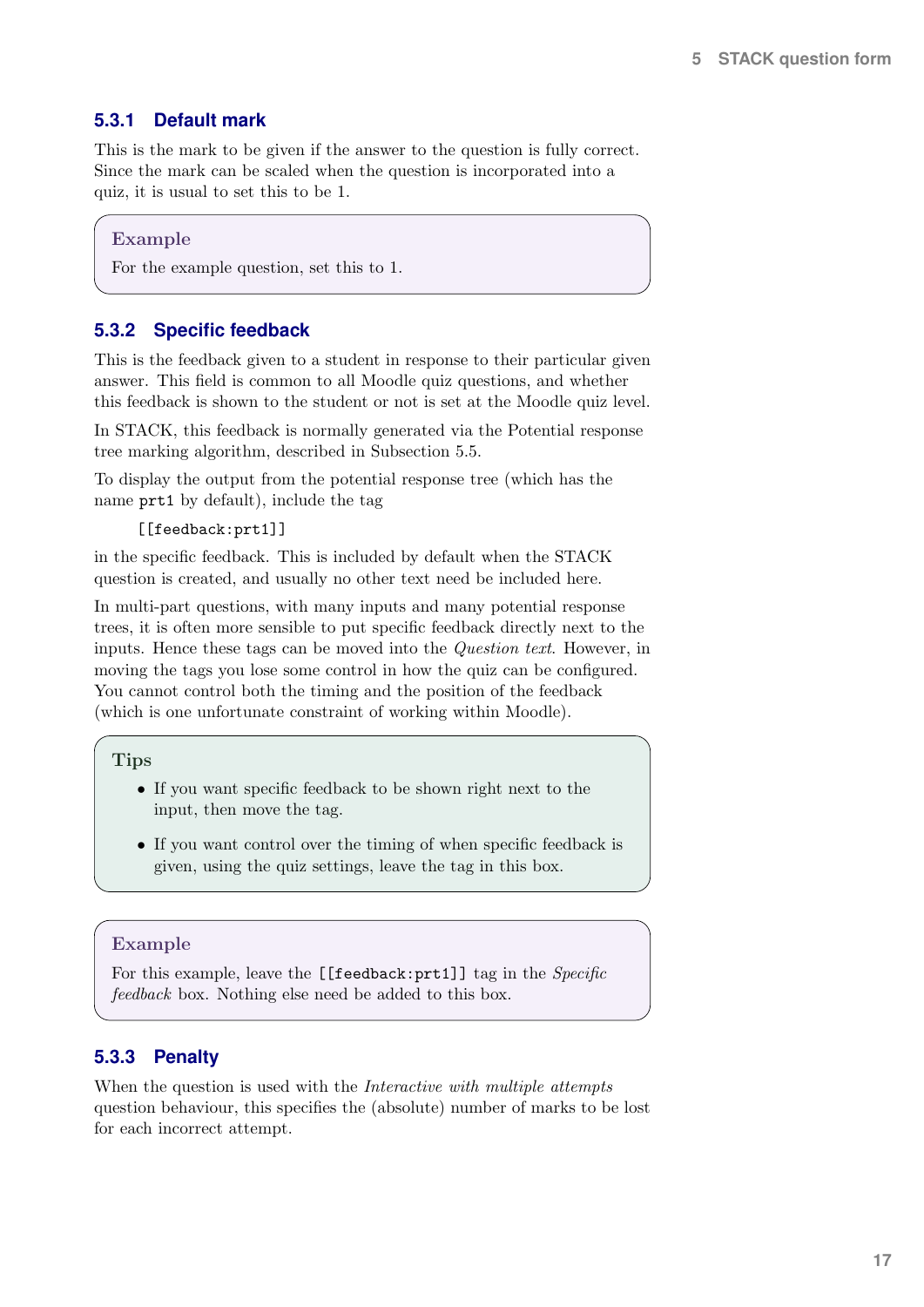### 5.3.1 Default mark

This is the mark to be given if the answer to the question is fully correct. Since the mark can be scaled when the question is incorporated into a quiz, it is usual to set this to be 1.

> **Example**
>
> For the example question, set this to 1.

### 5.3.2 Specific feedback

This is the feedback given to a student in response to their particular given answer. This field is common to all Moodle quiz questions, and whether this feedback is shown to the student or not is set at the Moodle quiz level.

In STACK, this feedback is normally generated via the Potential response tree marking algorithm, described in Subsection 5.5.

To display the output from the potential response tree (which has the name `prt1` by default), include the tag

```
[[feedback:prt1]]
```

in the specific feedback. This is included by default when the STACK question is created, and usually no other text need be included here.

In multi-part questions, with many inputs and many potential response trees, it is often more sensible to put specific feedback directly next to the inputs. Hence these tags can be moved into the *Question text*. However, in moving the tags you lose some control in how the quiz can be configured. You cannot control both the timing and the position of the feedback (which is one unfortunate constraint of working within Moodle).

> **Tips**
>
> - If you want specific feedback to be shown right next to the input, then move the tag.
> - If you want control over the timing of when specific feedback is given, using the quiz settings, leave the tag in this box.

> **Example**
>
> For this example, leave the `[[feedback:prt1]]` tag in the *Specific feedback* box. Nothing else need be added to this box.

### 5.3.3 Penalty

When the question is used with the *Interactive with multiple attempts* question behaviour, this specifies the (absolute) number of marks to be lost for each incorrect attempt.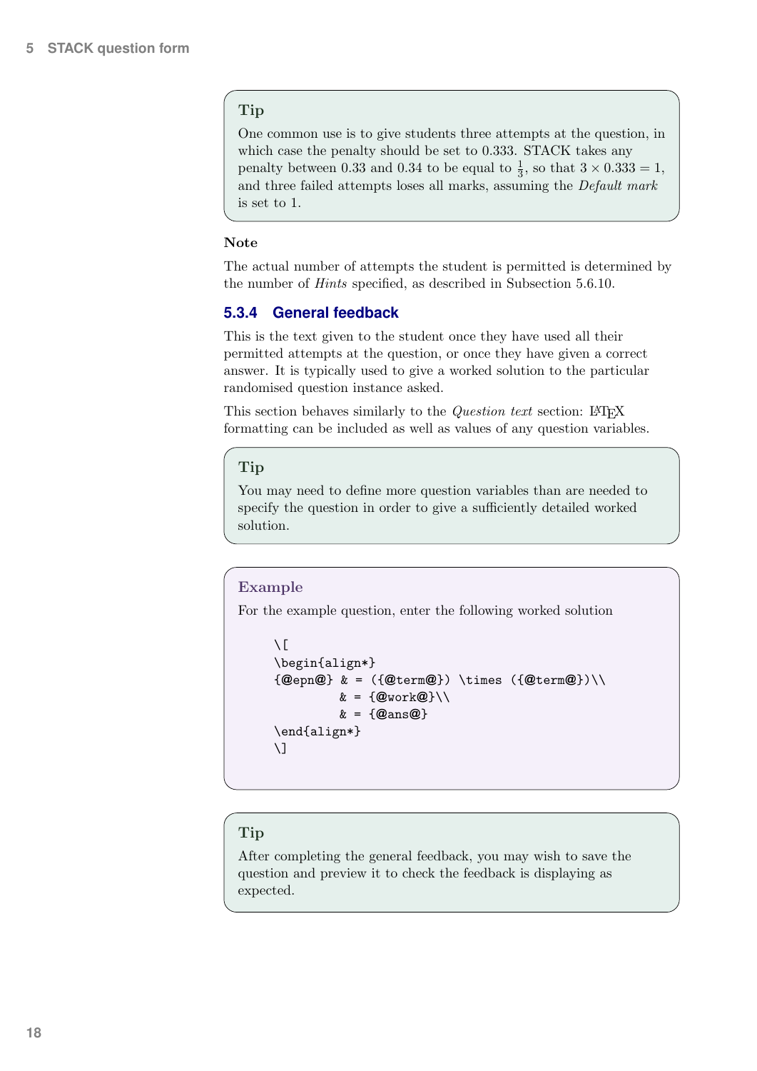**Tip**

One common use is to give students three attempts at the question, in which case the penalty should be set to 0.333. STACK takes any penalty between 0.33 and 0.34 to be equal to $\frac{1}{3}$, so that $3 \times 0.333 = 1$, and three failed attempts loses all marks, assuming the *Default mark* is set to 1.

**Note**

The actual number of attempts the student is permitted is determined by the number of *Hints* specified, as described in Subsection 5.6.10.

### 5.3.4 General feedback

This is the text given to the student once they have used all their permitted attempts at the question, or once they have given a correct answer. It is typically used to give a worked solution to the particular randomised question instance asked.

This section behaves similarly to the *Question text* section: LaTeX formatting can be included as well as values of any question variables.

**Tip**

You may need to define more question variables than are needed to specify the question in order to give a sufficiently detailed worked solution.

**Example**

For the example question, enter the following worked solution

```
\[
\begin{align*}
{@epn@} & = ({@term@}) \times ({@term@})\\
        & = {@work@}\\
        & = {@ans@}
\end{align*}
\]
```

**Tip**

After completing the general feedback, you may wish to save the question and preview it to check the feedback is displaying as expected.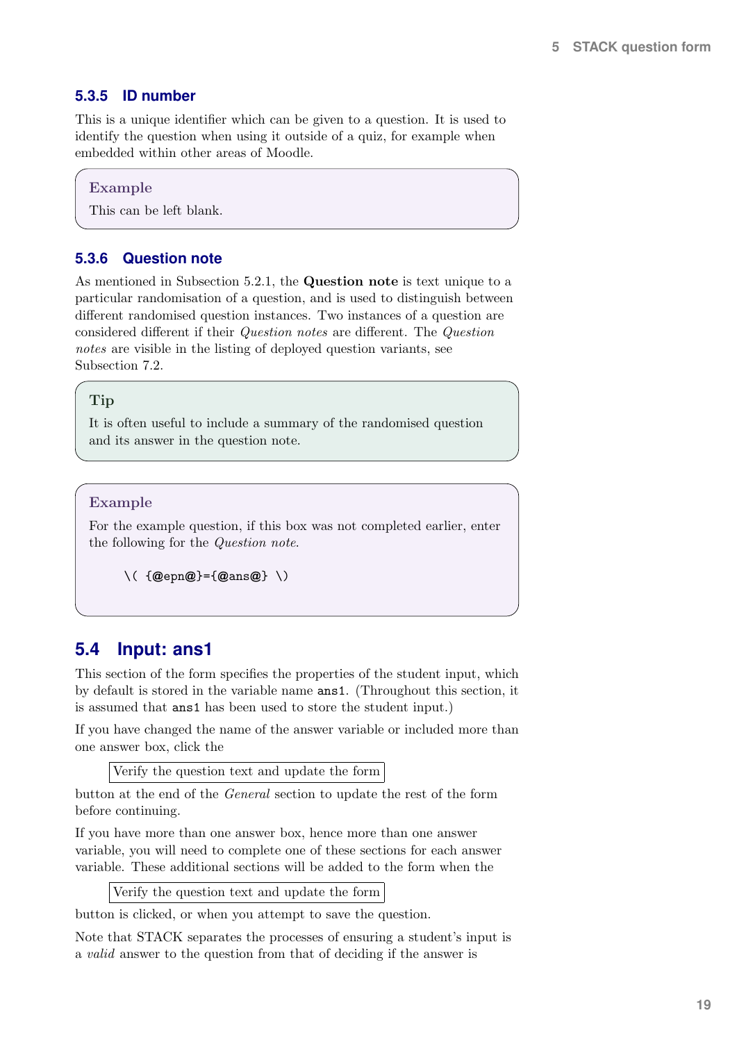### 5.3.5 ID number

This is a unique identifier which can be given to a question. It is used to identify the question when using it outside of a quiz, for example when embedded within other areas of Moodle.

> **Example**
>
> This can be left blank.

### 5.3.6 Question note

As mentioned in Subsection 5.2.1, the **Question note** is text unique to a particular randomisation of a question, and is used to distinguish between different randomised question instances. Two instances of a question are considered different if their *Question notes* are different. The *Question notes* are visible in the listing of deployed question variants, see Subsection 7.2.

> **Tip**
>
> It is often useful to include a summary of the randomised question and its answer in the question note.

> **Example**
>
> For the example question, if this box was not completed earlier, enter the following for the *Question note*.
>
> ```
> \( {@epn@}={@ans@} \)
> ```

## 5.4 Input: ans1

This section of the form specifies the properties of the student input, which by default is stored in the variable name `ans1`. (Throughout this section, it is assumed that `ans1` has been used to store the student input.)

If you have changed the name of the answer variable or included more than one answer box, click the

[Verify the question text and update the form]

button at the end of the *General* section to update the rest of the form before continuing.

If you have more than one answer box, hence more than one answer variable, you will need to complete one of these sections for each answer variable. These additional sections will be added to the form when the

[Verify the question text and update the form]

button is clicked, or when you attempt to save the question.

Note that STACK separates the processes of ensuring a student's input is a *valid* answer to the question from that of deciding if the answer is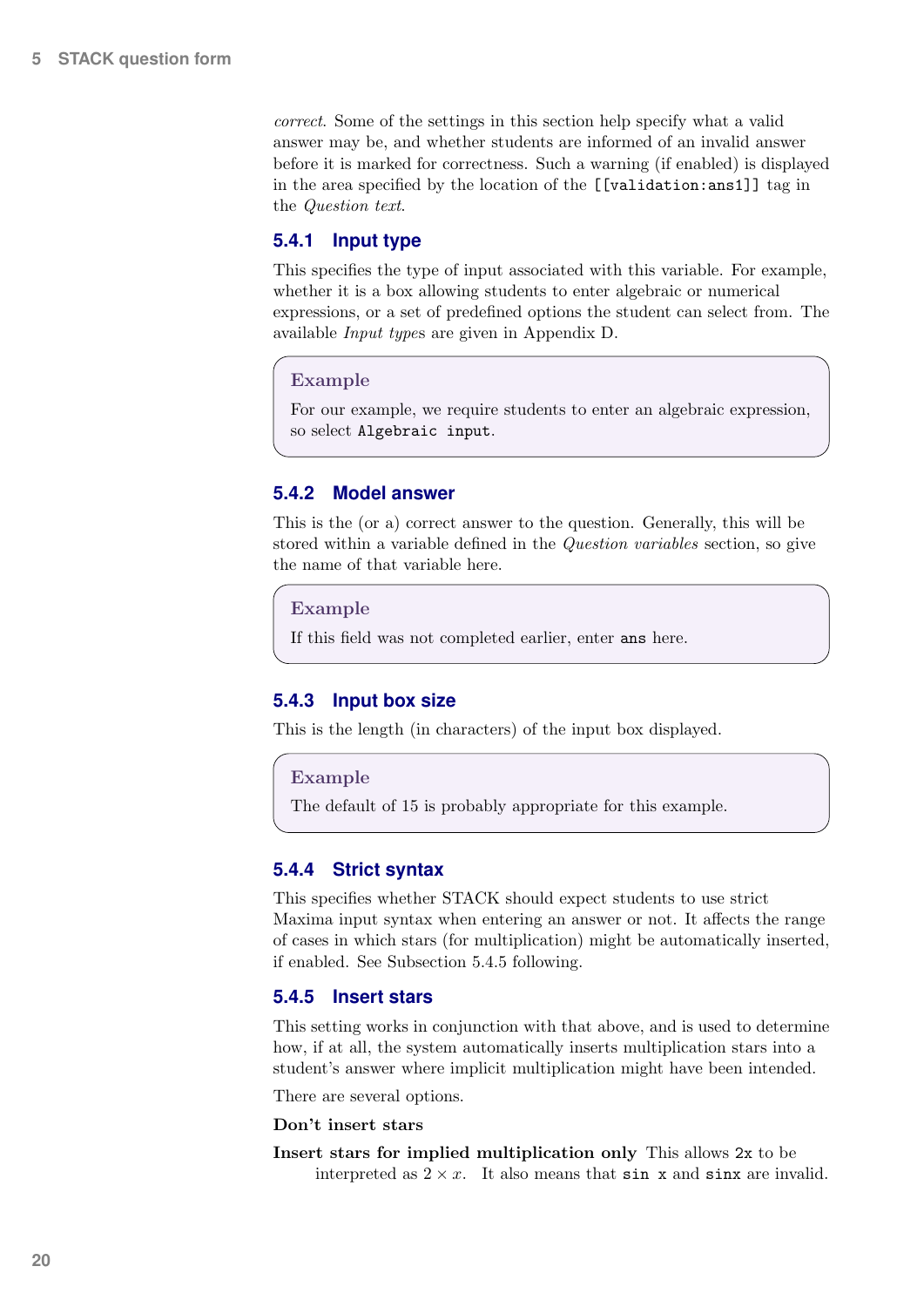*correct*. Some of the settings in this section help specify what a valid answer may be, and whether students are informed of an invalid answer before it is marked for correctness. Such a warning (if enabled) is displayed in the area specified by the location of the `[[validation:ans1]]` tag in the *Question text*.

### 5.4.1 Input type

This specifies the type of input associated with this variable. For example, whether it is a box allowing students to enter algebraic or numerical expressions, or a set of predefined options the student can select from. The available *Input types* are given in Appendix D.

> **Example**
>
> For our example, we require students to enter an algebraic expression, so select `Algebraic input`.

### 5.4.2 Model answer

This is the (or a) correct answer to the question. Generally, this will be stored within a variable defined in the *Question variables* section, so give the name of that variable here.

> **Example**
>
> If this field was not completed earlier, enter `ans` here.

### 5.4.3 Input box size

This is the length (in characters) of the input box displayed.

> **Example**
>
> The default of 15 is probably appropriate for this example.

### 5.4.4 Strict syntax

This specifies whether STACK should expect students to use strict Maxima input syntax when entering an answer or not. It affects the range of cases in which stars (for multiplication) might be automatically inserted, if enabled. See Subsection 5.4.5 following.

### 5.4.5 Insert stars

This setting works in conjunction with that above, and is used to determine how, if at all, the system automatically inserts multiplication stars into a student's answer where implicit multiplication might have been intended.

There are several options.

**Don't insert stars**

**Insert stars for implied multiplication only** This allows `2x` to be interpreted as $2 \times x$. It also means that `sin x` and `sinx` are invalid.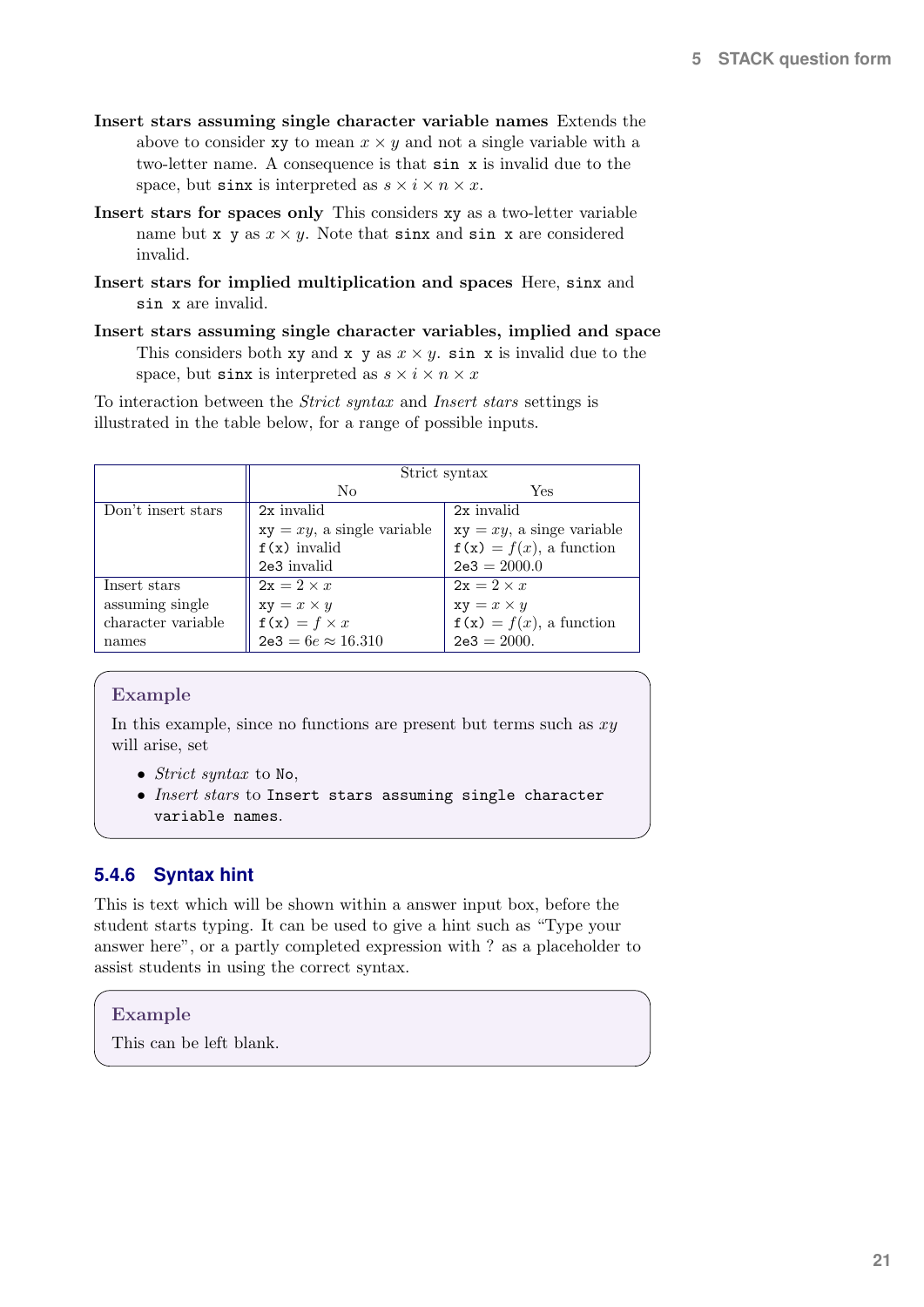**Insert stars assuming single character variable names** Extends the above to consider `xy` to mean $x \times y$ and not a single variable with a two-letter name. A consequence is that `sin x` is invalid due to the space, but `sinx` is interpreted as $s \times i \times n \times x$.

**Insert stars for spaces only** This considers `xy` as a two-letter variable name but `x y` as $x \times y$. Note that `sinx` and `sin x` are considered invalid.

**Insert stars for implied multiplication and spaces** Here, `sinx` and `sin x` are invalid.

**Insert stars assuming single character variables, implied and space** This considers both `xy` and `x y` as $x \times y$. `sin x` is invalid due to the space, but `sinx` is interpreted as $s \times i \times n \times x$

To interaction between the *Strict syntax* and *Insert stars* settings is illustrated in the table below, for a range of possible inputs.

| | Strict syntax | |
|---|---|---|
| | No | Yes |
| Don't insert stars | `2x` invalid<br>`xy` $= xy$, a single variable<br>`f(x)` invalid<br>`2e3` invalid | `2x` invalid<br>`xy` $= xy$, a singe variable<br>`f(x)` $= f(x)$, a function<br>`2e3` $= 2000.0$ |
| Insert stars assuming single character variable names | `2x` $= 2 \times x$<br>`xy` $= x \times y$<br>`f(x)` $= f \times x$<br>`2e3` $= 6e \approx 16.310$ | `2x` $= 2 \times x$<br>`xy` $= x \times y$<br>`f(x)` $= f(x)$, a function<br>`2e3` $= 2000.$ |

> **Example**
>
> In this example, since no functions are present but terms such as $xy$ will arise, set
>
> - *Strict syntax* to `No`,
> - *Insert stars* to `Insert stars assuming single character variable names`.

### 5.4.6 Syntax hint

This is text which will be shown within a answer input box, before the student starts typing. It can be used to give a hint such as "Type your answer here", or a partly completed expression with ? as a placeholder to assist students in using the correct syntax.

> **Example**
>
> This can be left blank.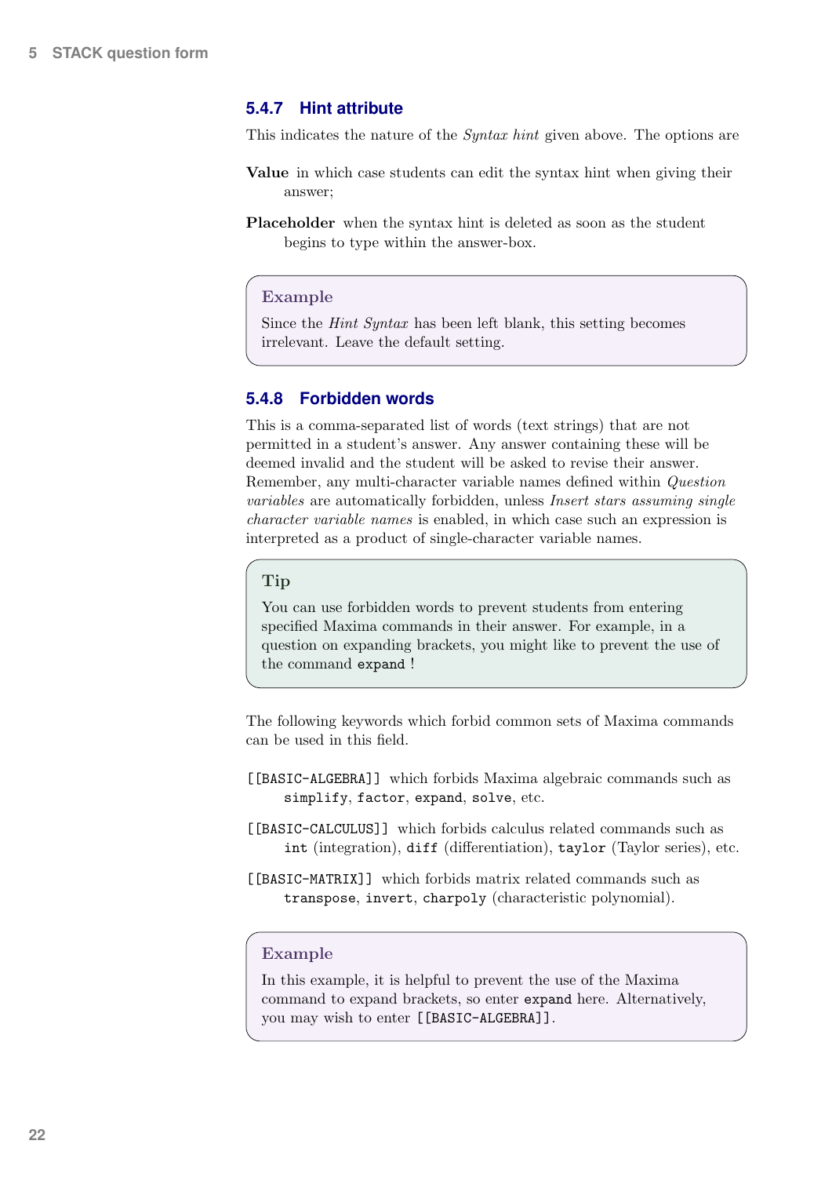### 5.4.7 Hint attribute

This indicates the nature of the *Syntax hint* given above. The options are

**Value** in which case students can edit the syntax hint when giving their answer;

**Placeholder** when the syntax hint is deleted as soon as the student begins to type within the answer-box.

> **Example**
>
> Since the *Hint Syntax* has been left blank, this setting becomes irrelevant. Leave the default setting.

### 5.4.8 Forbidden words

This is a comma-separated list of words (text strings) that are not permitted in a student's answer. Any answer containing these will be deemed invalid and the student will be asked to revise their answer. Remember, any multi-character variable names defined within *Question variables* are automatically forbidden, unless *Insert stars assuming single character variable names* is enabled, in which case such an expression is interpreted as a product of single-character variable names.

> **Tip**
>
> You can use forbidden words to prevent students from entering specified Maxima commands in their answer. For example, in a question on expanding brackets, you might like to prevent the use of the command `expand` !

The following keywords which forbid common sets of Maxima commands can be used in this field.

`[[BASIC-ALGEBRA]]` which forbids Maxima algebraic commands such as `simplify`, `factor`, `expand`, `solve`, etc.

`[[BASIC-CALCULUS]]` which forbids calculus related commands such as `int` (integration), `diff` (differentiation), `taylor` (Taylor series), etc.

`[[BASIC-MATRIX]]` which forbids matrix related commands such as `transpose`, `invert`, `charpoly` (characteristic polynomial).

> **Example**
>
> In this example, it is helpful to prevent the use of the Maxima command to expand brackets, so enter `expand` here. Alternatively, you may wish to enter `[[BASIC-ALGEBRA]]`.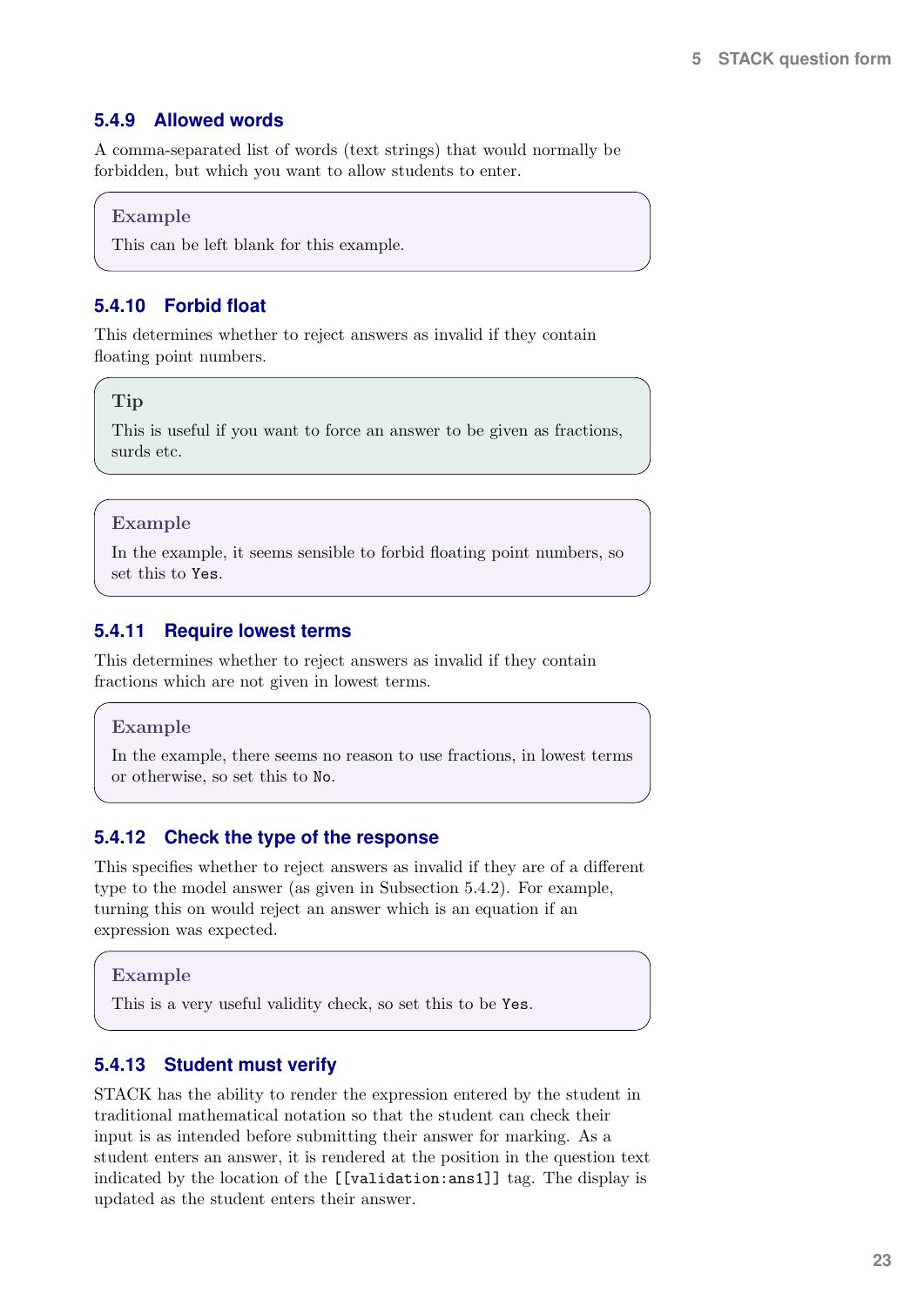### 5.4.9 Allowed words

A comma-separated list of words (text strings) that would normally be forbidden, but which you want to allow students to enter.

> **Example**
>
> This can be left blank for this example.

### 5.4.10 Forbid float

This determines whether to reject answers as invalid if they contain floating point numbers.

> **Tip**
>
> This is useful if you want to force an answer to be given as fractions, surds etc.

> **Example**
>
> In the example, it seems sensible to forbid floating point numbers, so set this to `Yes`.

### 5.4.11 Require lowest terms

This determines whether to reject answers as invalid if they contain fractions which are not given in lowest terms.

> **Example**
>
> In the example, there seems no reason to use fractions, in lowest terms or otherwise, so set this to `No`.

### 5.4.12 Check the type of the response

This specifies whether to reject answers as invalid if they are of a different type to the model answer (as given in Subsection 5.4.2). For example, turning this on would reject an answer which is an equation if an expression was expected.

> **Example**
>
> This is a very useful validity check, so set this to be `Yes`.

### 5.4.13 Student must verify

STACK has the ability to render the expression entered by the student in traditional mathematical notation so that the student can check their input is as intended before submitting their answer for marking. As a student enters an answer, it is rendered at the position in the question text indicated by the location of the `[[validation:ans1]]` tag. The display is updated as the student enters their answer.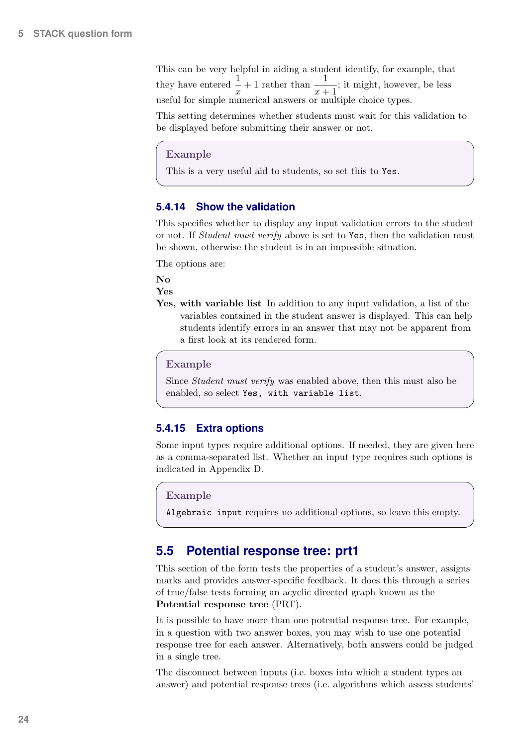This can be very helpful in aiding a student identify, for example, that they have entered $\frac{1}{x}+1$ rather than $\frac{1}{x+1}$; it might, however, be less useful for simple numerical answers or multiple choice types.

This setting determines whether students must wait for this validation to be displayed before submitting their answer or not.

> **Example**
>
> This is a very useful aid to students, so set this to `Yes`.

### 5.4.14 Show the validation

This specifies whether to display any input validation errors to the student or not. If *Student must verify* above is set to `Yes`, then the validation must be shown, otherwise the student is in an impossible situation.

The options are:

**No**

**Yes**

**Yes, with variable list** In addition to any input validation, a list of the variables contained in the student answer is displayed. This can help students identify errors in an answer that may not be apparent from a first look at its rendered form.

> **Example**
>
> Since *Student must verify* was enabled above, then this must also be enabled, so select `Yes, with variable list`.

### 5.4.15 Extra options

Some input types require additional options. If needed, they are given here as a comma-separated list. Whether an input type requires such options is indicated in Appendix D.

> **Example**
>
> `Algebraic input` requires no additional options, so leave this empty.

## 5.5 Potential response tree: prt1

This section of the form tests the properties of a student's answer, assigns marks and provides answer-specific feedback. It does this through a series of true/false tests forming an acyclic directed graph known as the **Potential response tree** (PRT).

It is possible to have more than one potential response tree. For example, in a question with two answer boxes, you may wish to use one potential response tree for each answer. Alternatively, both answers could be judged in a single tree.

The disconnect between inputs (i.e. boxes into which a student types an answer) and potential response trees (i.e. algorithms which assess students'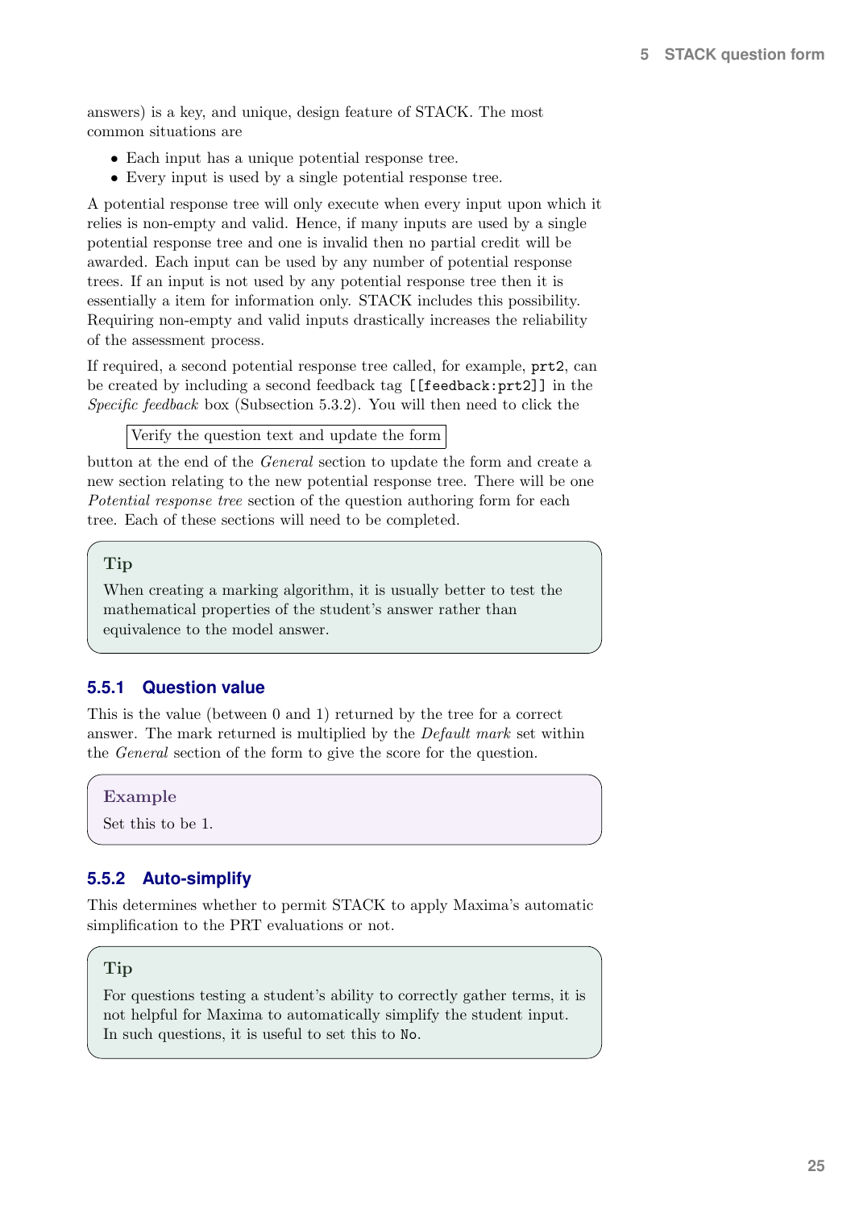answers) is a key, and unique, design feature of STACK. The most common situations are

- Each input has a unique potential response tree.
- Every input is used by a single potential response tree.

A potential response tree will only execute when every input upon which it relies is non-empty and valid. Hence, if many inputs are used by a single potential response tree and one is invalid then no partial credit will be awarded. Each input can be used by any number of potential response trees. If an input is not used by any potential response tree then it is essentially a item for information only. STACK includes this possibility. Requiring non-empty and valid inputs drastically increases the reliability of the assessment process.

If required, a second potential response tree called, for example, `prt2`, can be created by including a second feedback tag `[[feedback:prt2]]` in the *Specific feedback* box (Subsection 5.3.2). You will then need to click the

Verify the question text and update the form

button at the end of the *General* section to update the form and create a new section relating to the new potential response tree. There will be one *Potential response tree* section of the question authoring form for each tree. Each of these sections will need to be completed.

> **Tip**
>
> When creating a marking algorithm, it is usually better to test the mathematical properties of the student's answer rather than equivalence to the model answer.

### 5.5.1 Question value

This is the value (between 0 and 1) returned by the tree for a correct answer. The mark returned is multiplied by the *Default mark* set within the *General* section of the form to give the score for the question.

> **Example**
>
> Set this to be 1.

### 5.5.2 Auto-simplify

This determines whether to permit STACK to apply Maxima's automatic simplification to the PRT evaluations or not.

> **Tip**
>
> For questions testing a student's ability to correctly gather terms, it is not helpful for Maxima to automatically simplify the student input. In such questions, it is useful to set this to `No`.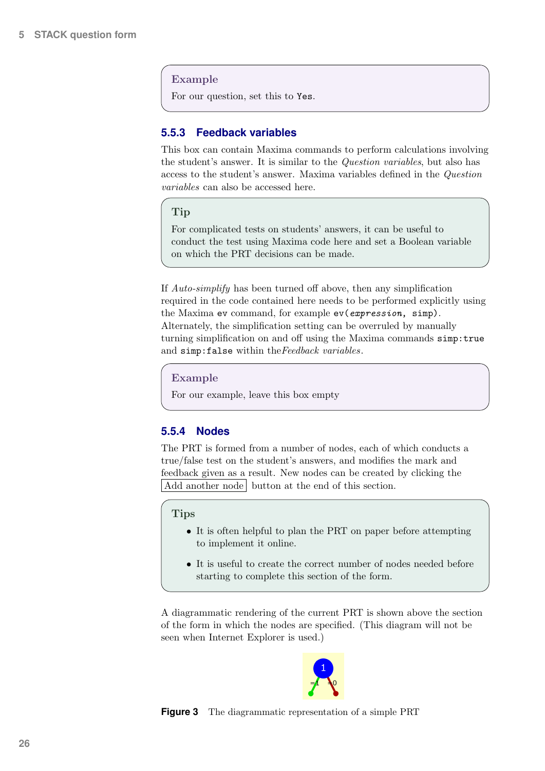> **Example**
>
> For our question, set this to `Yes`.

### 5.5.3 Feedback variables

This box can contain Maxima commands to perform calculations involving the student's answer. It is similar to the *Question variables*, but also has access to the student's answer. Maxima variables defined in the *Question variables* can also be accessed here.

> **Tip**
>
> For complicated tests on students' answers, it can be useful to conduct the test using Maxima code here and set a Boolean variable on which the PRT decisions can be made.

If *Auto-simplify* has been turned off above, then any simplification required in the code contained here needs to be performed explicitly using the Maxima `ev` command, for example `ev(expression, simp)`. Alternately, the simplification setting can be overruled by manually turning simplification on and off using the Maxima commands `simp:true` and `simp:false` within the*Feedback variables*.

> **Example**
>
> For our example, leave this box empty

### 5.5.4 Nodes

The PRT is formed from a number of nodes, each of which conducts a true/false test on the student's answers, and modifies the mark and feedback given as a result. New nodes can be created by clicking the Add another node button at the end of this section.

> **Tips**
>
> - It is often helpful to plan the PRT on paper before attempting to implement it online.
> - It is useful to create the correct number of nodes needed before starting to complete this section of the form.

A diagrammatic rendering of the current PRT is shown above the section of the form in which the nodes are specified. (This diagram will not be seen when Internet Explorer is used.)

**Figure 3** The diagrammatic representation of a simple PRT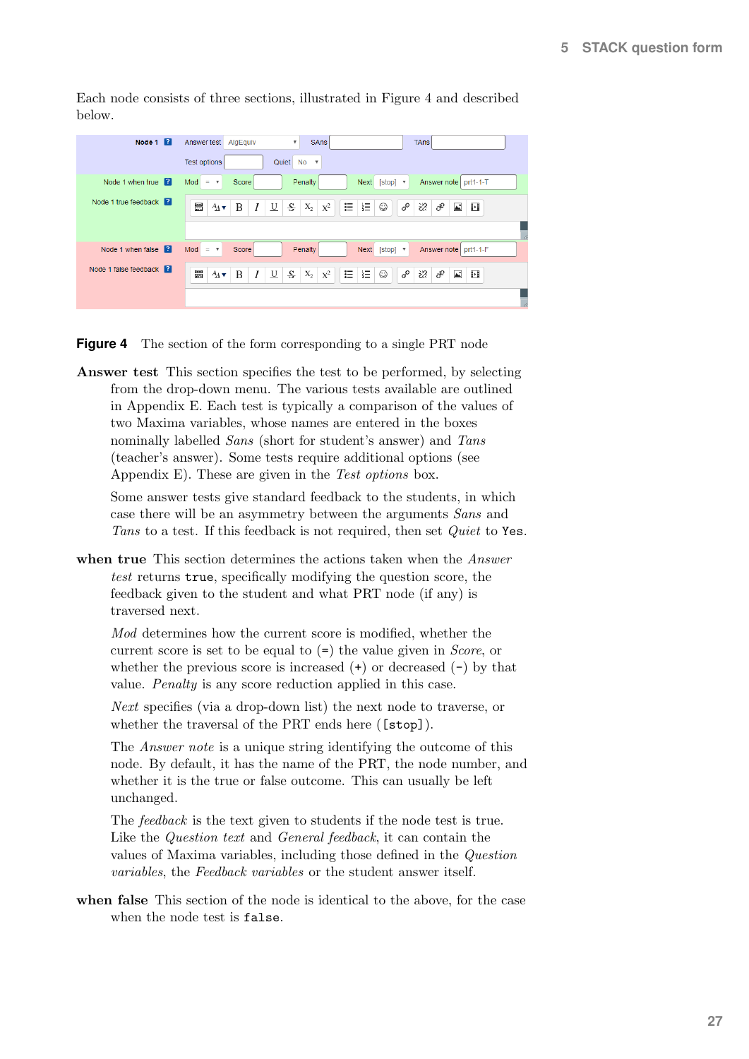Each node consists of three sections, illustrated in Figure 4 and described below.

**Figure 4** The section of the form corresponding to a single PRT node

**Answer test** This section specifies the test to be performed, by selecting from the drop-down menu. The various tests available are outlined in Appendix E. Each test is typically a comparison of the values of two Maxima variables, whose names are entered in the boxes nominally labelled *Sans* (short for student's answer) and *Tans* (teacher's answer). Some tests require additional options (see Appendix E). These are given in the *Test options* box.

Some answer tests give standard feedback to the students, in which case there will be an asymmetry between the arguments *Sans* and *Tans* to a test. If this feedback is not required, then set *Quiet* to `Yes`.

**when true** This section determines the actions taken when the *Answer test* returns `true`, specifically modifying the question score, the feedback given to the student and what PRT node (if any) is traversed next.

*Mod* determines how the current score is modified, whether the current score is set to be equal to (`=`) the value given in *Score*, or whether the previous score is increased (`+`) or decreased (`-`) by that value. *Penalty* is any score reduction applied in this case.

*Next* specifies (via a drop-down list) the next node to traverse, or whether the traversal of the PRT ends here (`[stop]`).

The *Answer note* is a unique string identifying the outcome of this node. By default, it has the name of the PRT, the node number, and whether it is the true or false outcome. This can usually be left unchanged.

The *feedback* is the text given to students if the node test is true. Like the *Question text* and *General feedback*, it can contain the values of Maxima variables, including those defined in the *Question variables*, the *Feedback variables* or the student answer itself.

**when false** This section of the node is identical to the above, for the case when the node test is `false`.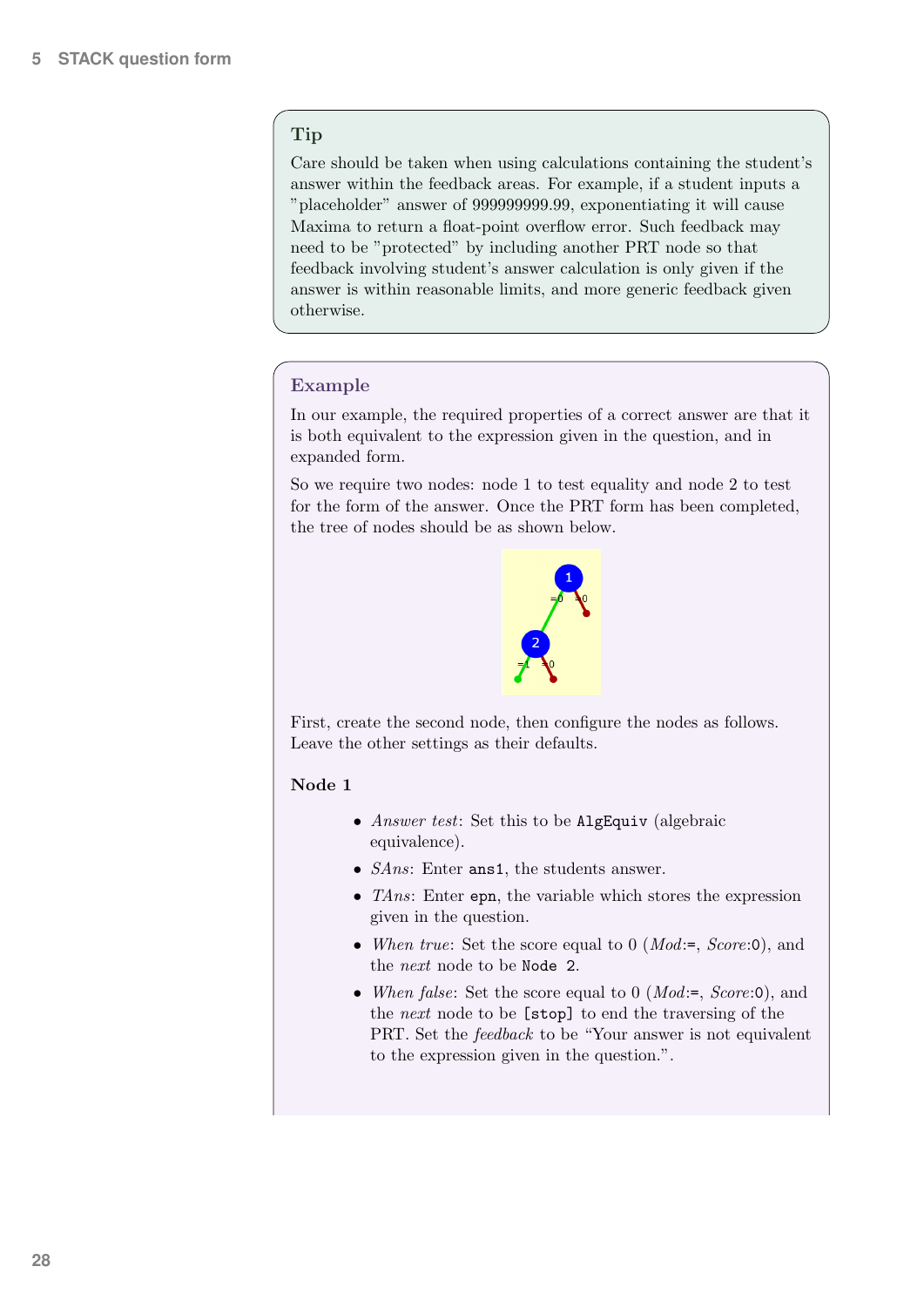**Tip**

Care should be taken when using calculations containing the student's answer within the feedback areas. For example, if a student inputs a "placeholder" answer of 999999999.99, exponentiating it will cause Maxima to return a float-point overflow error. Such feedback may need to be "protected" by including another PRT node so that feedback involving student's answer calculation is only given if the answer is within reasonable limits, and more generic feedback given otherwise.

**Example**

In our example, the required properties of a correct answer are that it is both equivalent to the expression given in the question, and in expanded form.

So we require two nodes: node 1 to test equality and node 2 to test for the form of the answer. Once the PRT form has been completed, the tree of nodes should be as shown below.

First, create the second node, then configure the nodes as follows. Leave the other settings as their defaults.

**Node 1**

- *Answer test*: Set this to be `AlgEquiv` (algebraic equivalence).
- *SAns*: Enter `ans1`, the students answer.
- *TAns*: Enter `epn`, the variable which stores the expression given in the question.
- *When true*: Set the score equal to 0 (*Mod*:`=`, *Score*:`0`), and the *next* node to be `Node 2`.
- *When false*: Set the score equal to 0 (*Mod*:`=`, *Score*:`0`), and the *next* node to be `[stop]` to end the traversing of the PRT. Set the *feedback* to be "Your answer is not equivalent to the expression given in the question.".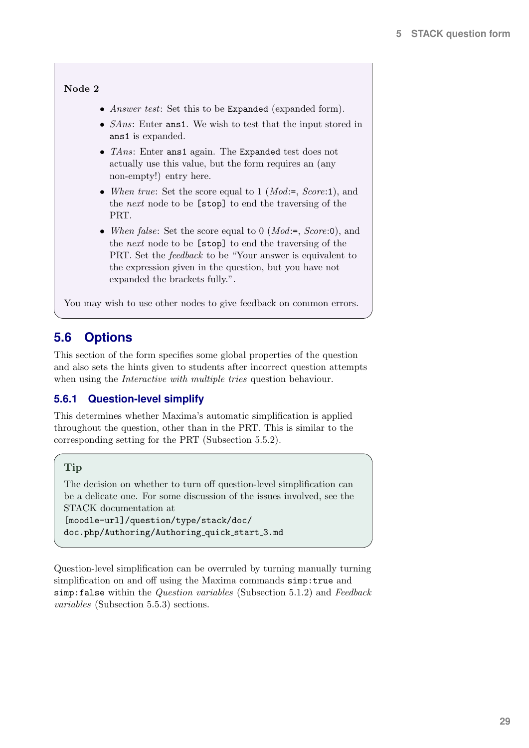**Node 2**

- *Answer test*: Set this to be `Expanded` (expanded form).
- *SAns*: Enter `ans1`. We wish to test that the input stored in `ans1` is expanded.
- *TAns*: Enter `ans1` again. The `Expanded` test does not actually use this value, but the form requires an (any non-empty!) entry here.
- *When true*: Set the score equal to 1 (*Mod*:`=`, *Score*:`1`), and the *next* node to be `[stop]` to end the traversing of the PRT.
- *When false*: Set the score equal to 0 (*Mod*:`=`, *Score*:`0`), and the *next* node to be `[stop]` to end the traversing of the PRT. Set the *feedback* to be "Your answer is equivalent to the expression given in the question, but you have not expanded the brackets fully.".

You may wish to use other nodes to give feedback on common errors.

## 5.6 Options

This section of the form specifies some global properties of the question and also sets the hints given to students after incorrect question attempts when using the *Interactive with multiple tries* question behaviour.

### 5.6.1 Question-level simplify

This determines whether Maxima's automatic simplification is applied throughout the question, other than in the PRT. This is similar to the corresponding setting for the PRT (Subsection 5.5.2).

**Tip**

The decision on whether to turn off question-level simplification can be a delicate one. For some discussion of the issues involved, see the STACK documentation at
`[moodle-url]/question/type/stack/doc/doc.php/Authoring/Authoring_quick_start_3.md`

Question-level simplification can be overruled by turning manually turning simplification on and off using the Maxima commands `simp:true` and `simp:false` within the *Question variables* (Subsection 5.1.2) and *Feedback variables* (Subsection 5.5.3) sections.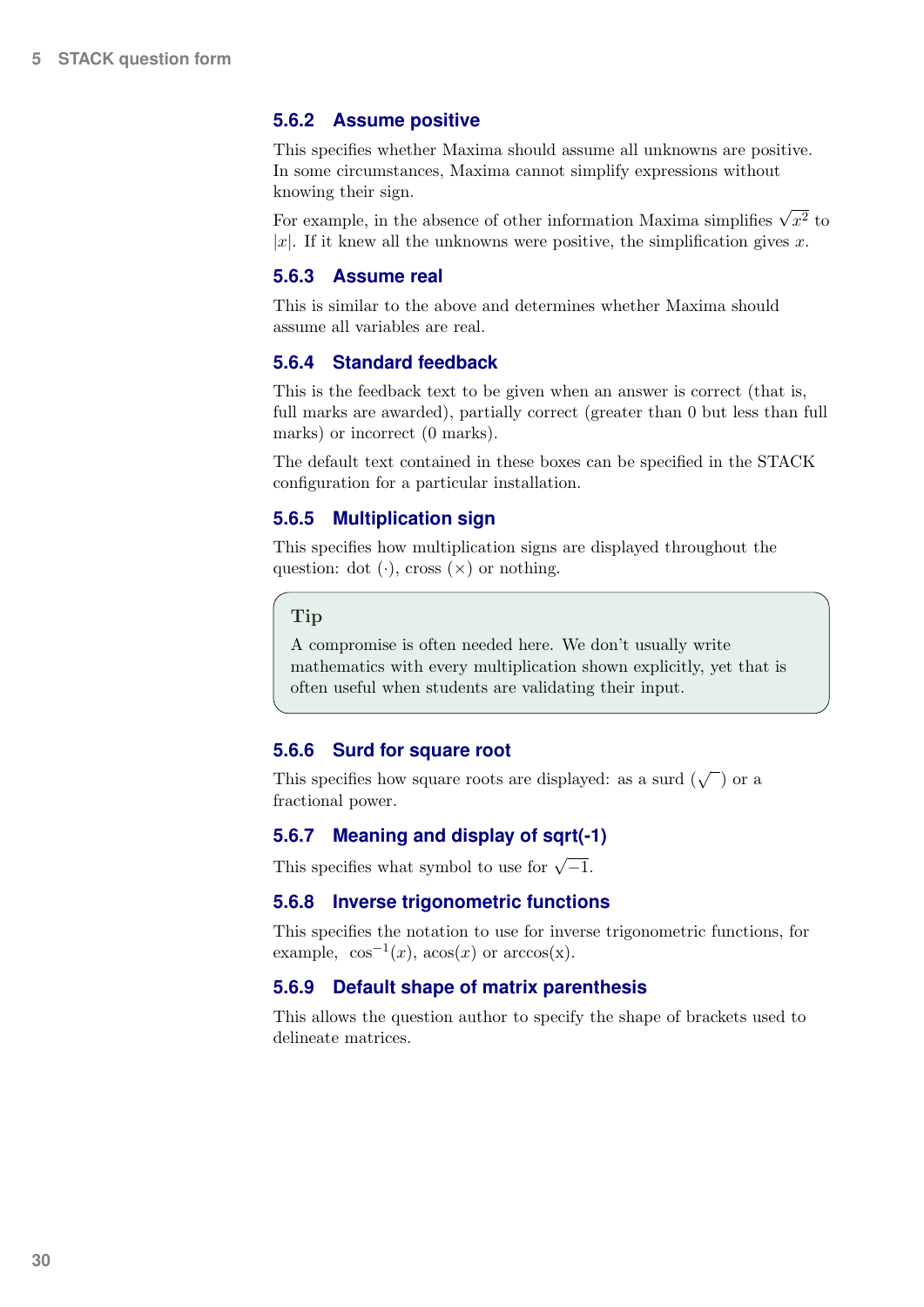### 5.6.2 Assume positive

This specifies whether Maxima should assume all unknowns are positive. In some circumstances, Maxima cannot simplify expressions without knowing their sign.

For example, in the absence of other information Maxima simplifies $\sqrt{x^2}$ to $|x|$. If it knew all the unknowns were positive, the simplification gives $x$.

### 5.6.3 Assume real

This is similar to the above and determines whether Maxima should assume all variables are real.

### 5.6.4 Standard feedback

This is the feedback text to be given when an answer is correct (that is, full marks are awarded), partially correct (greater than 0 but less than full marks) or incorrect (0 marks).

The default text contained in these boxes can be specified in the STACK configuration for a particular installation.

### 5.6.5 Multiplication sign

This specifies how multiplication signs are displayed throughout the question: dot ($\cdot$), cross ($\times$) or nothing.

> **Tip**
>
> A compromise is often needed here. We don't usually write mathematics with every multiplication shown explicitly, yet that is often useful when students are validating their input.

### 5.6.6 Surd for square root

This specifies how square roots are displayed: as a surd ($\sqrt{\ }$) or a fractional power.

### 5.6.7 Meaning and display of sqrt(-1)

This specifies what symbol to use for $\sqrt{-1}$.

### 5.6.8 Inverse trigonometric functions

This specifies the notation to use for inverse trigonometric functions, for example, $\cos^{-1}(x)$, $\mathrm{acos}(x)$ or arccos(x).

### 5.6.9 Default shape of matrix parenthesis

This allows the question author to specify the shape of brackets used to delineate matrices.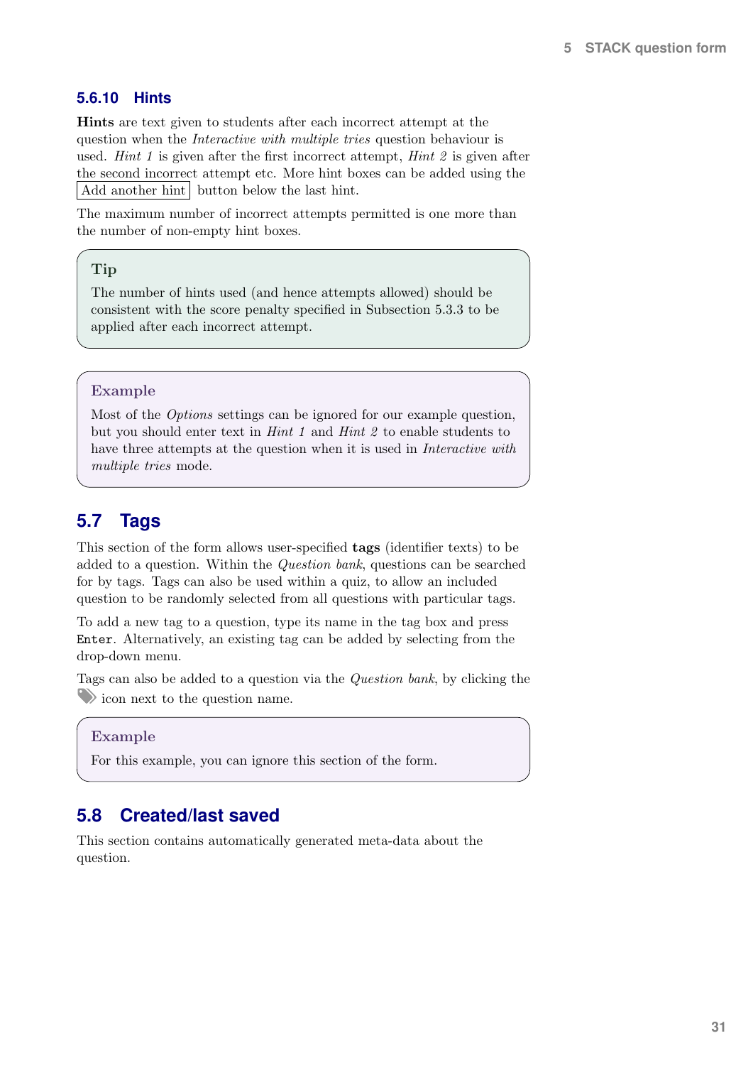### 5.6.10 Hints

**Hints** are text given to students after each incorrect attempt at the question when the *Interactive with multiple tries* question behaviour is used. *Hint 1* is given after the first incorrect attempt, *Hint 2* is given after the second incorrect attempt etc. More hint boxes can be added using the Add another hint button below the last hint.

The maximum number of incorrect attempts permitted is one more than the number of non-empty hint boxes.

> **Tip**
>
> The number of hints used (and hence attempts allowed) should be consistent with the score penalty specified in Subsection 5.3.3 to be applied after each incorrect attempt.

> **Example**
>
> Most of the *Options* settings can be ignored for our example question, but you should enter text in *Hint 1* and *Hint 2* to enable students to have three attempts at the question when it is used in *Interactive with multiple tries* mode.

## 5.7 Tags

This section of the form allows user-specified **tags** (identifier texts) to be added to a question. Within the *Question bank*, questions can be searched for by tags. Tags can also be used within a quiz, to allow an included question to be randomly selected from all questions with particular tags.

To add a new tag to a question, type its name in the tag box and press `Enter`. Alternatively, an existing tag can be added by selecting from the drop-down menu.

Tags can also be added to a question via the *Question bank*, by clicking the icon next to the question name.

> **Example**
>
> For this example, you can ignore this section of the form.

## 5.8 Created/last saved

This section contains automatically generated meta-data about the question.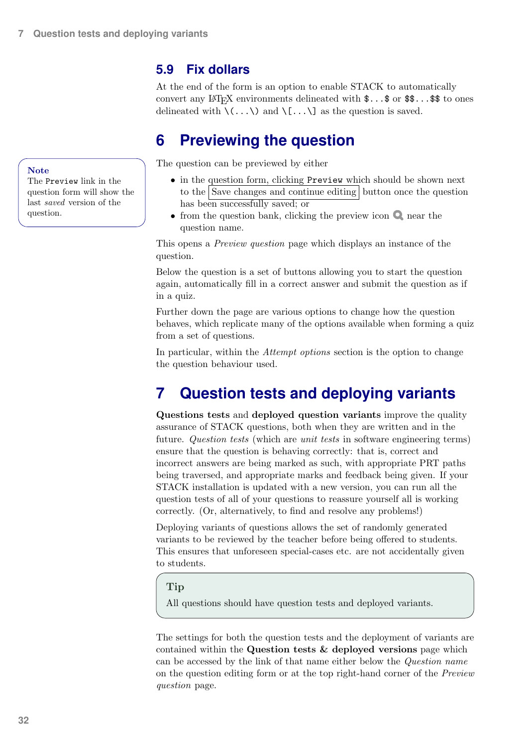## 5.9 Fix dollars

At the end of the form is an option to enable STACK to automatically convert any LaTeX environments delineated with `$...$` or `$$...$$` to ones delineated with `\(...\)` and `\[...\]` as the question is saved.

# 6 Previewing the question

> **Note**
> The `Preview` link in the question form will show the last *saved* version of the question.

The question can be previewed by either

- in the question form, clicking `Preview` which should be shown next to the Save changes and continue editing button once the question has been successfully saved; or
- from the question bank, clicking the preview icon near the question name.

This opens a *Preview question* page which displays an instance of the question.

Below the question is a set of buttons allowing you to start the question again, automatically fill in a correct answer and submit the question as if in a quiz.

Further down the page are various options to change how the question behaves, which replicate many of the options available when forming a quiz from a set of questions.

In particular, within the *Attempt options* section is the option to change the question behaviour used.

# 7 Question tests and deploying variants

**Questions tests** and **deployed question variants** improve the quality assurance of STACK questions, both when they are written and in the future. *Question tests* (which are *unit tests* in software engineering terms) ensure that the question is behaving correctly: that is, correct and incorrect answers are being marked as such, with appropriate PRT paths being traversed, and appropriate marks and feedback being given. If your STACK installation is updated with a new version, you can run all the question tests of all of your questions to reassure yourself all is working correctly. (Or, alternatively, to find and resolve any problems!)

Deploying variants of questions allows the set of randomly generated variants to be reviewed by the teacher before being offered to students. This ensures that unforeseen special-cases etc. are not accidentally given to students.

> **Tip**
> All questions should have question tests and deployed variants.

The settings for both the question tests and the deployment of variants are contained within the **Question tests & deployed versions** page which can be accessed by the link of that name either below the *Question name* on the question editing form or at the top right-hand corner of the *Preview question* page.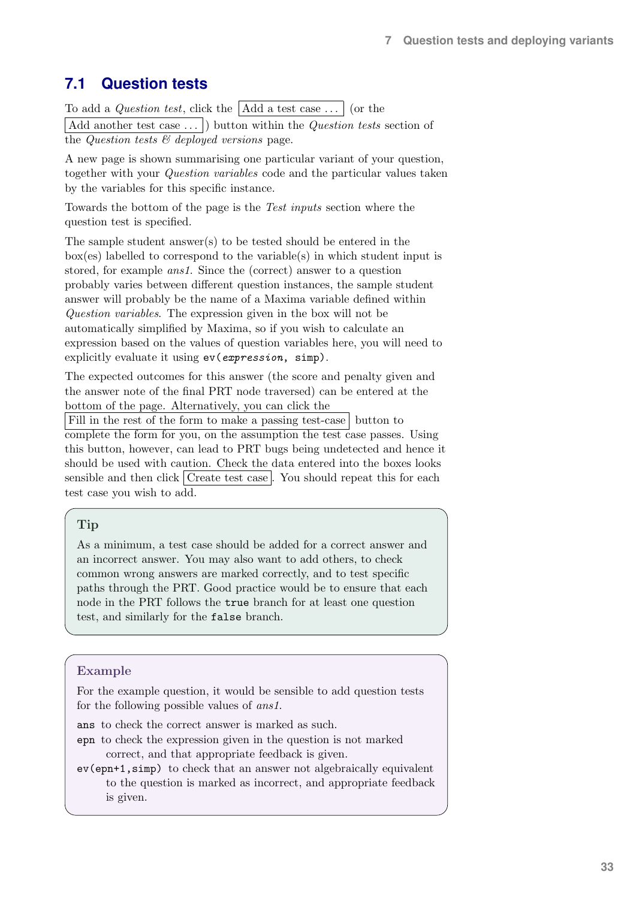## 7.1 Question tests

To add a *Question test*, click the [Add a test case ...] (or the [Add another test case ...]) button within the *Question tests* section of the *Question tests & deployed versions* page.

A new page is shown summarising one particular variant of your question, together with your *Question variables* code and the particular values taken by the variables for this specific instance.

Towards the bottom of the page is the *Test inputs* section where the question test is specified.

The sample student answer(s) to be tested should be entered in the box(es) labelled to correspond to the variable(s) in which student input is stored, for example *ans1*. Since the (correct) answer to a question probably varies between different question instances, the sample student answer will probably be the name of a Maxima variable defined within *Question variables*. The expression given in the box will not be automatically simplified by Maxima, so if you wish to calculate an expression based on the values of question variables here, you will need to explicitly evaluate it using `ev(expression, simp)`.

The expected outcomes for this answer (the score and penalty given and the answer note of the final PRT node traversed) can be entered at the bottom of the page. Alternatively, you can click the [Fill in the rest of the form to make a passing test-case] button to complete the form for you, on the assumption the test case passes. Using this button, however, can lead to PRT bugs being undetected and hence it should be used with caution. Check the data entered into the boxes looks sensible and then click [Create test case]. You should repeat this for each test case you wish to add.

> **Tip**
>
> As a minimum, a test case should be added for a correct answer and an incorrect answer. You may also want to add others, to check common wrong answers are marked correctly, and to test specific paths through the PRT. Good practice would be to ensure that each node in the PRT follows the `true` branch for at least one question test, and similarly for the `false` branch.

> **Example**
>
> For the example question, it would be sensible to add question tests for the following possible values of *ans1*.
>
> `ans` to check the correct answer is marked as such.
>
> `epn` to check the expression given in the question is not marked correct, and that appropriate feedback is given.
>
> `ev(epn+1,simp)` to check that an answer not algebraically equivalent to the question is marked as incorrect, and appropriate feedback is given.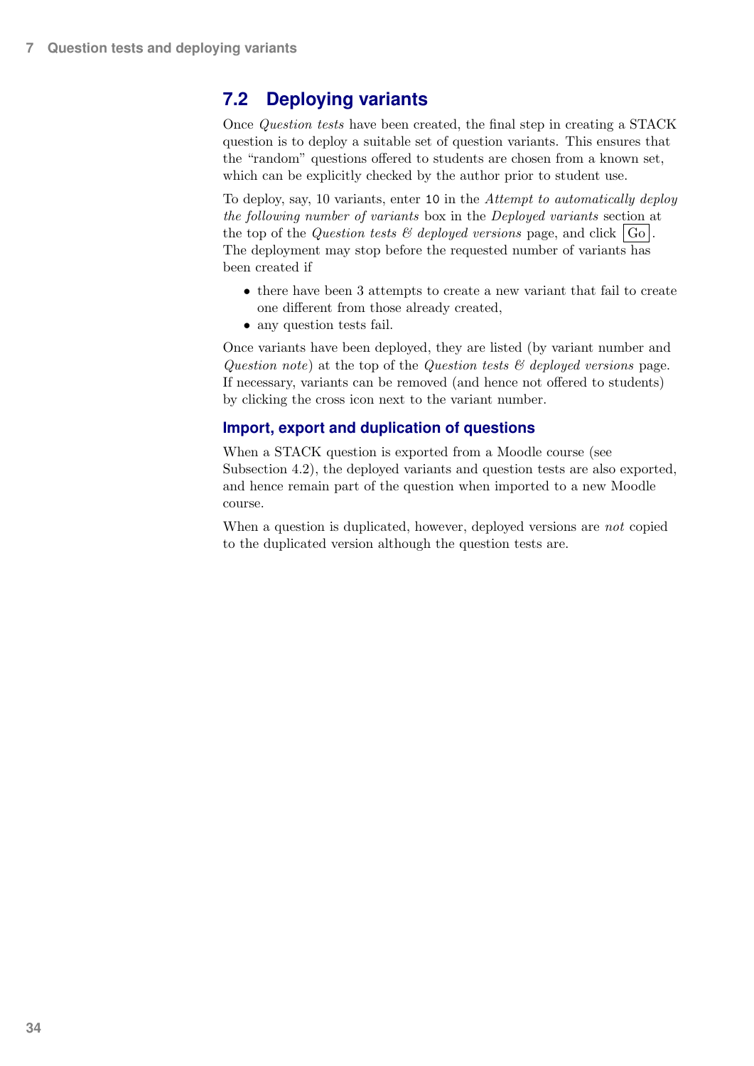## 7.2 Deploying variants

Once *Question tests* have been created, the final step in creating a STACK question is to deploy a suitable set of question variants. This ensures that the "random" questions offered to students are chosen from a known set, which can be explicitly checked by the author prior to student use.

To deploy, say, 10 variants, enter `10` in the *Attempt to automatically deploy the following number of variants* box in the *Deployed variants* section at the top of the *Question tests & deployed versions* page, and click Go. The deployment may stop before the requested number of variants has been created if

- there have been 3 attempts to create a new variant that fail to create one different from those already created,
- any question tests fail.

Once variants have been deployed, they are listed (by variant number and *Question note*) at the top of the *Question tests & deployed versions* page. If necessary, variants can be removed (and hence not offered to students) by clicking the cross icon next to the variant number.

### Import, export and duplication of questions

When a STACK question is exported from a Moodle course (see Subsection 4.2), the deployed variants and question tests are also exported, and hence remain part of the question when imported to a new Moodle course.

When a question is duplicated, however, deployed versions are *not* copied to the duplicated version although the question tests are.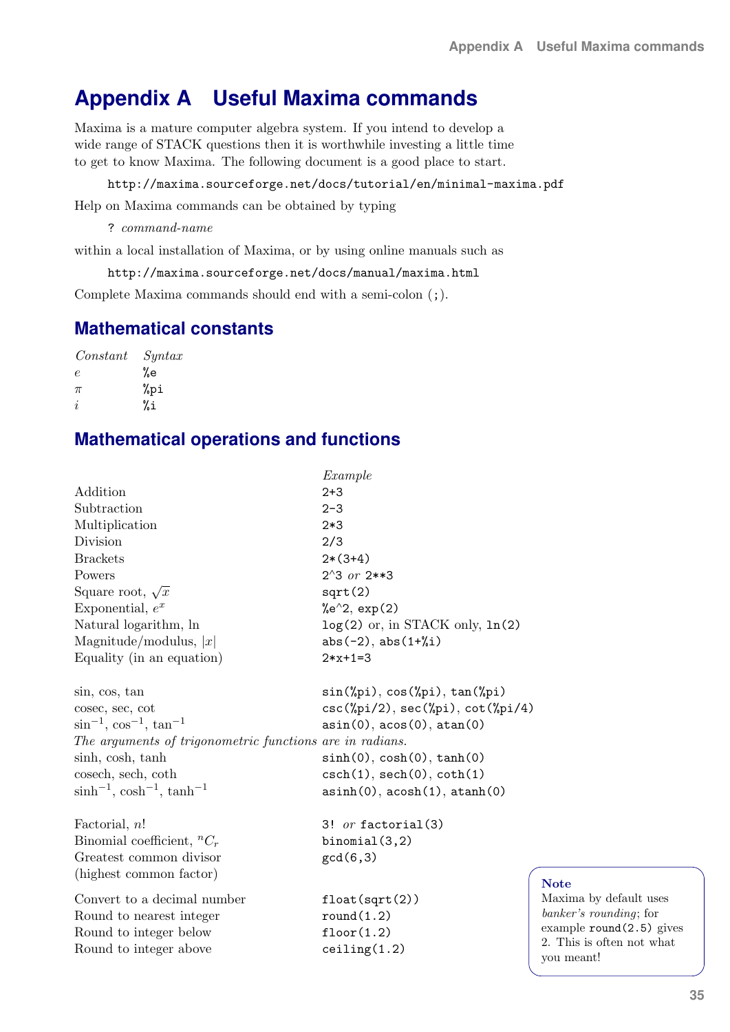# Appendix A Useful Maxima commands

Maxima is a mature computer algebra system. If you intend to develop a wide range of STACK questions then it is worthwhile investing a little time to get to know Maxima. The following document is a good place to start.

`http://maxima.sourceforge.net/docs/tutorial/en/minimal-maxima.pdf`

Help on Maxima commands can be obtained by typing

`?` *command-name*

within a local installation of Maxima, or by using online manuals such as

`http://maxima.sourceforge.net/docs/manual/maxima.html`

Complete Maxima commands should end with a semi-colon (`;`).

## Mathematical constants

| *Constant* | *Syntax* |
|---|---|
| $e$ | `%e` |
| $\pi$ | `%pi` |
| $i$ | `%i` |

## Mathematical operations and functions

| | *Example* |
|---|---|
| Addition | `2+3` |
| Subtraction | `2-3` |
| Multiplication | `2*3` |
| Division | `2/3` |
| Brackets | `2*(3+4)` |
| Powers | `2^3` *or* `2**3` |
| Square root, $\sqrt{x}$ | `sqrt(2)` |
| Exponential, $e^x$ | `%e^2`, `exp(2)` |
| Natural logarithm, ln | `log(2)` or, in STACK only, `ln(2)` |
| Magnitude/modulus, $\lvert x\rvert$ | `abs(-2)`, `abs(1+%i)` |
| Equality (in an equation) | `2*x+1=3` |
| | |
| sin, cos, tan | `sin(%pi)`, `cos(%pi)`, `tan(%pi)` |
| cosec, sec, cot | `csc(%pi/2)`, `sec(%pi)`, `cot(%pi/4)` |
| $\sin^{-1}$, $\cos^{-1}$, $\tan^{-1}$ | `asin(0)`, `acos(0)`, `atan(0)` |
| *The arguments of trigonometric functions are in radians.* | |
| sinh, cosh, tanh | `sinh(0)`, `cosh(0)`, `tanh(0)` |
| cosech, sech, coth | `csch(1)`, `sech(0)`, `coth(1)` |
| $\sinh^{-1}$, $\cosh^{-1}$, $\tanh^{-1}$ | `asinh(0)`, `acosh(1)`, `atanh(0)` |
| | |
| Factorial, $n!$ | `3!` *or* `factorial(3)` |
| Binomial coefficient, ${}^nC_r$ | `binomial(3,2)` |
| Greatest common divisor (highest common factor) | `gcd(6,3)` |
| | |
| Convert to a decimal number | `float(sqrt(2))` |
| Round to nearest integer | `round(1.2)` |
| Round to integer below | `floor(1.2)` |
| Round to integer above | `ceiling(1.2)` |

**Note**
Maxima by default uses *banker's rounding*; for example `round(2.5)` gives 2. This is often not what you meant!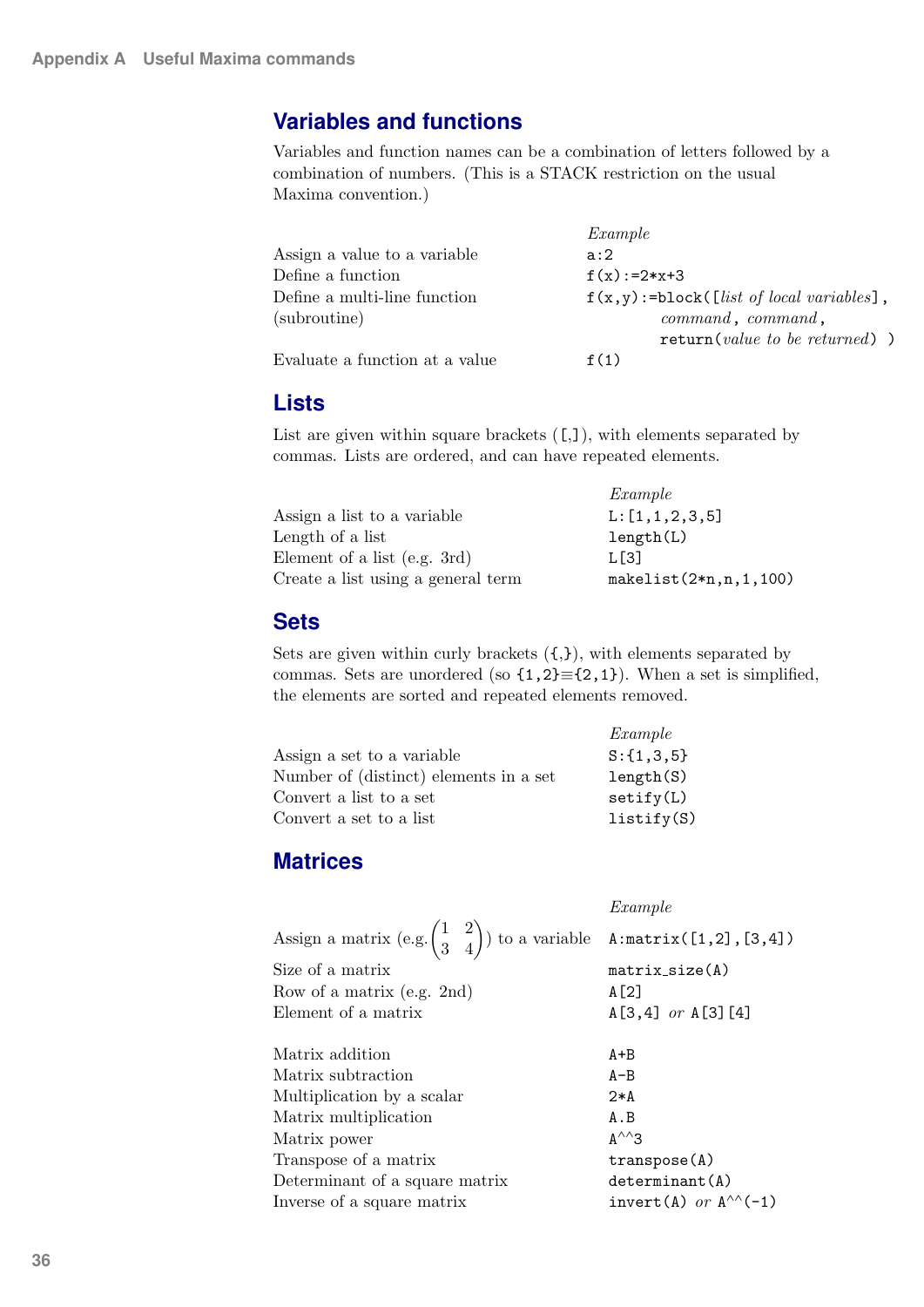## Variables and functions

Variables and function names can be a combination of letters followed by a combination of numbers. (This is a STACK restriction on the usual Maxima convention.)

| | *Example* |
|---|---|
| Assign a value to a variable | `a:2` |
| Define a function | `f(x):=2*x+3` |
| Define a multi-line function (subroutine) | `f(x,y):=block([`*list of local variables*`],` *command*`,` *command*`, return(`*value to be returned*`) )` |
| Evaluate a function at a value | `f(1)` |

## Lists

List are given within square brackets ([,]), with elements separated by commas. Lists are ordered, and can have repeated elements.

| | *Example* |
|---|---|
| Assign a list to a variable | `L:[1,1,2,3,5]` |
| Length of a list | `length(L)` |
| Element of a list (e.g. 3rd) | `L[3]` |
| Create a list using a general term | `makelist(2*n,n,1,100)` |

## Sets

Sets are given within curly brackets ({,}), with elements separated by commas. Sets are unordered (so `{1,2}`≡`{2,1}`). When a set is simplified, the elements are sorted and repeated elements removed.

| | *Example* |
|---|---|
| Assign a set to a variable | `S:{1,3,5}` |
| Number of (distinct) elements in a set | `length(S)` |
| Convert a list to a set | `setify(L)` |
| Convert a set to a list | `listify(S)` |

## Matrices

| | *Example* |
|---|---|
| Assign a matrix (e.g. $\begin{pmatrix} 1 & 2 \\ 3 & 4 \end{pmatrix}$) to a variable | `A:matrix([1,2],[3,4])` |
| Size of a matrix | `matrix_size(A)` |
| Row of a matrix (e.g. 2nd) | `A[2]` |
| Element of a matrix | `A[3,4]` *or* `A[3][4]` |
| Matrix addition | `A+B` |
| Matrix subtraction | `A-B` |
| Multiplication by a scalar | `2*A` |
| Matrix multiplication | `A.B` |
| Matrix power | `A^^3` |
| Transpose of a matrix | `transpose(A)` |
| Determinant of a square matrix | `determinant(A)` |
| Inverse of a square matrix | `invert(A)` *or* `A^^(-1)` |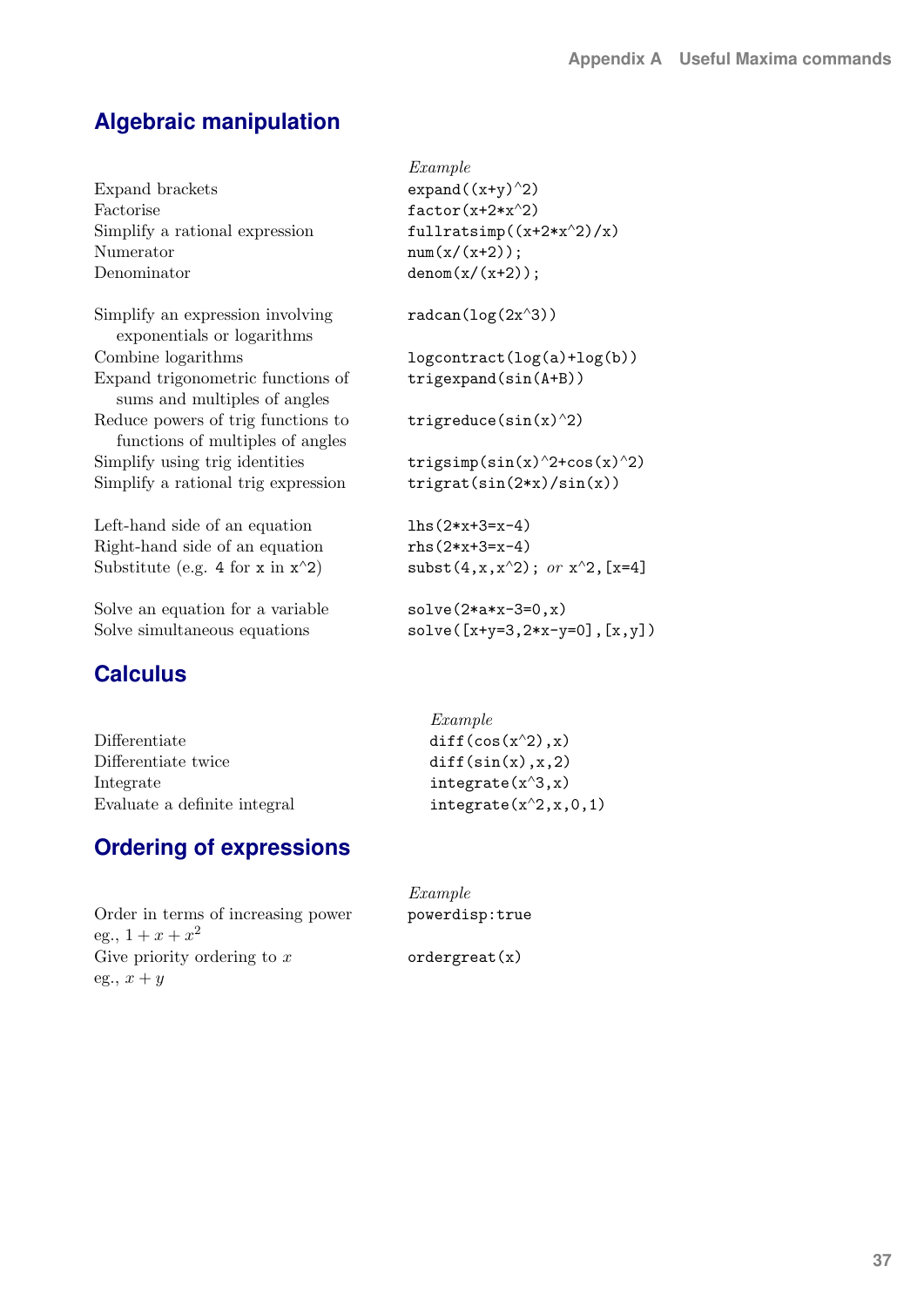## Algebraic manipulation

| | *Example* |
|---|---|
| Expand brackets | `expand((x+y)^2)` |
| Factorise | `factor(x+2*x^2)` |
| Simplify a rational expression | `fullratsimp((x+2*x^2)/x)` |
| Numerator | `num(x/(x+2));` |
| Denominator | `denom(x/(x+2));` |
| Simplify an expression involving exponentials or logarithms | `radcan(log(2x^3))` |
| Combine logarithms | `logcontract(log(a)+log(b))` |
| Expand trigonometric functions of sums and multiples of angles | `trigexpand(sin(A+B))` |
| Reduce powers of trig functions to functions of multiples of angles | `trigreduce(sin(x)^2)` |
| Simplify using trig identities | `trigsimp(sin(x)^2+cos(x)^2)` |
| Simplify a rational trig expression | `trigrat(sin(2*x)/sin(x))` |
| Left-hand side of an equation | `lhs(2*x+3=x-4)` |
| Right-hand side of an equation | `rhs(2*x+3=x-4)` |
| Substitute (e.g. `4` for `x` in `x^2`) | `subst(4,x,x^2);` *or* `x^2,[x=4]` |
| Solve an equation for a variable | `solve(2*a*x-3=0,x)` |
| Solve simultaneous equations | `solve([x+y=3,2*x-y=0],[x,y])` |

## Calculus

| | *Example* |
|---|---|
| Differentiate | `diff(cos(x^2),x)` |
| Differentiate twice | `diff(sin(x),x,2)` |
| Integrate | `integrate(x^3,x)` |
| Evaluate a definite integral | `integrate(x^2,x,0,1)` |

## Ordering of expressions

| | *Example* |
|---|---|
| Order in terms of increasing power eg., $1 + x + x^2$ | `powerdisp:true` |
| Give priority ordering to $x$ eg., $x + y$ | `ordergreat(x)` |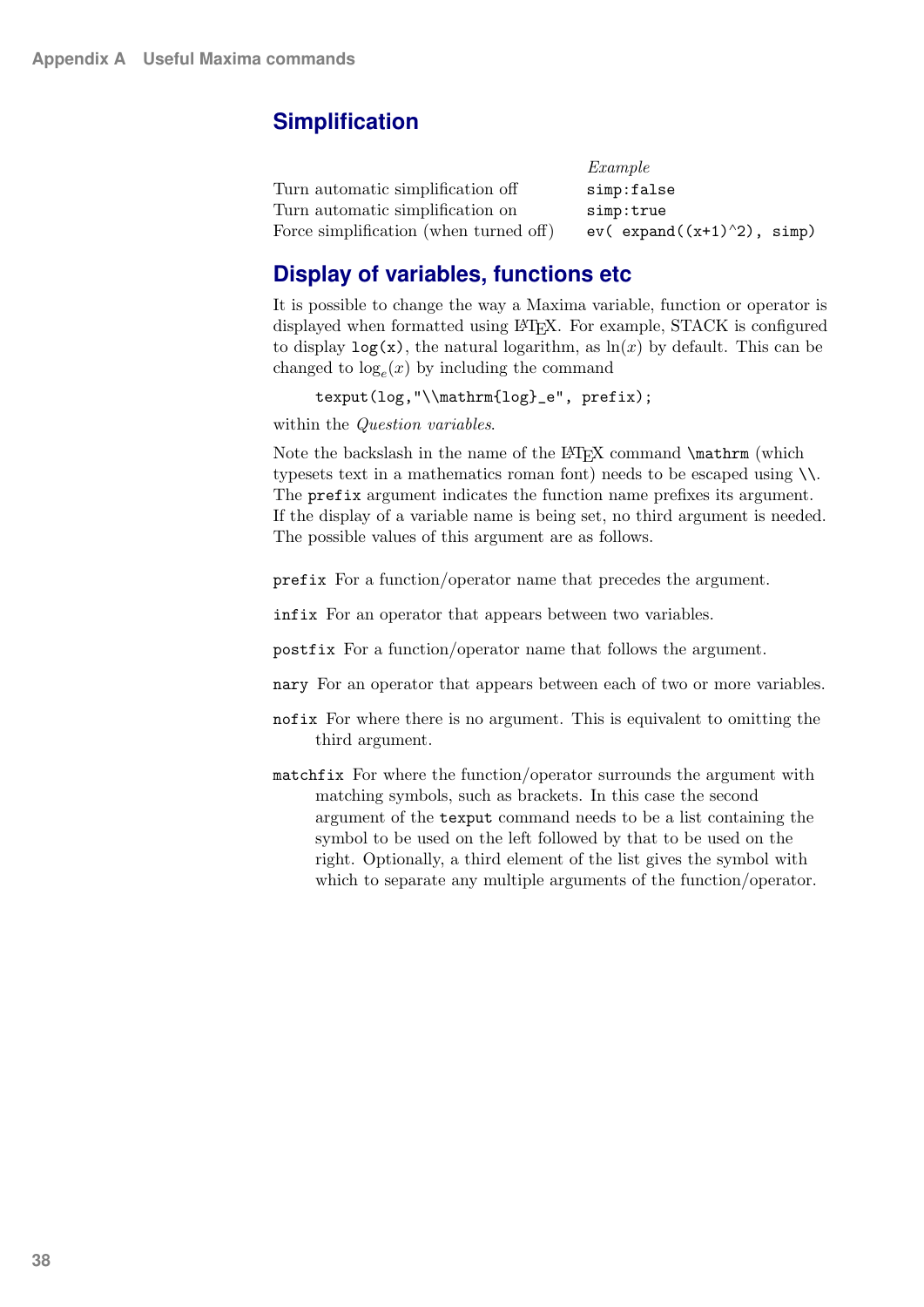## Simplification

| | *Example* |
|---|---|
| Turn automatic simplification off | `simp:false` |
| Turn automatic simplification on | `simp:true` |
| Force simplification (when turned off) | `ev( expand((x+1)^2), simp)` |

## Display of variables, functions etc

It is possible to change the way a Maxima variable, function or operator is displayed when formatted using LaTeX. For example, STACK is configured to display `log(x)`, the natural logarithm, as $\ln(x)$ by default. This can be changed to $\log_e(x)$ by including the command

```
texput(log,"\\mathrm{log}_e", prefix);
```

within the *Question variables*.

Note the backslash in the name of the LaTeX command `\mathrm` (which typesets text in a mathematics roman font) needs to be escaped using `\\`. The `prefix` argument indicates the function name prefixes its argument. If the display of a variable name is being set, no third argument is needed. The possible values of this argument are as follows.

`prefix` For a function/operator name that precedes the argument.

`infix` For an operator that appears between two variables.

`postfix` For a function/operator name that follows the argument.

`nary` For an operator that appears between each of two or more variables.

`nofix` For where there is no argument. This is equivalent to omitting the third argument.

`matchfix` For where the function/operator surrounds the argument with matching symbols, such as brackets. In this case the second argument of the `texput` command needs to be a list containing the symbol to be used on the left followed by that to be used on the right. Optionally, a third element of the list gives the symbol with which to separate any multiple arguments of the function/operator.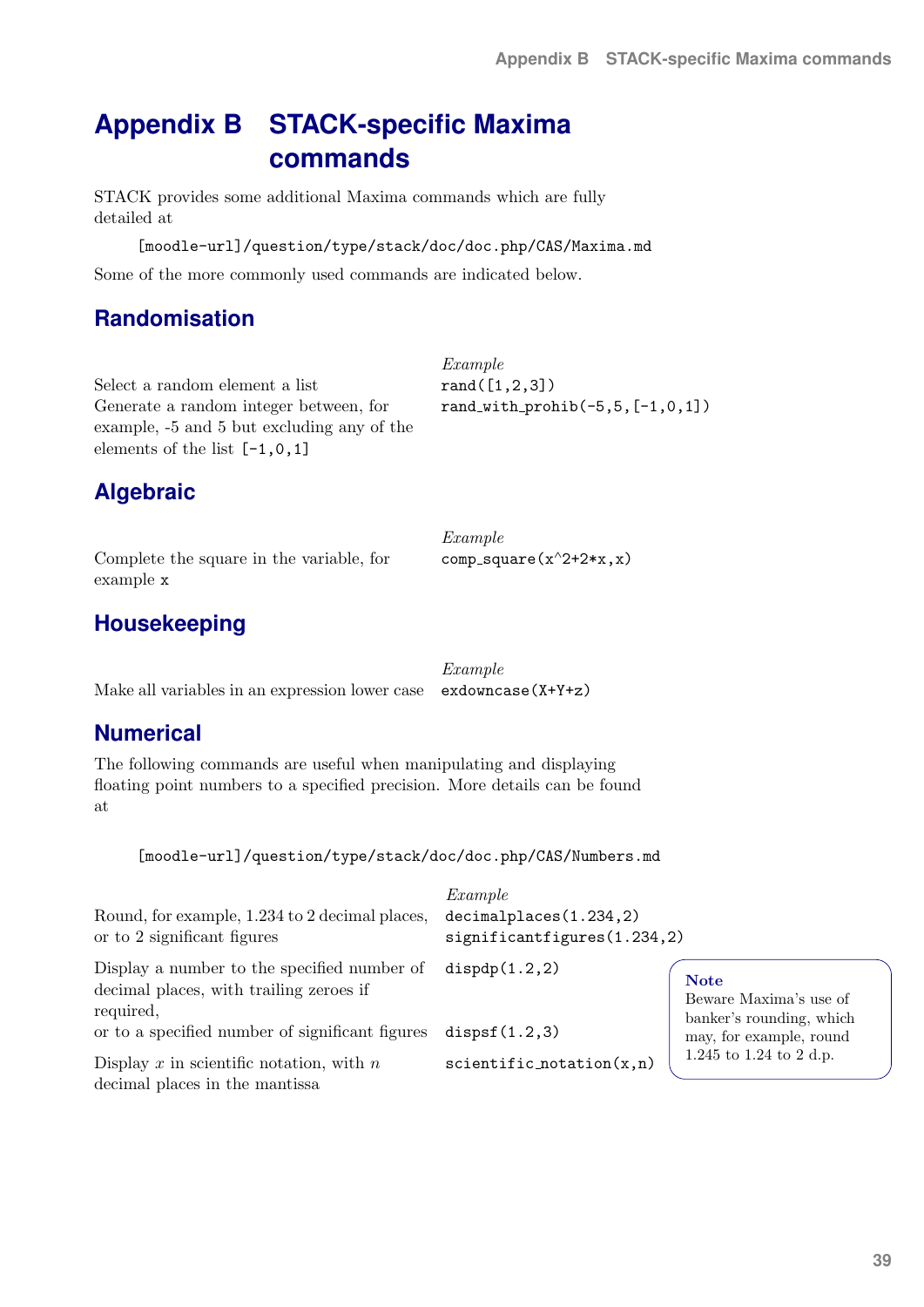# Appendix B STACK-specific Maxima commands

STACK provides some additional Maxima commands which are fully detailed at

```
[moodle-url]/question/type/stack/doc/doc.php/CAS/Maxima.md
```

Some of the more commonly used commands are indicated below.

## Randomisation

| | *Example* |
|---|---|
| Select a random element a list | `rand([1,2,3])` |
| Generate a random integer between, for example, -5 and 5 but excluding any of the elements of the list `[-1,0,1]` | `rand_with_prohib(-5,5,[-1,0,1])` |

## Algebraic

| | *Example* |
|---|---|
| Complete the square in the variable, for example `x` | `comp_square(x^2+2*x,x)` |

## Housekeeping

| | *Example* |
|---|---|
| Make all variables in an expression lower case | `exdowncase(X+Y+z)` |

## Numerical

The following commands are useful when manipulating and displaying floating point numbers to a specified precision. More details can be found at

```
[moodle-url]/question/type/stack/doc/doc.php/CAS/Numbers.md
```

| | *Example* |
|---|---|
| Round, for example, 1.234 to 2 decimal places, or to 2 significant figures | `decimalplaces(1.234,2)` `significantfigures(1.234,2)` |
| Display a number to the specified number of decimal places, with trailing zeroes if required, | `dispdp(1.2,2)` |
| or to a specified number of significant figures | `dispsf(1.2,3)` |
| Display $x$ in scientific notation, with $n$ decimal places in the mantissa | `scientific_notation(x,n)` |

**Note**
Beware Maxima's use of banker's rounding, which may, for example, round 1.245 to 1.24 to 2 d.p.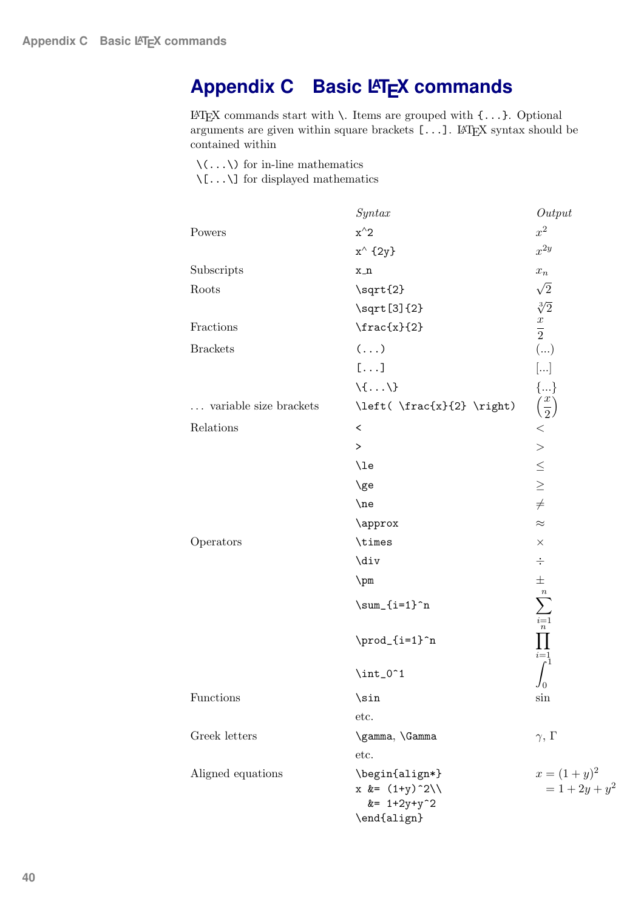# Appendix C Basic LaTeX commands

LaTeX commands start with `\`. Items are grouped with `{...}`. Optional arguments are given within square brackets `[...]`. LaTeX syntax should be contained within

`\(...\)` for in-line mathematics
`\[...\]` for displayed mathematics

| | *Syntax* | *Output* |
|---|---|---|
| Powers | `x^2` | $x^2$ |
| | `x^ {2y}` | $x^{2y}$ |
| Subscripts | `x_n` | $x_n$ |
| Roots | `\sqrt{2}` | $\sqrt{2}$ |
| | `\sqrt[3]{2}` | $\sqrt[3]{2}$ |
| Fractions | `\frac{x}{2}` | $\frac{x}{2}$ |
| Brackets | `(...)` | $(...)$ |
| | `[...]` | $[...]$ |
| | `\{...\}` | $\{...\}$ |
| ... variable size brackets | `\left( \frac{x}{2} \right)` | $\left( \frac{x}{2} \right)$ |
| Relations | `<` | $<$ |
| | `>` | $>$ |
| | `\le` | $\le$ |
| | `\ge` | $\ge$ |
| | `\ne` | $\ne$ |
| | `\approx` | $\approx$ |
| Operators | `\times` | $\times$ |
| | `\div` | $\div$ |
| | `\pm` | $\pm$ |
| | `\sum_{i=1}^n` | $\displaystyle\sum_{i=1}^n$ |
| | `\prod_{i=1}^n` | $\displaystyle\prod_{i=1}^n$ |
| | `\int_0^1` | $\displaystyle\int_0^1$ |
| Functions | `\sin` | $\sin$ |
| | etc. | |
| Greek letters | `\gamma, \Gamma` | $\gamma$, $\Gamma$ |
| | etc. | |
| Aligned equations | `\begin{align*} x &= (1+y)^2\\ &= 1+2y+y^2 \end{align}` | $\begin{aligned} x &= (1+y)^2 \\ &= 1+2y+y^2 \end{aligned}$ |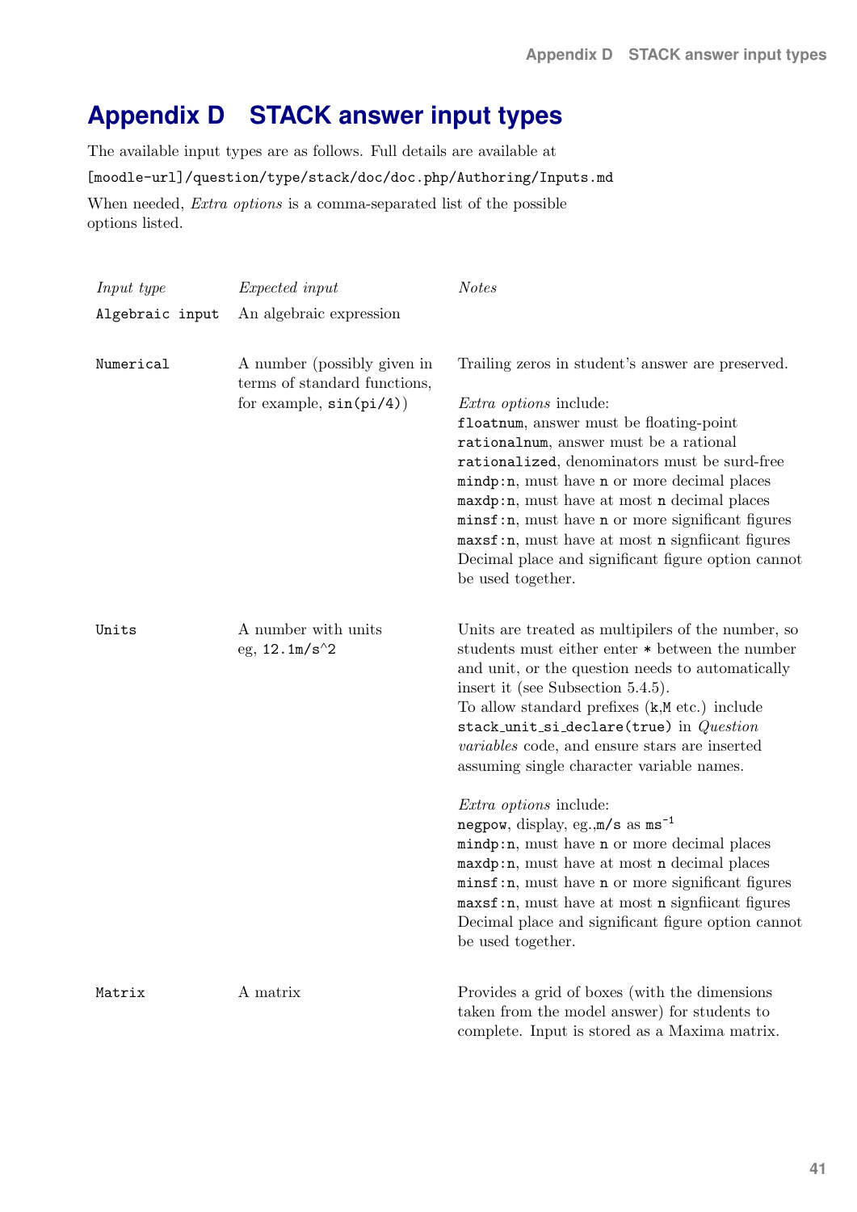# Appendix D STACK answer input types

The available input types are as follows. Full details are available at

`[moodle-url]/question/type/stack/doc/doc.php/Authoring/Inputs.md`

When needed, *Extra options* is a comma-separated list of the possible options listed.

| *Input type* | *Expected input* | *Notes* |
|---|---|---|
| `Algebraic input` | An algebraic expression | |
| `Numerical` | A number (possibly given in terms of standard functions, for example, `sin(pi/4)`) | Trailing zeros in student's answer are preserved.<br><br>*Extra options* include:<br>`floatnum`, answer must be floating-point<br>`rationalnum`, answer must be a rational<br>`rationalized`, denominators must be surd-free<br>`mindp:n`, must have `n` or more decimal places<br>`maxdp:n`, must have at most `n` decimal places<br>`minsf:n`, must have `n` or more significant figures<br>`maxsf:n`, must have at most `n` signfiicant figures<br>Decimal place and significant figure option cannot be used together. |
| `Units` | A number with units eg, `12.1m/s^2` | Units are treated as multipilers of the number, so students must either enter `*` between the number and unit, or the question needs to automatically insert it (see Subsection 5.4.5).<br>To allow standard prefixes (`k`,`M` etc.) include `stack_unit_si_declare(true)` in *Question variables* code, and ensure stars are inserted assuming single character variable names.<br><br>*Extra options* include:<br>`negpow`, display, eg.,`m/s` as $\mathtt{ms}^{-1}$<br>`mindp:n`, must have `n` or more decimal places<br>`maxdp:n`, must have at most `n` decimal places<br>`minsf:n`, must have `n` or more significant figures<br>`maxsf:n`, must have at most `n` signfiicant figures<br>Decimal place and significant figure option cannot be used together. |
| `Matrix` | A matrix | Provides a grid of boxes (with the dimensions taken from the model answer) for students to complete. Input is stored as a Maxima matrix. |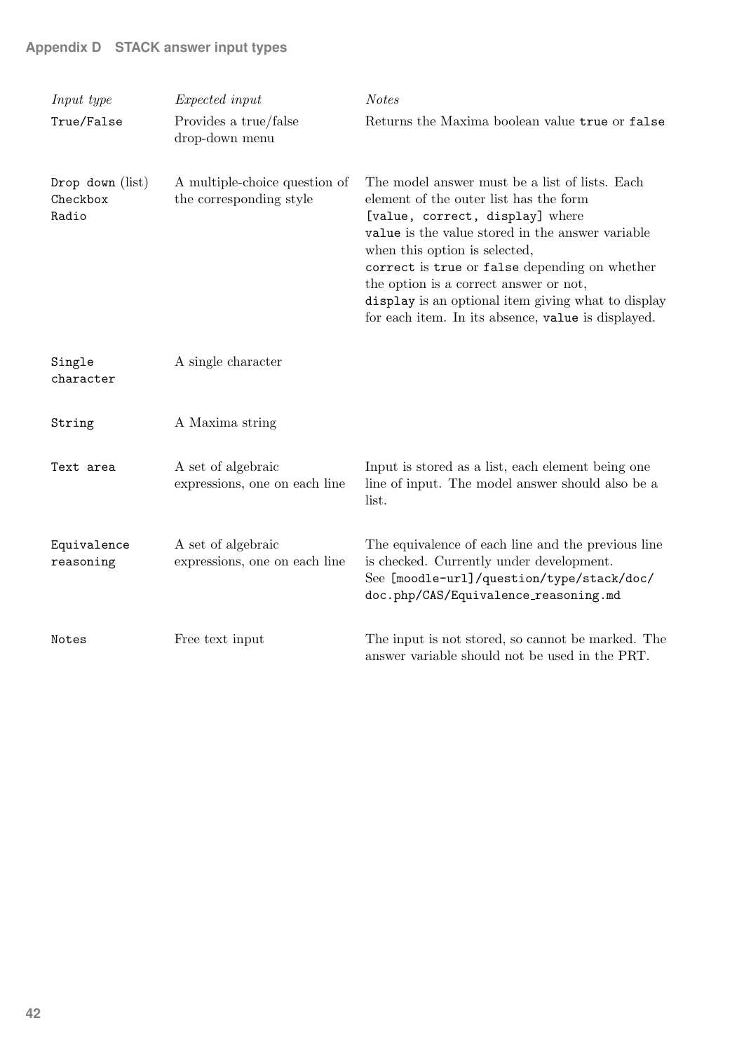| *Input type* | *Expected input* | *Notes* |
| --- | --- | --- |
| `True/False` | Provides a true/false drop-down menu | Returns the Maxima boolean value `true` or `false` |
| `Drop down` (list) `Checkbox` `Radio` | A multiple-choice question of the corresponding style | The model answer must be a list of lists. Each element of the outer list has the form `[value, correct, display]` where `value` is the value stored in the answer variable when this option is selected, `correct` is `true` or `false` depending on whether the option is a correct answer or not, `display` is an optional item giving what to display for each item. In its absence, `value` is displayed. |
| `Single character` | A single character | |
| `String` | A Maxima string | |
| `Text area` | A set of algebraic expressions, one on each line | Input is stored as a list, each element being one line of input. The model answer should also be a list. |
| `Equivalence reasoning` | A set of algebraic expressions, one on each line | The equivalence of each line and the previous line is checked. Currently under development. See `[moodle-url]/question/type/stack/doc/doc.php/CAS/Equivalence_reasoning.md` |
| `Notes` | Free text input | The input is not stored, so cannot be marked. The answer variable should not be used in the PRT. |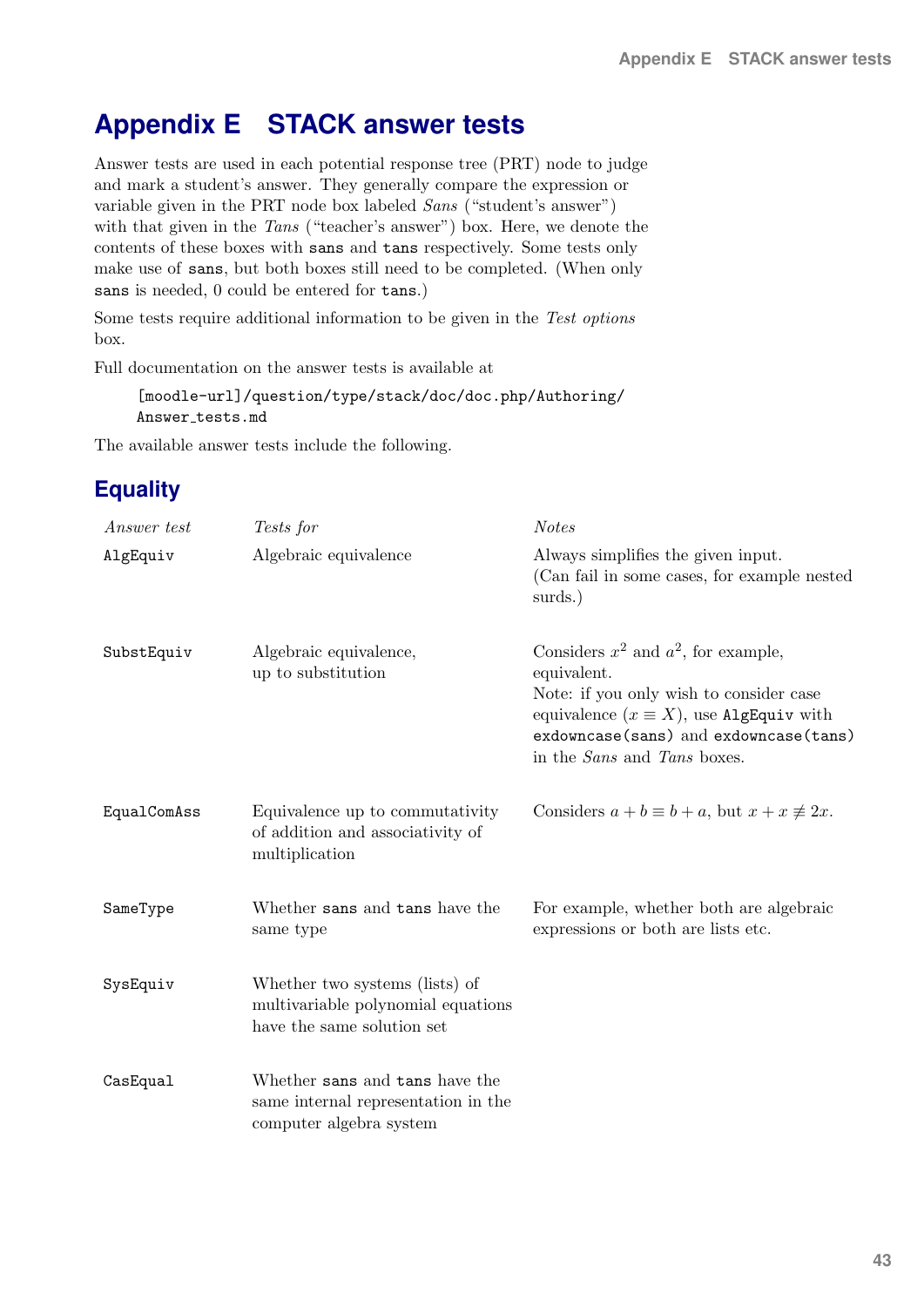# Appendix E STACK answer tests

Answer tests are used in each potential response tree (PRT) node to judge and mark a student's answer. They generally compare the expression or variable given in the PRT node box labeled *Sans* ("student's answer") with that given in the *Tans* ("teacher's answer") box. Here, we denote the contents of these boxes with `sans` and `tans` respectively. Some tests only make use of `sans`, but both boxes still need to be completed. (When only `sans` is needed, 0 could be entered for `tans`.)

Some tests require additional information to be given in the *Test options* box.

Full documentation on the answer tests is available at

```
[moodle-url]/question/type/stack/doc/doc.php/Authoring/
Answer_tests.md
```

The available answer tests include the following.

## Equality

| *Answer test* | *Tests for* | *Notes* |
|---|---|---|
| `AlgEquiv` | Algebraic equivalence | Always simplifies the given input. (Can fail in some cases, for example nested surds.) |
| `SubstEquiv` | Algebraic equivalence, up to substitution | Considers $x^2$ and $a^2$, for example, equivalent. Note: if you only wish to consider case equivalence ($x \equiv X$), use `AlgEquiv` with `exdowncase(sans)` and `exdowncase(tans)` in the *Sans* and *Tans* boxes. |
| `EqualComAss` | Equivalence up to commutativity of addition and associativity of multiplication | Considers $a + b \equiv b + a$, but $x + x \not\equiv 2x$. |
| `SameType` | Whether `sans` and `tans` have the same type | For example, whether both are algebraic expressions or both are lists etc. |
| `SysEquiv` | Whether two systems (lists) of multivariable polynomial equations have the same solution set | |
| `CasEqual` | Whether `sans` and `tans` have the same internal representation in the computer algebra system | |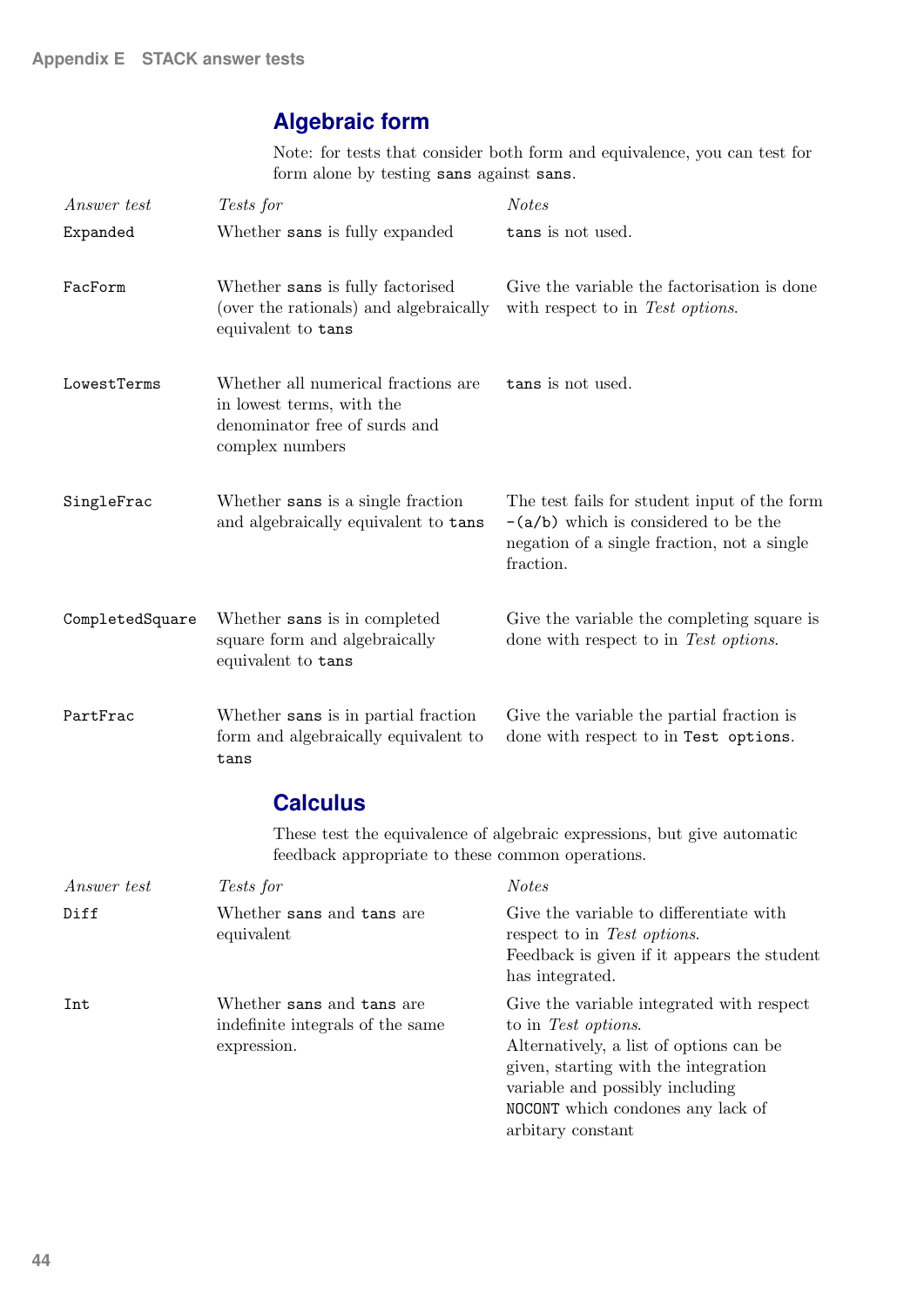## Algebraic form

Note: for tests that consider both form and equivalence, you can test for form alone by testing `sans` against `sans`.

| *Answer test* | *Tests for* | *Notes* |
|---|---|---|
| `Expanded` | Whether `sans` is fully expanded | `tans` is not used. |
| `FacForm` | Whether `sans` is fully factorised (over the rationals) and algebraically equivalent to `tans` | Give the variable the factorisation is done with respect to in *Test options*. |
| `LowestTerms` | Whether all numerical fractions are in lowest terms, with the denominator free of surds and complex numbers | `tans` is not used. |
| `SingleFrac` | Whether `sans` is a single fraction and algebraically equivalent to `tans` | The test fails for student input of the form `-(a/b)` which is considered to be the negation of a single fraction, not a single fraction. |
| `CompletedSquare` | Whether `sans` is in completed square form and algebraically equivalent to `tans` | Give the variable the completing square is done with respect to in *Test options*. |
| `PartFrac` | Whether `sans` is in partial fraction form and algebraically equivalent to `tans` | Give the variable the partial fraction is done with respect to in `Test options`. |

## Calculus

These test the equivalence of algebraic expressions, but give automatic feedback appropriate to these common operations.

| *Answer test* | *Tests for* | *Notes* |
|---|---|---|
| `Diff` | Whether `sans` and `tans` are equivalent | Give the variable to differentiate with respect to in *Test options*. Feedback is given if it appears the student has integrated. |
| `Int` | Whether `sans` and `tans` are indefinite integrals of the same expression. | Give the variable integrated with respect to in *Test options*. Alternatively, a list of options can be given, starting with the integration variable and possibly including `NOCONT` which condones any lack of arbitary constant |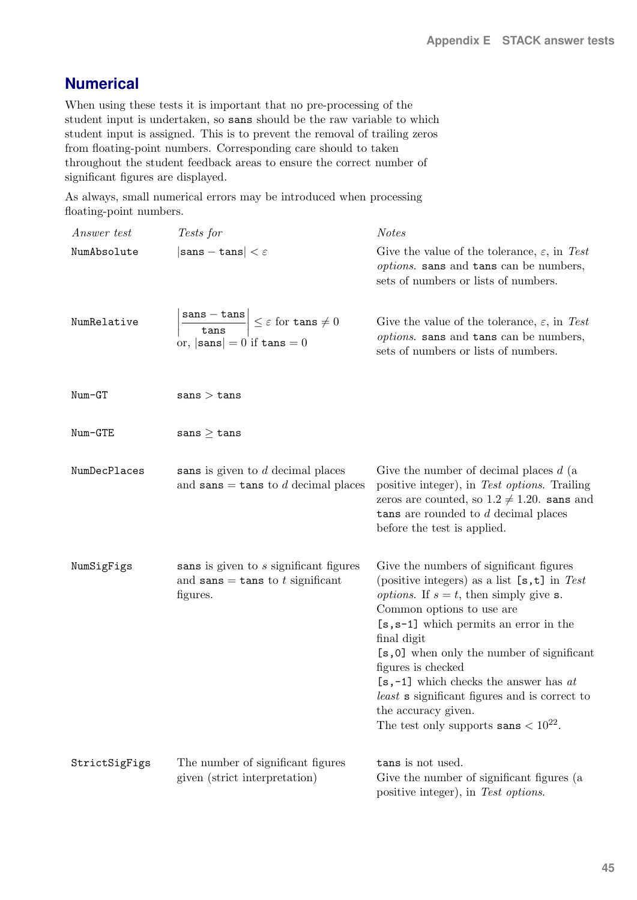## Numerical

When using these tests it is important that no pre-processing of the student input is undertaken, so `sans` should be the raw variable to which student input is assigned. This is to prevent the removal of trailing zeros from floating-point numbers. Corresponding care should to taken throughout the student feedback areas to ensure the correct number of significant figures are displayed.

As always, small numerical errors may be introduced when processing floating-point numbers.

| *Answer test* | *Tests for* | *Notes* |
|---|---|---|
| `NumAbsolute` | $\lvert \texttt{sans} - \texttt{tans} \rvert < \varepsilon$ | Give the value of the tolerance, $\varepsilon$, in *Test options*. `sans` and `tans` can be numbers, sets of numbers or lists of numbers. |
| `NumRelative` | $\left\lvert \dfrac{\texttt{sans} - \texttt{tans}}{\texttt{tans}} \right\rvert \leq \varepsilon$ for $\texttt{tans} \neq 0$ or, $\lvert \texttt{sans} \rvert = 0$ if $\texttt{tans} = 0$ | Give the value of the tolerance, $\varepsilon$, in *Test options*. `sans` and `tans` can be numbers, sets of numbers or lists of numbers. |
| `Num-GT` | $\texttt{sans} > \texttt{tans}$ | |
| `Num-GTE` | $\texttt{sans} \geq \texttt{tans}$ | |
| `NumDecPlaces` | `sans` is given to $d$ decimal places and $\texttt{sans} = \texttt{tans}$ to $d$ decimal places | Give the number of decimal places $d$ (a positive integer), in *Test options*. Trailing zeros are counted, so $1.2 \neq 1.20$. `sans` and `tans` are rounded to $d$ decimal places before the test is applied. |
| `NumSigFigs` | `sans` is given to $s$ significant figures and $\texttt{sans} = \texttt{tans}$ to $t$ significant figures. | Give the numbers of significant figures (positive integers) as a list `[s,t]` in *Test options*. If $s = t$, then simply give `s`. Common options to use are `[s,s-1]` which permits an error in the final digit `[s,0]` when only the number of significant figures is checked `[s,-1]` which checks the answer has *at least* `s` significant figures and is correct to the accuracy given. The test only supports $\texttt{sans} < 10^{22}$. |
| `StrictSigFigs` | The number of significant figures given (strict interpretation) | `tans` is not used. Give the number of significant figures (a positive integer), in *Test options*. |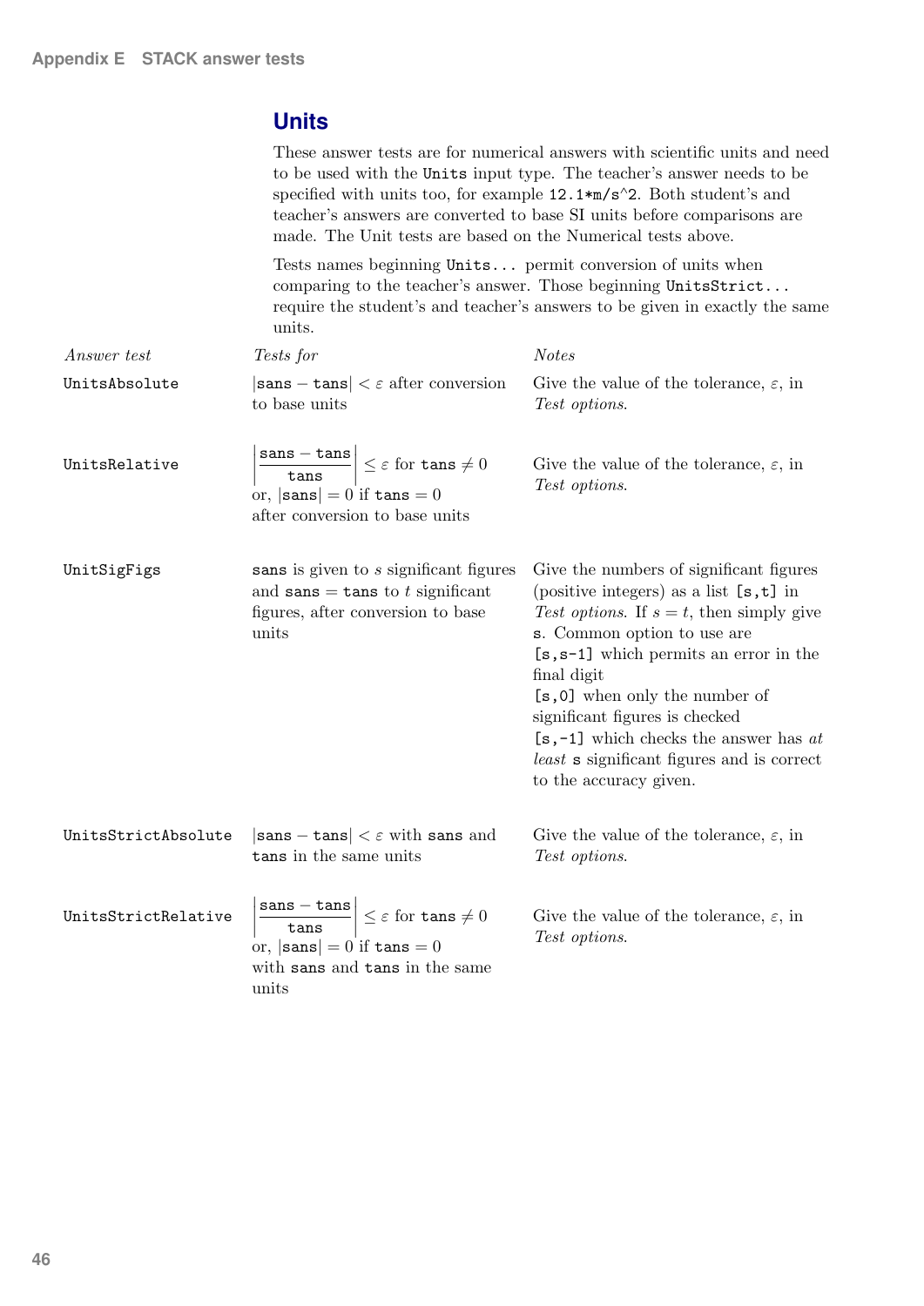## Units

These answer tests are for numerical answers with scientific units and need to be used with the `Units` input type. The teacher's answer needs to be specified with units too, for example `12.1*m/s^2`. Both student's and teacher's answers are converted to base SI units before comparisons are made. The Unit tests are based on the Numerical tests above.

Tests names beginning `Units...` permit conversion of units when comparing to the teacher's answer. Those beginning `UnitsStrict...` require the student's and teacher's answers to be given in exactly the same units.

| *Answer test* | *Tests for* | *Notes* |
|---|---|---|
| `UnitsAbsolute` | $\lvert \texttt{sans} - \texttt{tans} \rvert < \varepsilon$ after conversion to base units | Give the value of the tolerance, $\varepsilon$, in *Test options*. |
| `UnitsRelative` | $\left\lvert \frac{\texttt{sans} - \texttt{tans}}{\texttt{tans}} \right\rvert \leq \varepsilon$ for $\texttt{tans} \neq 0$ or, $\lvert \texttt{sans} \rvert = 0$ if $\texttt{tans} = 0$ after conversion to base units | Give the value of the tolerance, $\varepsilon$, in *Test options*. |
| `UnitSigFigs` | `sans` is given to $s$ significant figures and `sans` = `tans` to $t$ significant figures, after conversion to base units | Give the numbers of significant figures (positive integers) as a list `[s,t]` in *Test options*. If $s = t$, then simply give `s`. Common option to use are `[s,s-1]` which permits an error in the final digit `[s,0]` when only the number of significant figures is checked `[s,-1]` which checks the answer has *at least* `s` significant figures and is correct to the accuracy given. |
| `UnitsStrictAbsolute` | $\lvert \texttt{sans} - \texttt{tans} \rvert < \varepsilon$ with `sans` and `tans` in the same units | Give the value of the tolerance, $\varepsilon$, in *Test options*. |
| `UnitsStrictRelative` | $\left\lvert \frac{\texttt{sans} - \texttt{tans}}{\texttt{tans}} \right\rvert \leq \varepsilon$ for $\texttt{tans} \neq 0$ or, $\lvert \texttt{sans} \rvert = 0$ if $\texttt{tans} = 0$ with `sans` and `tans` in the same units | Give the value of the tolerance, $\varepsilon$, in *Test options*. |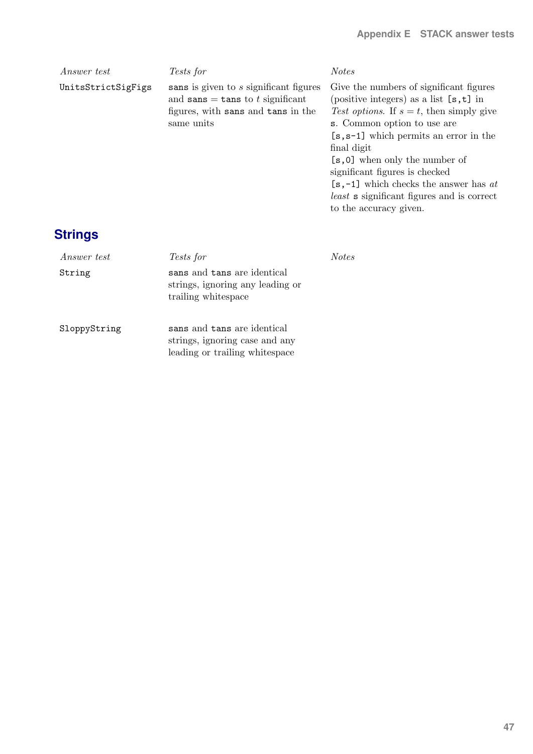| *Answer test* | *Tests for* | *Notes* |
| --- | --- | --- |
| `UnitsStrictSigFigs` | `sans` is given to $s$ significant figures and `sans` = `tans` to $t$ significant figures, with `sans` and `tans` in the same units | Give the numbers of significant figures (positive integers) as a list `[s,t]` in *Test options*. If $s = t$, then simply give `s`. Common option to use are `[s,s-1]` which permits an error in the final digit `[s,0]` when only the number of significant figures is checked `[s,-1]` which checks the answer has *at least* `s` significant figures and is correct to the accuracy given. |

## Strings

| *Answer test* | *Tests for* | *Notes* |
| --- | --- | --- |
| `String` | `sans` and `tans` are identical strings, ignoring any leading or trailing whitespace | |
| `SloppyString` | `sans` and `tans` are identical strings, ignoring case and any leading or trailing whitespace | |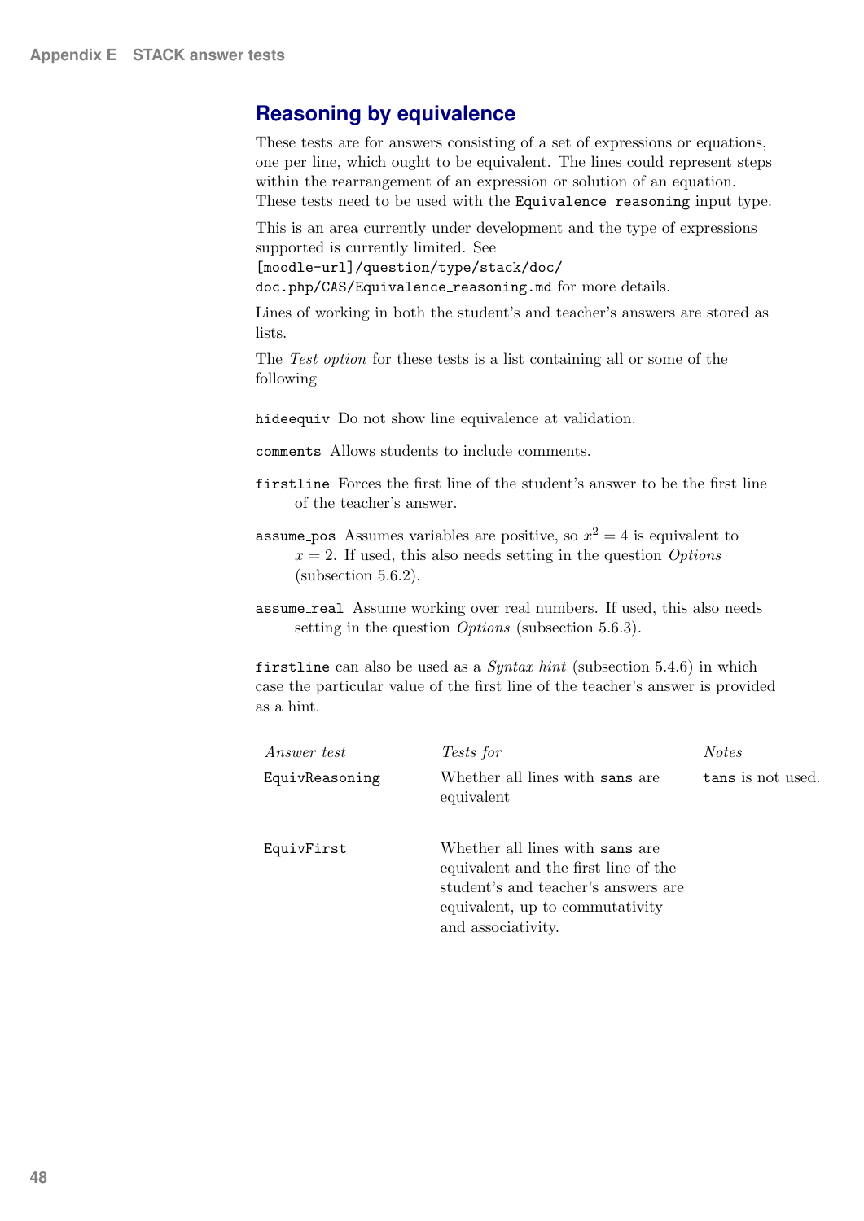## Reasoning by equivalence

These tests are for answers consisting of a set of expressions or equations, one per line, which ought to be equivalent. The lines could represent steps within the rearrangement of an expression or solution of an equation. These tests need to be used with the `Equivalence reasoning` input type.

This is an area currently under development and the type of expressions supported is currently limited. See `[moodle-url]/question/type/stack/doc/doc.php/CAS/Equivalence_reasoning.md` for more details.

Lines of working in both the student's and teacher's answers are stored as lists.

The *Test option* for these tests is a list containing all or some of the following

`hideequiv` Do not show line equivalence at validation.

`comments` Allows students to include comments.

`firstline` Forces the first line of the student's answer to be the first line of the teacher's answer.

`assume_pos` Assumes variables are positive, so $x^2 = 4$ is equivalent to $x = 2$. If used, this also needs setting in the question *Options* (subsection 5.6.2).

`assume_real` Assume working over real numbers. If used, this also needs setting in the question *Options* (subsection 5.6.3).

`firstline` can also be used as a *Syntax hint* (subsection 5.4.6) in which case the particular value of the first line of the teacher's answer is provided as a hint.

| *Answer test* | *Tests for* | *Notes* |
|---|---|---|
| `EquivReasoning` | Whether all lines with `sans` are equivalent | `tans` is not used. |
| `EquivFirst` | Whether all lines with `sans` are equivalent and the first line of the student's and teacher's answers are equivalent, up to commutativity and associativity. | |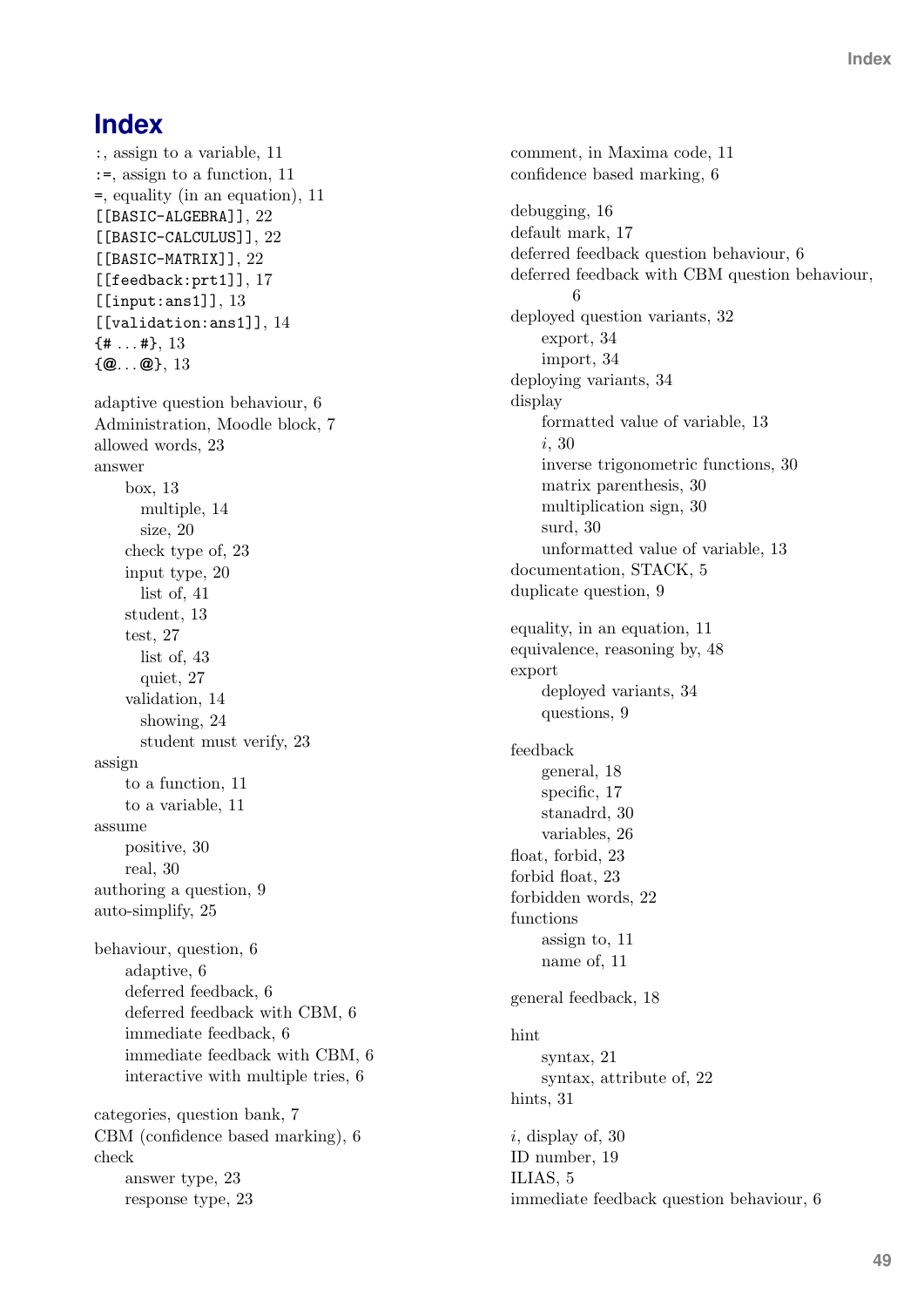# Index

:, assign to a variable, 11
:=, assign to a function, 11
=, equality (in an equation), 11
[[BASIC-ALGEBRA]], 22
[[BASIC-CALCULUS]], 22
[[BASIC-MATRIX]], 22
[[feedback:prt1]], 17
[[input:ans1]], 13
[[validation:ans1]], 14
{# ...#}, 13
{@...@}, 13

adaptive question behaviour, 6
Administration, Moodle block, 7
allowed words, 23
answer
- box, 13
  - multiple, 14
  - size, 20
- check type of, 23
- input type, 20
  - list of, 41
- student, 13
- test, 27
  - list of, 43
  - quiet, 27
- validation, 14
  - showing, 24
  - student must verify, 23

assign
- to a function, 11
- to a variable, 11

assume
- positive, 30
- real, 30

authoring a question, 9
auto-simplify, 25

behaviour, question, 6
- adaptive, 6
- deferred feedback, 6
- deferred feedback with CBM, 6
- immediate feedback, 6
- immediate feedback with CBM, 6
- interactive with multiple tries, 6

categories, question bank, 7
CBM (confidence based marking), 6
check
- answer type, 23
- response type, 23

comment, in Maxima code, 11
confidence based marking, 6

debugging, 16
default mark, 17
deferred feedback question behaviour, 6
deferred feedback with CBM question behaviour, 6
deployed question variants, 32
- export, 34
- import, 34

deploying variants, 34
display
- formatted value of variable, 13
- $i$, 30
- inverse trigonometric functions, 30
- matrix parenthesis, 30
- multiplication sign, 30
- surd, 30
- unformatted value of variable, 13

documentation, STACK, 5
duplicate question, 9

equality, in an equation, 11
equivalence, reasoning by, 48
export
- deployed variants, 34
- questions, 9

feedback
- general, 18
- specific, 17
- stanadrd, 30
- variables, 26

float, forbid, 23
forbid float, 23
forbidden words, 22
functions
- assign to, 11
- name of, 11

general feedback, 18

hint
- syntax, 21
- syntax, attribute of, 22

hints, 31

$i$, display of, 30
ID number, 19
ILIAS, 5
immediate feedback question behaviour, 6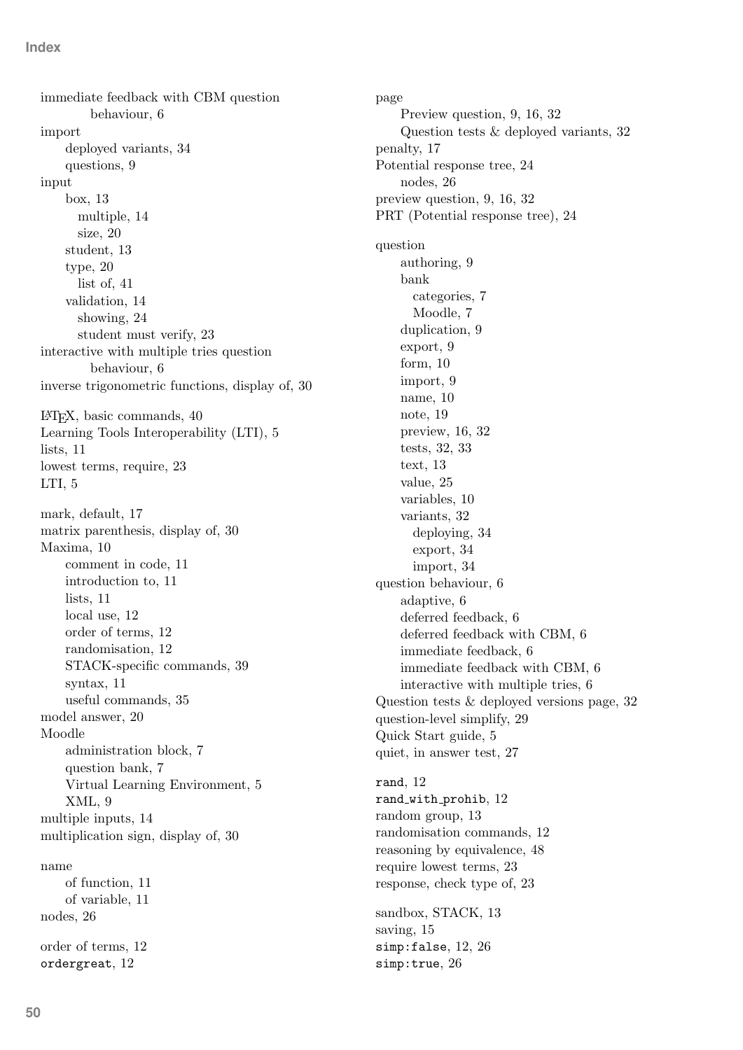immediate feedback with CBM question behaviour, 6
import
- deployed variants, 34
- questions, 9

input
- box, 13
  - multiple, 14
  - size, 20
- student, 13
- type, 20
  - list of, 41
- validation, 14
  - showing, 24
  - student must verify, 23

interactive with multiple tries question behaviour, 6
inverse trigonometric functions, display of, 30

LaTeX, basic commands, 40
Learning Tools Interoperability (LTI), 5
lists, 11
lowest terms, require, 23
LTI, 5

mark, default, 17
matrix parenthesis, display of, 30
Maxima, 10
- comment in code, 11
- introduction to, 11
- lists, 11
- local use, 12
- order of terms, 12
- randomisation, 12
- STACK-specific commands, 39
- syntax, 11
- useful commands, 35

model answer, 20
Moodle
- administration block, 7
- question bank, 7
- Virtual Learning Environment, 5
- XML, 9

multiple inputs, 14
multiplication sign, display of, 30

name
- of function, 11
- of variable, 11

nodes, 26

order of terms, 12
`ordergreat`, 12

page
- Preview question, 9, 16, 32
- Question tests & deployed variants, 32

penalty, 17
Potential response tree, 24
- nodes, 26

preview question, 9, 16, 32
PRT (Potential response tree), 24

question
- authoring, 9
- bank
  - categories, 7
  - Moodle, 7
- duplication, 9
- export, 9
- form, 10
- import, 9
- name, 10
- note, 19
- preview, 16, 32
- tests, 32, 33
- text, 13
- value, 25
- variables, 10
- variants, 32
  - deploying, 34
  - export, 34
  - import, 34

question behaviour, 6
- adaptive, 6
- deferred feedback, 6
- deferred feedback with CBM, 6
- immediate feedback, 6
- immediate feedback with CBM, 6
- interactive with multiple tries, 6

Question tests & deployed versions page, 32
question-level simplify, 29
Quick Start guide, 5
quiet, in answer test, 27

`rand`, 12
`rand_with_prohib`, 12
random group, 13
randomisation commands, 12
reasoning by equivalence, 48
require lowest terms, 23
response, check type of, 23

sandbox, STACK, 13
saving, 15
`simp:false`, 12, 26
`simp:true`, 26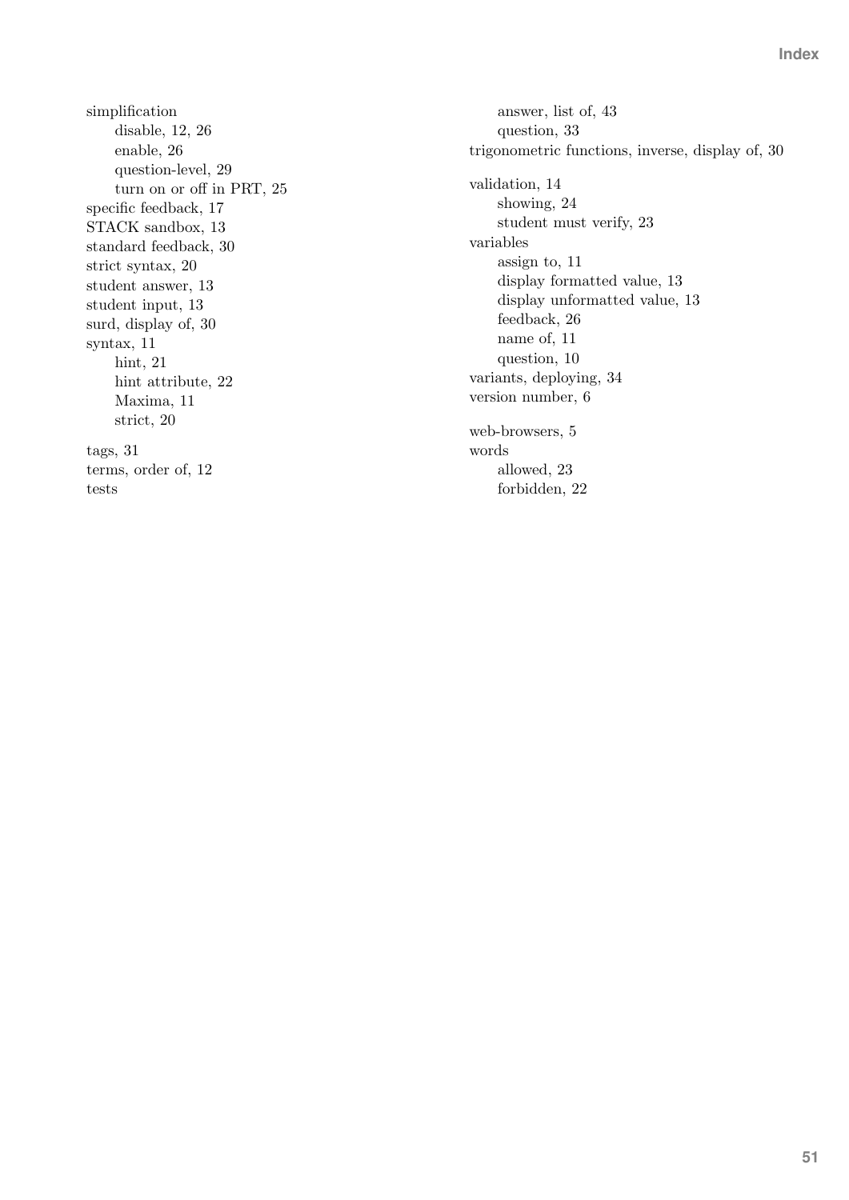simplification
- disable, 12, 26
- enable, 26
- question-level, 29
- turn on or off in PRT, 25

specific feedback, 17
STACK sandbox, 13
standard feedback, 30
strict syntax, 20
student answer, 13
student input, 13
surd, display of, 30
syntax, 11
- hint, 21
- hint attribute, 22
- Maxima, 11
- strict, 20

tags, 31
terms, order of, 12
tests
- answer, list of, 43
- question, 33

trigonometric functions, inverse, display of, 30

validation, 14
- showing, 24
- student must verify, 23

variables
- assign to, 11
- display formatted value, 13
- display unformatted value, 13
- feedback, 26
- name of, 11
- question, 10

variants, deploying, 34
version number, 6

web-browsers, 5
words
- allowed, 23
- forbidden, 22